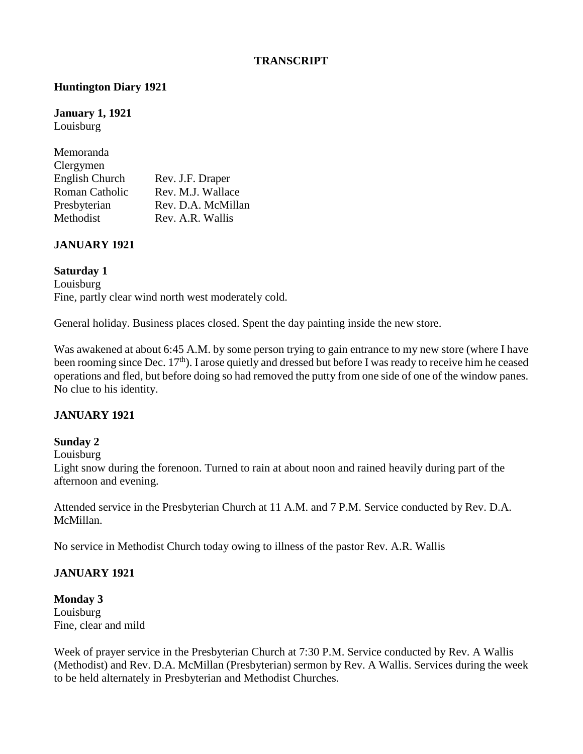**TRANSCRIPT**

**Huntington Diary 1921**

**January 1, 1921**
Louisburg

Memoranda
Clergymen

| | |
|---|---|
| English Church | Rev. J.F. Draper |
| Roman Catholic | Rev. M.J. Wallace |
| Presbyterian | Rev. D.A. McMillan |
| Methodist | Rev. A.R. Wallis |

**JANUARY 1921**

**Saturday 1**
Louisburg
Fine, partly clear wind north west moderately cold.

General holiday. Business places closed. Spent the day painting inside the new store.

Was awakened at about 6:45 A.M. by some person trying to gain entrance to my new store (where I have been rooming since Dec. 17th). I arose quietly and dressed but before I was ready to receive him he ceased operations and fled, but before doing so had removed the putty from one side of one of the window panes. No clue to his identity.

**JANUARY 1921**

**Sunday 2**
Louisburg
Light snow during the forenoon. Turned to rain at about noon and rained heavily during part of the afternoon and evening.

Attended service in the Presbyterian Church at 11 A.M. and 7 P.M. Service conducted by Rev. D.A. McMillan.

No service in Methodist Church today owing to illness of the pastor Rev. A.R. Wallis

**JANUARY 1921**

**Monday 3**
Louisburg
Fine, clear and mild

Week of prayer service in the Presbyterian Church at 7:30 P.M. Service conducted by Rev. A Wallis (Methodist) and Rev. D.A. McMillan (Presbyterian) sermon by Rev. A Wallis. Services during the week to be held alternately in Presbyterian and Methodist Churches.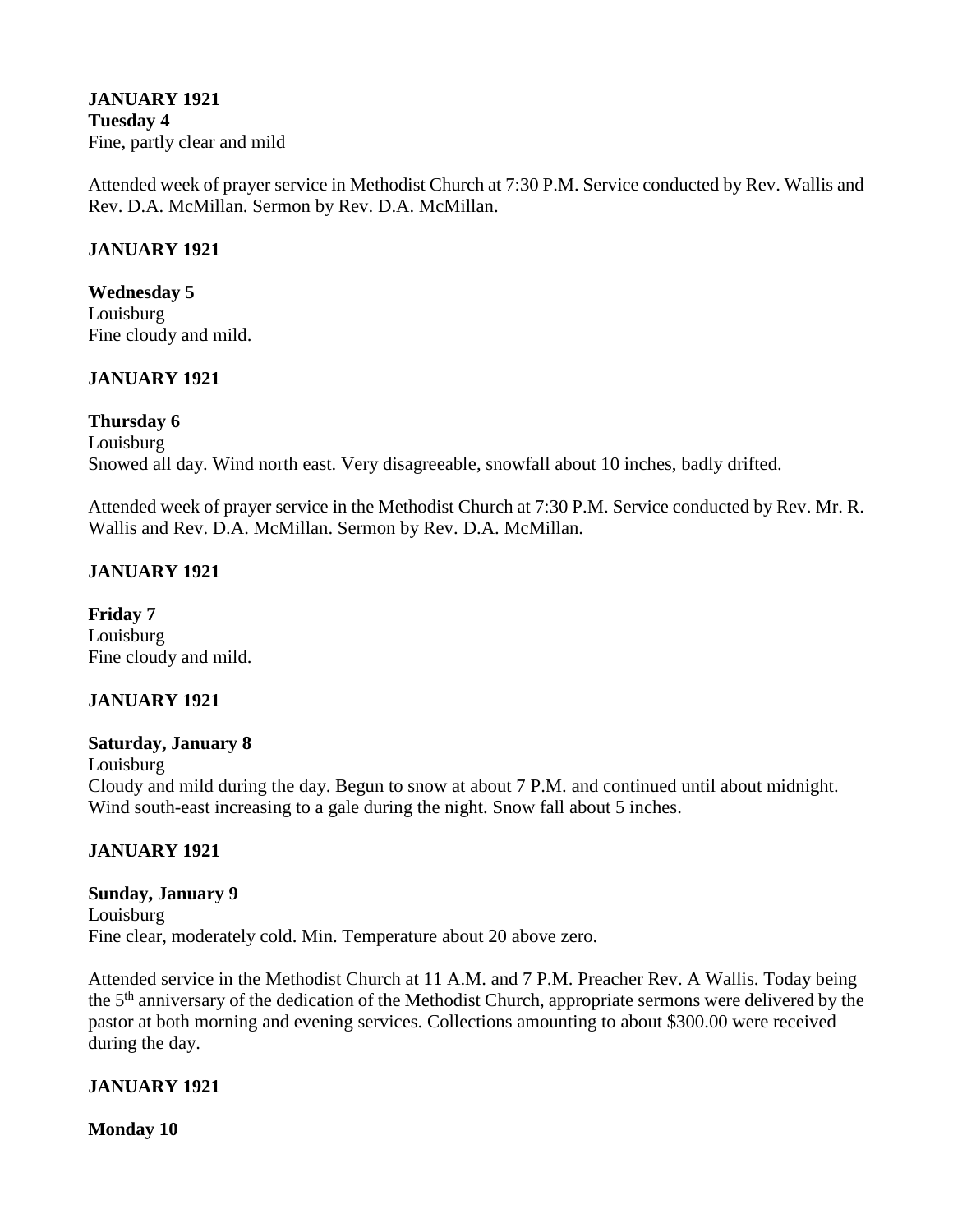**JANUARY 1921**
**Tuesday 4**
Fine, partly clear and mild

Attended week of prayer service in Methodist Church at 7:30 P.M. Service conducted by Rev. Wallis and Rev. D.A. McMillan. Sermon by Rev. D.A. McMillan.

**JANUARY 1921**

**Wednesday 5**
Louisburg
Fine cloudy and mild.

**JANUARY 1921**

**Thursday 6**
Louisburg
Snowed all day. Wind north east. Very disagreeable, snowfall about 10 inches, badly drifted.

Attended week of prayer service in the Methodist Church at 7:30 P.M. Service conducted by Rev. Mr. R. Wallis and Rev. D.A. McMillan. Sermon by Rev. D.A. McMillan.

**JANUARY 1921**

**Friday 7**
Louisburg
Fine cloudy and mild.

**JANUARY 1921**

**Saturday, January 8**
Louisburg
Cloudy and mild during the day. Begun to snow at about 7 P.M. and continued until about midnight. Wind south-east increasing to a gale during the night. Snow fall about 5 inches.

**JANUARY 1921**

**Sunday, January 9**
Louisburg
Fine clear, moderately cold. Min. Temperature about 20 above zero.

Attended service in the Methodist Church at 11 A.M. and 7 P.M. Preacher Rev. A Wallis. Today being the 5th anniversary of the dedication of the Methodist Church, appropriate sermons were delivered by the pastor at both morning and evening services. Collections amounting to about $300.00 were received during the day.

**JANUARY 1921**

**Monday 10**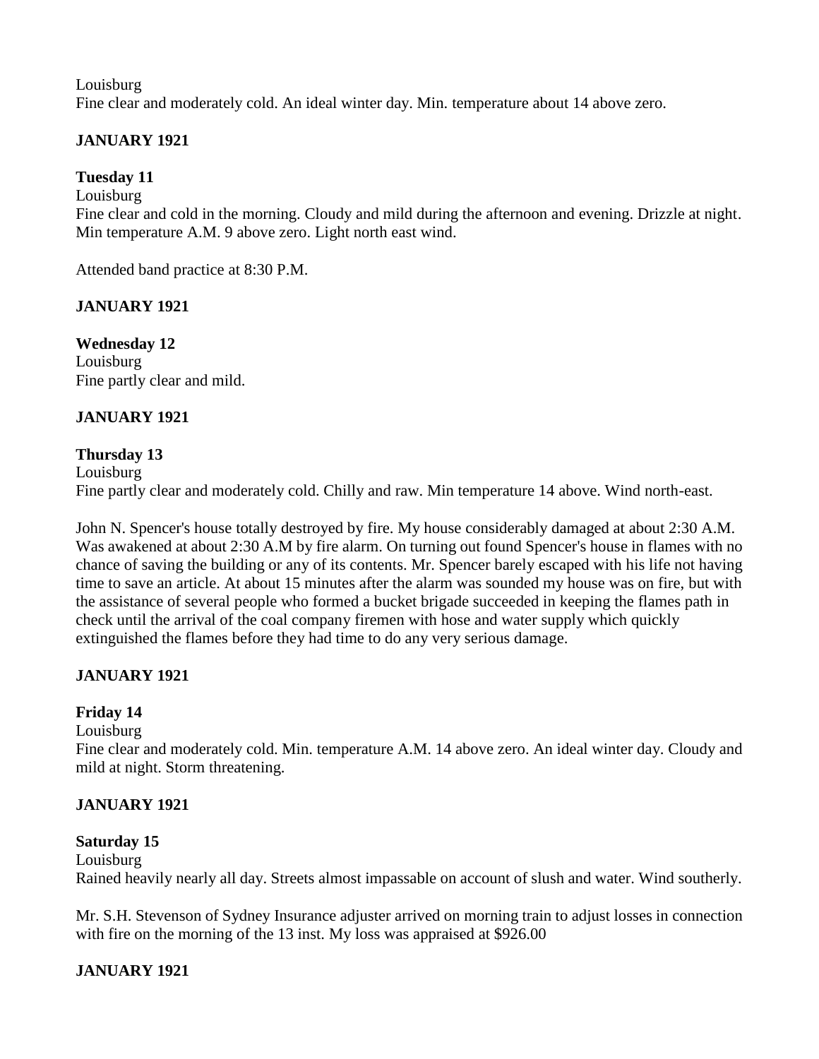Louisburg
Fine clear and moderately cold. An ideal winter day. Min. temperature about 14 above zero.

**JANUARY 1921**

**Tuesday 11**
Louisburg
Fine clear and cold in the morning. Cloudy and mild during the afternoon and evening. Drizzle at night. Min temperature A.M. 9 above zero. Light north east wind.

Attended band practice at 8:30 P.M.

**JANUARY 1921**

**Wednesday 12**
Louisburg
Fine partly clear and mild.

**JANUARY 1921**

**Thursday 13**
Louisburg
Fine partly clear and moderately cold. Chilly and raw. Min temperature 14 above. Wind north-east.

John N. Spencer's house totally destroyed by fire. My house considerably damaged at about 2:30 A.M. Was awakened at about 2:30 A.M by fire alarm. On turning out found Spencer's house in flames with no chance of saving the building or any of its contents. Mr. Spencer barely escaped with his life not having time to save an article. At about 15 minutes after the alarm was sounded my house was on fire, but with the assistance of several people who formed a bucket brigade succeeded in keeping the flames path in check until the arrival of the coal company firemen with hose and water supply which quickly extinguished the flames before they had time to do any very serious damage.

**JANUARY 1921**

**Friday 14**
Louisburg
Fine clear and moderately cold. Min. temperature A.M. 14 above zero. An ideal winter day. Cloudy and mild at night. Storm threatening.

**JANUARY 1921**

**Saturday 15**
Louisburg
Rained heavily nearly all day. Streets almost impassable on account of slush and water. Wind southerly.

Mr. S.H. Stevenson of Sydney Insurance adjuster arrived on morning train to adjust losses in connection with fire on the morning of the 13 inst. My loss was appraised at $926.00

**JANUARY 1921**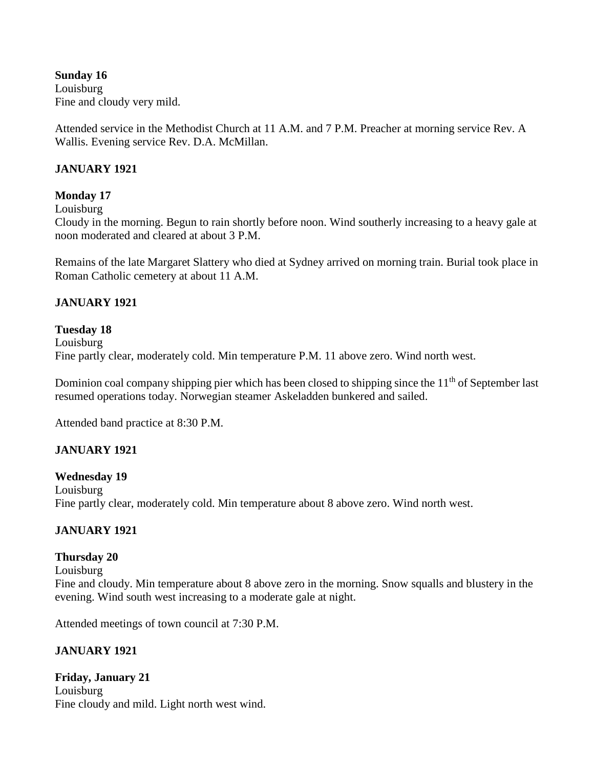**Sunday 16**
Louisburg
Fine and cloudy very mild.

Attended service in the Methodist Church at 11 A.M. and 7 P.M. Preacher at morning service Rev. A Wallis. Evening service Rev. D.A. McMillan.

**JANUARY 1921**

**Monday 17**
Louisburg
Cloudy in the morning. Begun to rain shortly before noon. Wind southerly increasing to a heavy gale at noon moderated and cleared at about 3 P.M.

Remains of the late Margaret Slattery who died at Sydney arrived on morning train. Burial took place in Roman Catholic cemetery at about 11 A.M.

**JANUARY 1921**

**Tuesday 18**
Louisburg
Fine partly clear, moderately cold. Min temperature P.M. 11 above zero. Wind north west.

Dominion coal company shipping pier which has been closed to shipping since the 11th of September last resumed operations today. Norwegian steamer Askeladden bunkered and sailed.

Attended band practice at 8:30 P.M.

**JANUARY 1921**

**Wednesday 19**
Louisburg
Fine partly clear, moderately cold. Min temperature about 8 above zero. Wind north west.

**JANUARY 1921**

**Thursday 20**
Louisburg
Fine and cloudy. Min temperature about 8 above zero in the morning. Snow squalls and blustery in the evening. Wind south west increasing to a moderate gale at night.

Attended meetings of town council at 7:30 P.M.

**JANUARY 1921**

**Friday, January 21**
Louisburg
Fine cloudy and mild. Light north west wind.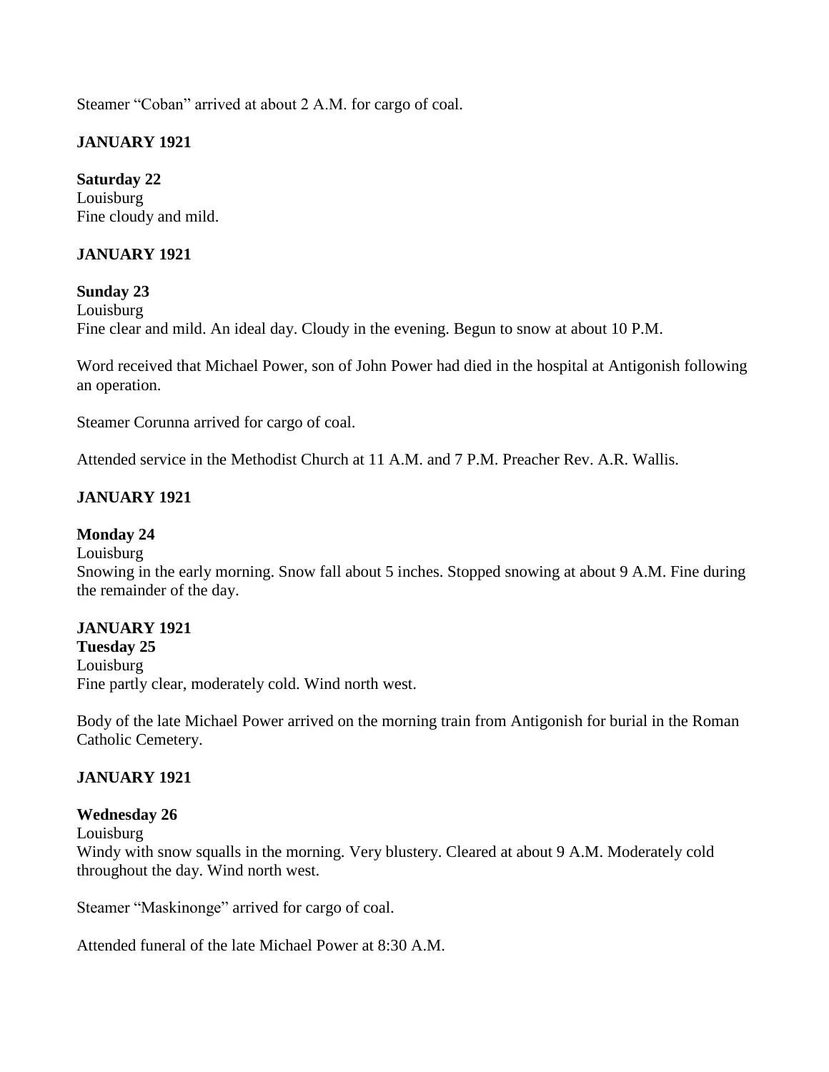Steamer "Coban" arrived at about 2 A.M. for cargo of coal.

**JANUARY 1921**

**Saturday 22**
Louisburg
Fine cloudy and mild.

**JANUARY 1921**

**Sunday 23**
Louisburg
Fine clear and mild. An ideal day. Cloudy in the evening. Begun to snow at about 10 P.M.

Word received that Michael Power, son of John Power had died in the hospital at Antigonish following an operation.

Steamer Corunna arrived for cargo of coal.

Attended service in the Methodist Church at 11 A.M. and 7 P.M. Preacher Rev. A.R. Wallis.

**JANUARY 1921**

**Monday 24**
Louisburg
Snowing in the early morning. Snow fall about 5 inches. Stopped snowing at about 9 A.M. Fine during the remainder of the day.

**JANUARY 1921**
**Tuesday 25**
Louisburg
Fine partly clear, moderately cold. Wind north west.

Body of the late Michael Power arrived on the morning train from Antigonish for burial in the Roman Catholic Cemetery.

**JANUARY 1921**

**Wednesday 26**
Louisburg
Windy with snow squalls in the morning. Very blustery. Cleared at about 9 A.M. Moderately cold throughout the day. Wind north west.

Steamer "Maskinonge" arrived for cargo of coal.

Attended funeral of the late Michael Power at 8:30 A.M.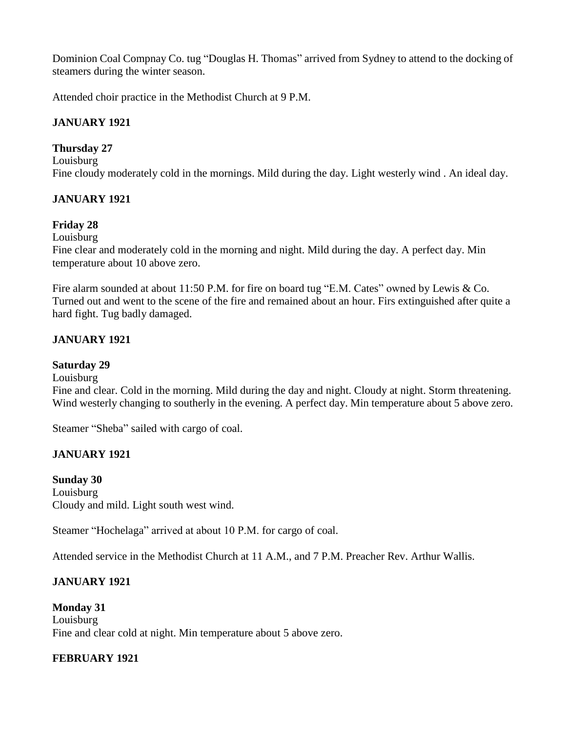Dominion Coal Compnay Co. tug "Douglas H. Thomas" arrived from Sydney to attend to the docking of steamers during the winter season.

Attended choir practice in the Methodist Church at 9 P.M.

**JANUARY 1921**

**Thursday 27**
Louisburg
Fine cloudy moderately cold in the mornings. Mild during the day. Light westerly wind . An ideal day.

**JANUARY 1921**

**Friday 28**
Louisburg
Fine clear and moderately cold in the morning and night. Mild during the day. A perfect day. Min temperature about 10 above zero.

Fire alarm sounded at about 11:50 P.M. for fire on board tug "E.M. Cates" owned by Lewis & Co. Turned out and went to the scene of the fire and remained about an hour. Firs extinguished after quite a hard fight. Tug badly damaged.

**JANUARY 1921**

**Saturday 29**
Louisburg
Fine and clear. Cold in the morning. Mild during the day and night. Cloudy at night. Storm threatening. Wind westerly changing to southerly in the evening. A perfect day. Min temperature about 5 above zero.

Steamer "Sheba" sailed with cargo of coal.

**JANUARY 1921**

**Sunday 30**
Louisburg
Cloudy and mild. Light south west wind.

Steamer "Hochelaga" arrived at about 10 P.M. for cargo of coal.

Attended service in the Methodist Church at 11 A.M., and 7 P.M. Preacher Rev. Arthur Wallis.

**JANUARY 1921**

**Monday 31**
Louisburg
Fine and clear cold at night. Min temperature about 5 above zero.

**FEBRUARY 1921**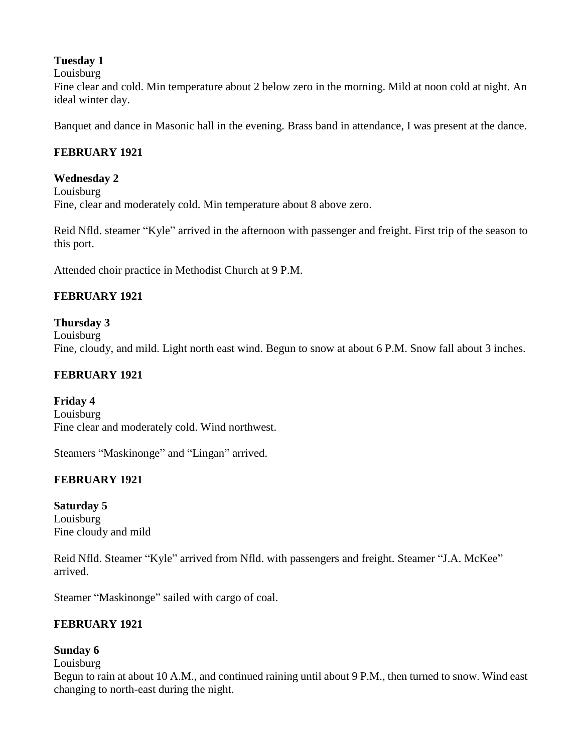**Tuesday 1**
Louisburg
Fine clear and cold. Min temperature about 2 below zero in the morning. Mild at noon cold at night. An ideal winter day.

Banquet and dance in Masonic hall in the evening. Brass band in attendance, I was present at the dance.

**FEBRUARY 1921**

**Wednesday 2**
Louisburg
Fine, clear and moderately cold. Min temperature about 8 above zero.

Reid Nfld. steamer "Kyle" arrived in the afternoon with passenger and freight. First trip of the season to this port.

Attended choir practice in Methodist Church at 9 P.M.

**FEBRUARY 1921**

**Thursday 3**
Louisburg
Fine, cloudy, and mild. Light north east wind. Begun to snow at about 6 P.M. Snow fall about 3 inches.

**FEBRUARY 1921**

**Friday 4**
Louisburg
Fine clear and moderately cold. Wind northwest.

Steamers "Maskinonge" and "Lingan" arrived.

**FEBRUARY 1921**

**Saturday 5**
Louisburg
Fine cloudy and mild

Reid Nfld. Steamer "Kyle" arrived from Nfld. with passengers and freight. Steamer "J.A. McKee" arrived.

Steamer "Maskinonge" sailed with cargo of coal.

**FEBRUARY 1921**

**Sunday 6**
Louisburg
Begun to rain at about 10 A.M., and continued raining until about 9 P.M., then turned to snow. Wind east changing to north-east during the night.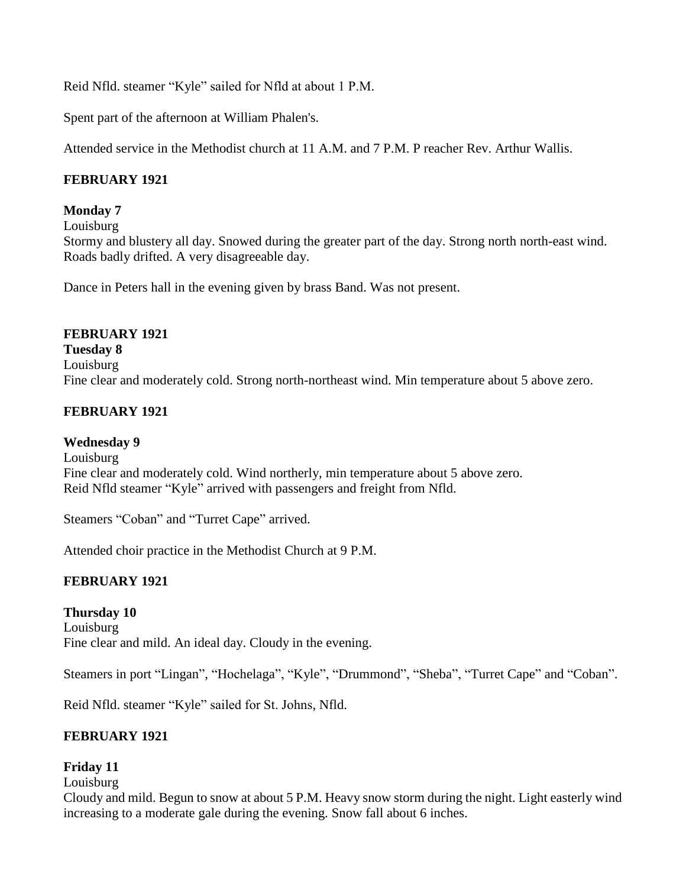Reid Nfld. steamer "Kyle" sailed for Nfld at about 1 P.M.

Spent part of the afternoon at William Phalen's.

Attended service in the Methodist church at 11 A.M. and 7 P.M. P reacher Rev. Arthur Wallis.

**FEBRUARY 1921**

**Monday 7**

Louisburg

Stormy and blustery all day. Snowed during the greater part of the day. Strong north north-east wind. Roads badly drifted. A very disagreeable day.

Dance in Peters hall in the evening given by brass Band. Was not present.

**FEBRUARY 1921**

**Tuesday 8**

Louisburg

Fine clear and moderately cold. Strong north-northeast wind. Min temperature about 5 above zero.

**FEBRUARY 1921**

**Wednesday 9**

Louisburg

Fine clear and moderately cold. Wind northerly, min temperature about 5 above zero.

Reid Nfld steamer "Kyle" arrived with passengers and freight from Nfld.

Steamers "Coban" and "Turret Cape" arrived.

Attended choir practice in the Methodist Church at 9 P.M.

**FEBRUARY 1921**

**Thursday 10**

Louisburg

Fine clear and mild. An ideal day. Cloudy in the evening.

Steamers in port "Lingan", "Hochelaga", "Kyle", "Drummond", "Sheba", "Turret Cape" and "Coban".

Reid Nfld. steamer "Kyle" sailed for St. Johns, Nfld.

**FEBRUARY 1921**

**Friday 11**

Louisburg

Cloudy and mild. Begun to snow at about 5 P.M. Heavy snow storm during the night. Light easterly wind increasing to a moderate gale during the evening. Snow fall about 6 inches.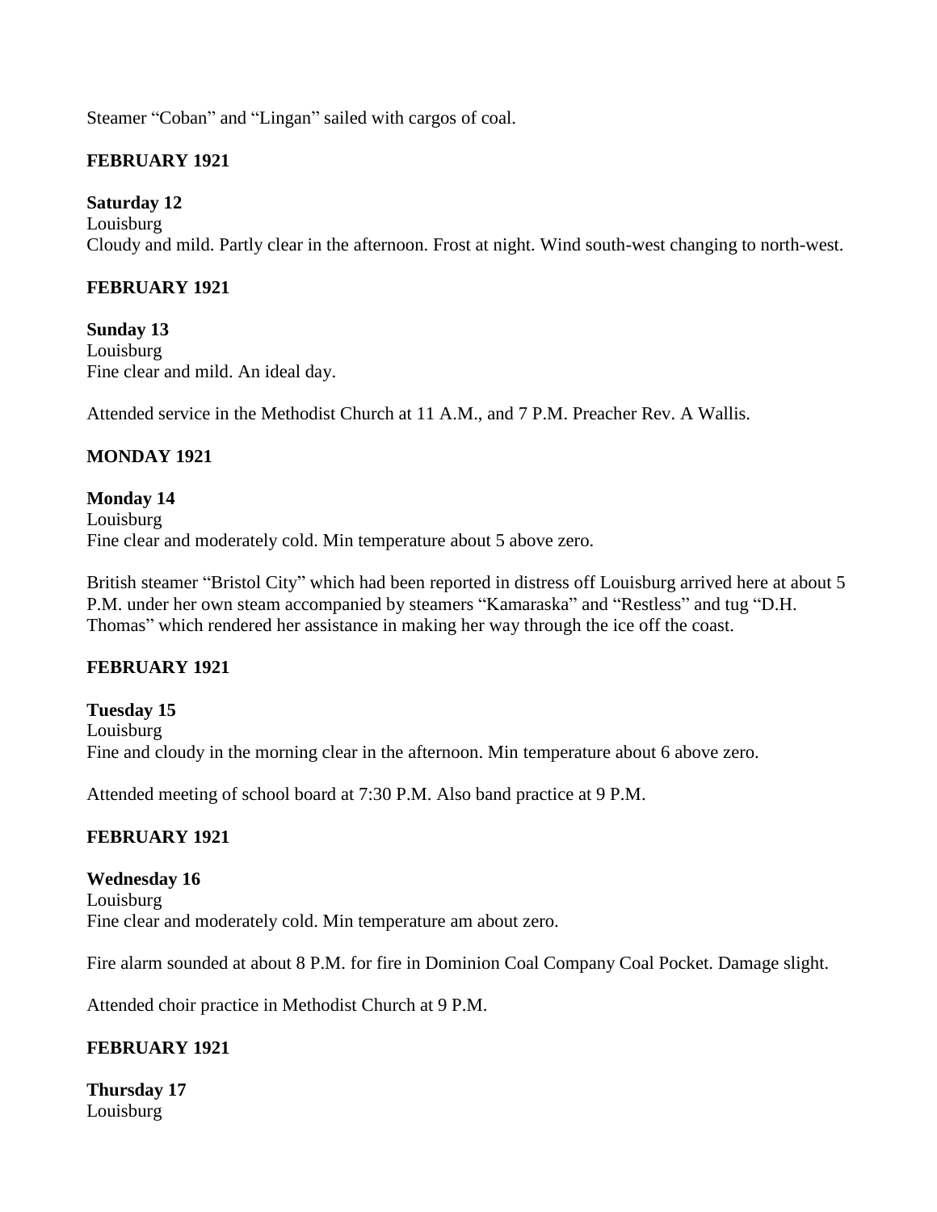Steamer "Coban" and "Lingan" sailed with cargos of coal.

**FEBRUARY 1921**

**Saturday 12**
Louisburg
Cloudy and mild. Partly clear in the afternoon. Frost at night. Wind south-west changing to north-west.

**FEBRUARY 1921**

**Sunday 13**
Louisburg
Fine clear and mild. An ideal day.

Attended service in the Methodist Church at 11 A.M., and 7 P.M. Preacher Rev. A Wallis.

**MONDAY 1921**

**Monday 14**
Louisburg
Fine clear and moderately cold. Min temperature about 5 above zero.

British steamer "Bristol City" which had been reported in distress off Louisburg arrived here at about 5 P.M. under her own steam accompanied by steamers "Kamaraska" and "Restless" and tug "D.H. Thomas" which rendered her assistance in making her way through the ice off the coast.

**FEBRUARY 1921**

**Tuesday 15**
Louisburg
Fine and cloudy in the morning clear in the afternoon. Min temperature about 6 above zero.

Attended meeting of school board at 7:30 P.M. Also band practice at 9 P.M.

**FEBRUARY 1921**

**Wednesday 16**
Louisburg
Fine clear and moderately cold. Min temperature am about zero.

Fire alarm sounded at about 8 P.M. for fire in Dominion Coal Company Coal Pocket. Damage slight.

Attended choir practice in Methodist Church at 9 P.M.

**FEBRUARY 1921**

**Thursday 17**
Louisburg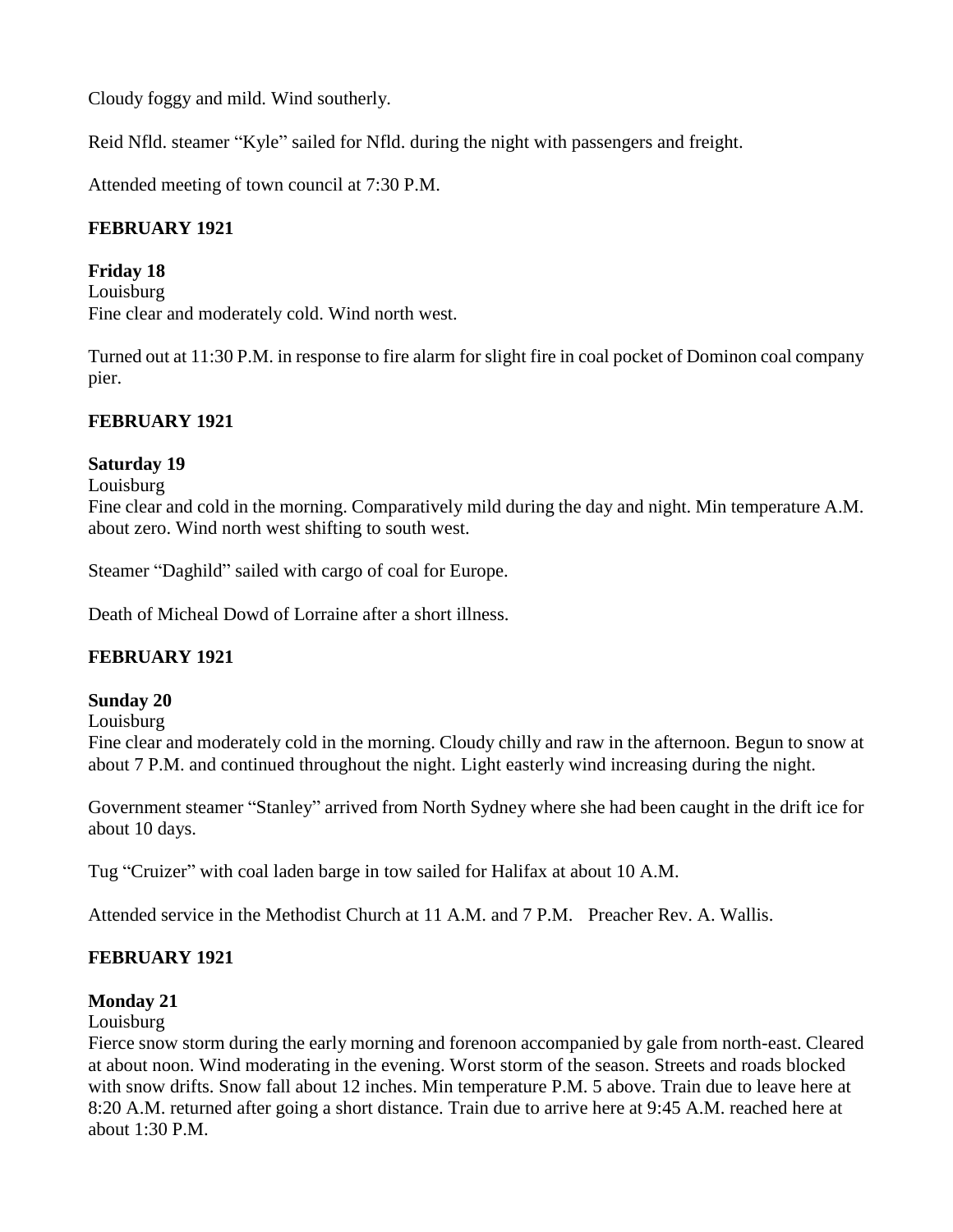Cloudy foggy and mild. Wind southerly.

Reid Nfld. steamer "Kyle" sailed for Nfld. during the night with passengers and freight.

Attended meeting of town council at 7:30 P.M.

**FEBRUARY 1921**

**Friday 18**
Louisburg
Fine clear and moderately cold. Wind north west.

Turned out at 11:30 P.M. in response to fire alarm for slight fire in coal pocket of Dominon coal company pier.

**FEBRUARY 1921**

**Saturday 19**
Louisburg
Fine clear and cold in the morning. Comparatively mild during the day and night. Min temperature A.M. about zero. Wind north west shifting to south west.

Steamer "Daghild" sailed with cargo of coal for Europe.

Death of Micheal Dowd of Lorraine after a short illness.

**FEBRUARY 1921**

**Sunday 20**
Louisburg
Fine clear and moderately cold in the morning. Cloudy chilly and raw in the afternoon. Begun to snow at about 7 P.M. and continued throughout the night. Light easterly wind increasing during the night.

Government steamer "Stanley" arrived from North Sydney where she had been caught in the drift ice for about 10 days.

Tug "Cruizer" with coal laden barge in tow sailed for Halifax at about 10 A.M.

Attended service in the Methodist Church at 11 A.M. and 7 P.M. Preacher Rev. A. Wallis.

**FEBRUARY 1921**

**Monday 21**
Louisburg
Fierce snow storm during the early morning and forenoon accompanied by gale from north-east. Cleared at about noon. Wind moderating in the evening. Worst storm of the season. Streets and roads blocked with snow drifts. Snow fall about 12 inches. Min temperature P.M. 5 above. Train due to leave here at 8:20 A.M. returned after going a short distance. Train due to arrive here at 9:45 A.M. reached here at about 1:30 P.M.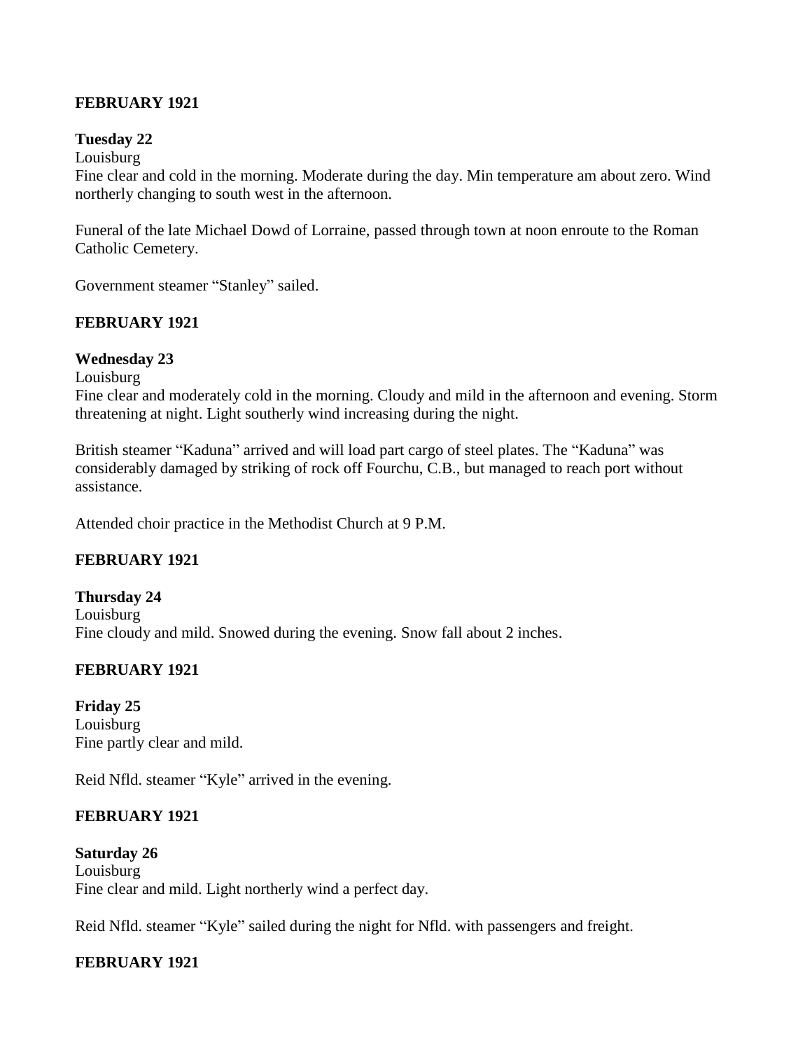**FEBRUARY 1921**

**Tuesday 22**

Louisburg

Fine clear and cold in the morning. Moderate during the day. Min temperature am about zero. Wind northerly changing to south west in the afternoon.

Funeral of the late Michael Dowd of Lorraine, passed through town at noon enroute to the Roman Catholic Cemetery.

Government steamer "Stanley" sailed.

**FEBRUARY 1921**

**Wednesday 23**

Louisburg

Fine clear and moderately cold in the morning. Cloudy and mild in the afternoon and evening. Storm threatening at night. Light southerly wind increasing during the night.

British steamer "Kaduna" arrived and will load part cargo of steel plates. The "Kaduna" was considerably damaged by striking of rock off Fourchu, C.B., but managed to reach port without assistance.

Attended choir practice in the Methodist Church at 9 P.M.

**FEBRUARY 1921**

**Thursday 24**

Louisburg

Fine cloudy and mild. Snowed during the evening. Snow fall about 2 inches.

**FEBRUARY 1921**

**Friday 25**

Louisburg

Fine partly clear and mild.

Reid Nfld. steamer "Kyle" arrived in the evening.

**FEBRUARY 1921**

**Saturday 26**

Louisburg

Fine clear and mild. Light northerly wind a perfect day.

Reid Nfld. steamer "Kyle" sailed during the night for Nfld. with passengers and freight.

**FEBRUARY 1921**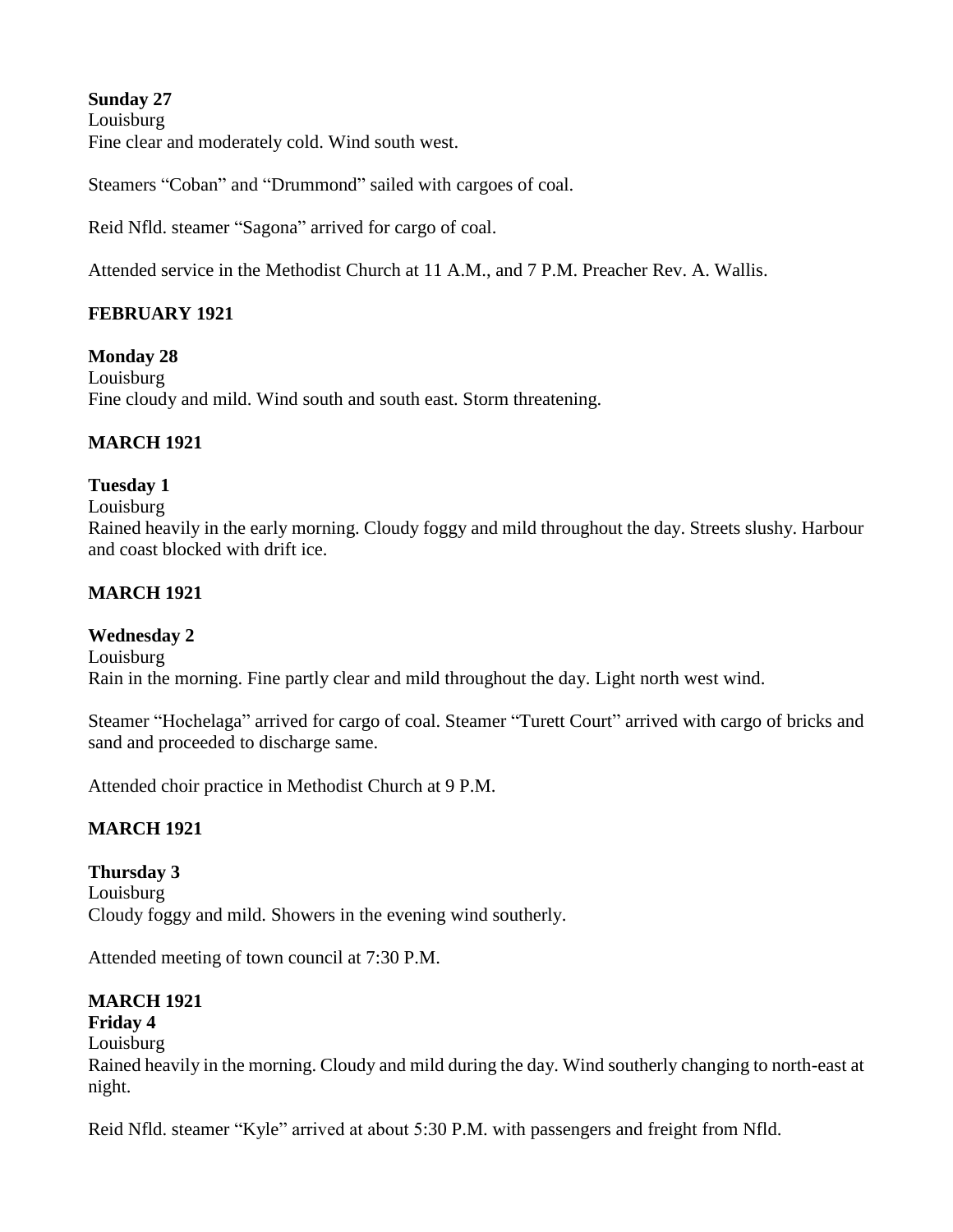**Sunday 27**
Louisburg
Fine clear and moderately cold. Wind south west.

Steamers "Coban" and "Drummond" sailed with cargoes of coal.

Reid Nfld. steamer "Sagona" arrived for cargo of coal.

Attended service in the Methodist Church at 11 A.M., and 7 P.M. Preacher Rev. A. Wallis.

**FEBRUARY 1921**

**Monday 28**
Louisburg
Fine cloudy and mild. Wind south and south east. Storm threatening.

**MARCH 1921**

**Tuesday 1**
Louisburg
Rained heavily in the early morning. Cloudy foggy and mild throughout the day. Streets slushy. Harbour and coast blocked with drift ice.

**MARCH 1921**

**Wednesday 2**
Louisburg
Rain in the morning. Fine partly clear and mild throughout the day. Light north west wind.

Steamer "Hochelaga" arrived for cargo of coal. Steamer "Turett Court" arrived with cargo of bricks and sand and proceeded to discharge same.

Attended choir practice in Methodist Church at 9 P.M.

**MARCH 1921**

**Thursday 3**
Louisburg
Cloudy foggy and mild. Showers in the evening wind southerly.

Attended meeting of town council at 7:30 P.M.

**MARCH 1921**

**Friday 4**
Louisburg
Rained heavily in the morning. Cloudy and mild during the day. Wind southerly changing to north-east at night.

Reid Nfld. steamer "Kyle" arrived at about 5:30 P.M. with passengers and freight from Nfld.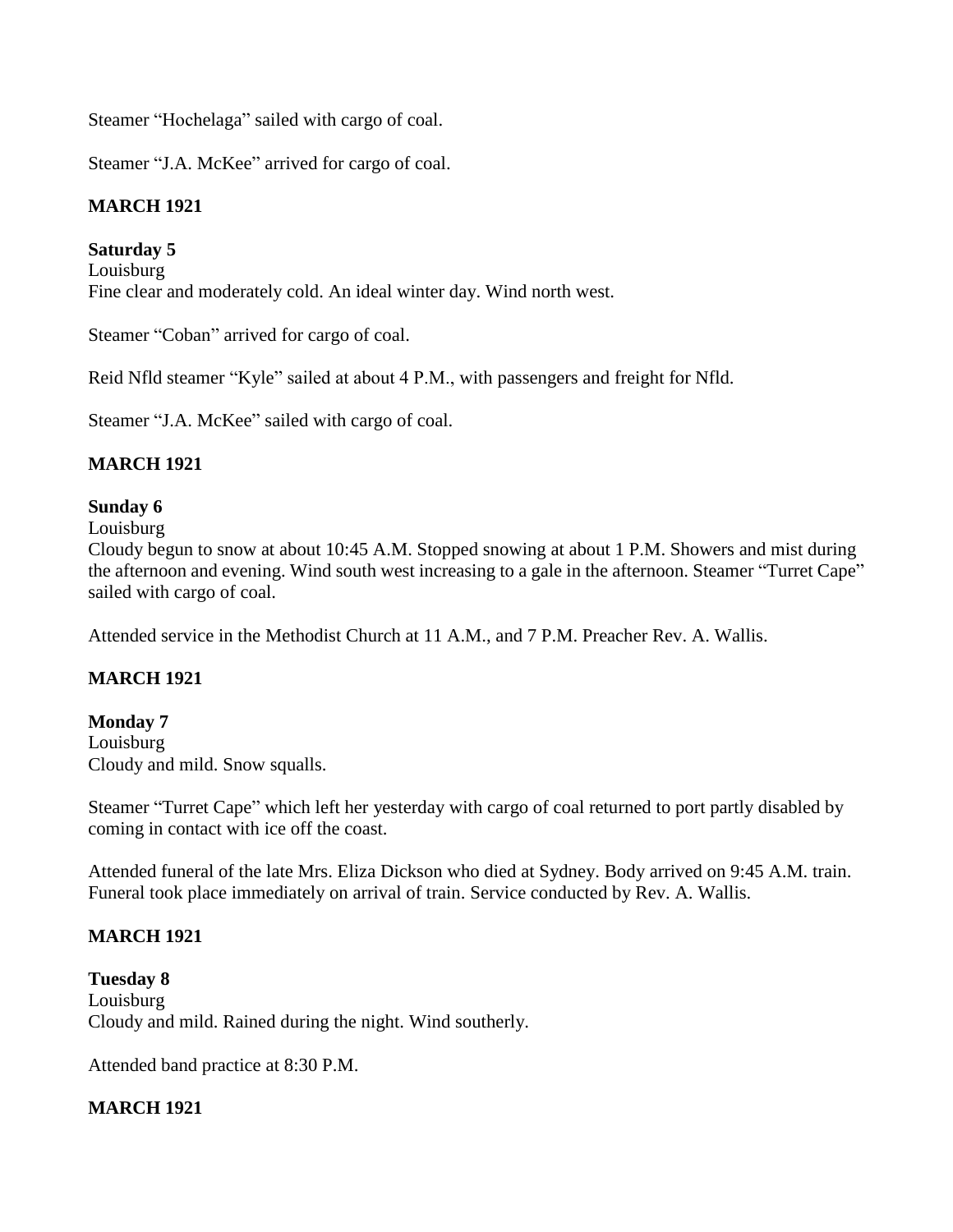Steamer "Hochelaga" sailed with cargo of coal.

Steamer "J.A. McKee" arrived for cargo of coal.

**MARCH 1921**

**Saturday 5**
Louisburg
Fine clear and moderately cold. An ideal winter day. Wind north west.

Steamer "Coban" arrived for cargo of coal.

Reid Nfld steamer "Kyle" sailed at about 4 P.M., with passengers and freight for Nfld.

Steamer "J.A. McKee" sailed with cargo of coal.

**MARCH 1921**

**Sunday 6**
Louisburg
Cloudy begun to snow at about 10:45 A.M. Stopped snowing at about 1 P.M. Showers and mist during the afternoon and evening. Wind south west increasing to a gale in the afternoon. Steamer "Turret Cape" sailed with cargo of coal.

Attended service in the Methodist Church at 11 A.M., and 7 P.M. Preacher Rev. A. Wallis.

**MARCH 1921**

**Monday 7**
Louisburg
Cloudy and mild. Snow squalls.

Steamer "Turret Cape" which left her yesterday with cargo of coal returned to port partly disabled by coming in contact with ice off the coast.

Attended funeral of the late Mrs. Eliza Dickson who died at Sydney. Body arrived on 9:45 A.M. train. Funeral took place immediately on arrival of train. Service conducted by Rev. A. Wallis.

**MARCH 1921**

**Tuesday 8**
Louisburg
Cloudy and mild. Rained during the night. Wind southerly.

Attended band practice at 8:30 P.M.

**MARCH 1921**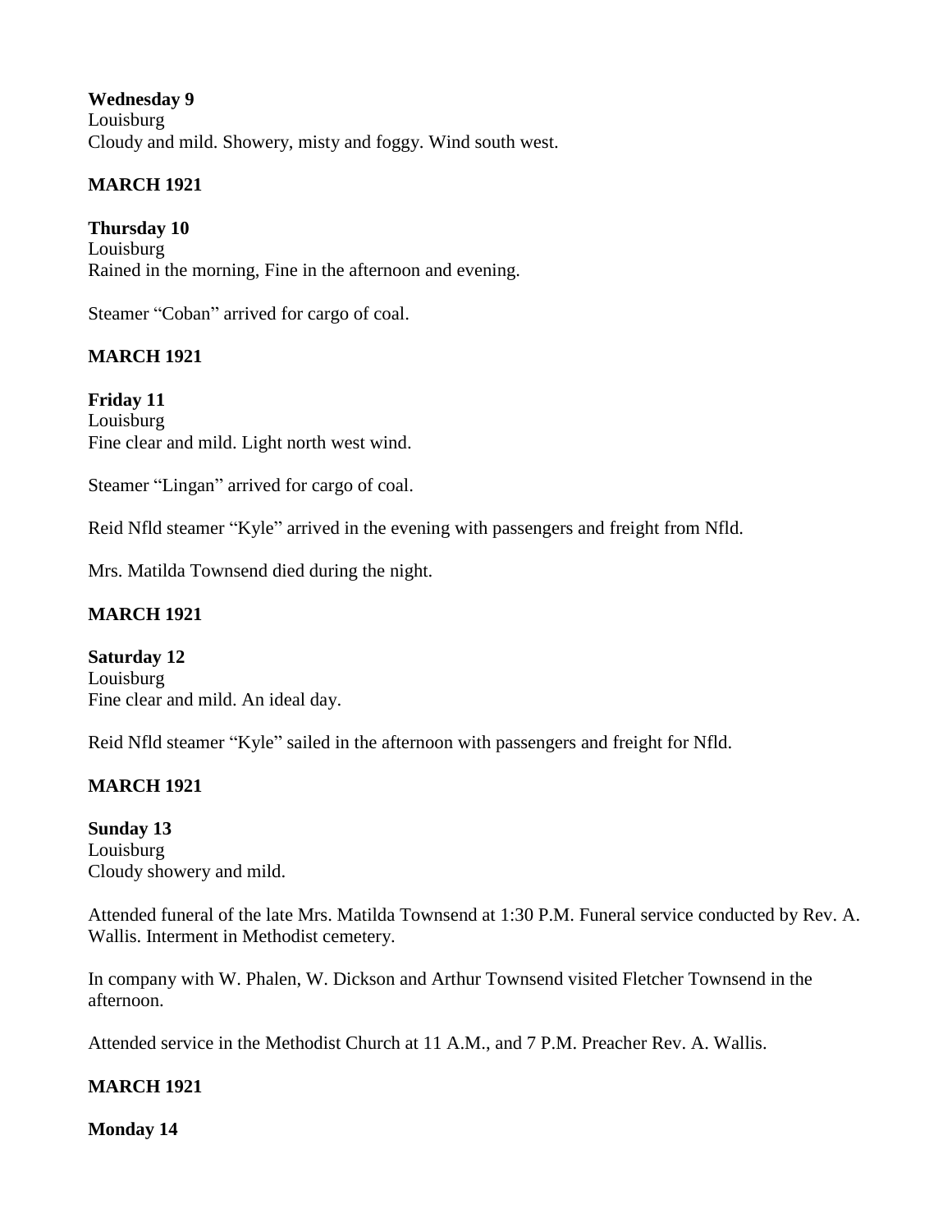**Wednesday 9**
Louisburg
Cloudy and mild. Showery, misty and foggy. Wind south west.

**MARCH 1921**

**Thursday 10**
Louisburg
Rained in the morning, Fine in the afternoon and evening.

Steamer "Coban" arrived for cargo of coal.

**MARCH 1921**

**Friday 11**
Louisburg
Fine clear and mild. Light north west wind.

Steamer "Lingan" arrived for cargo of coal.

Reid Nfld steamer "Kyle" arrived in the evening with passengers and freight from Nfld.

Mrs. Matilda Townsend died during the night.

**MARCH 1921**

**Saturday 12**
Louisburg
Fine clear and mild. An ideal day.

Reid Nfld steamer "Kyle" sailed in the afternoon with passengers and freight for Nfld.

**MARCH 1921**

**Sunday 13**
Louisburg
Cloudy showery and mild.

Attended funeral of the late Mrs. Matilda Townsend at 1:30 P.M. Funeral service conducted by Rev. A. Wallis. Interment in Methodist cemetery.

In company with W. Phalen, W. Dickson and Arthur Townsend visited Fletcher Townsend in the afternoon.

Attended service in the Methodist Church at 11 A.M., and 7 P.M. Preacher Rev. A. Wallis.

**MARCH 1921**

**Monday 14**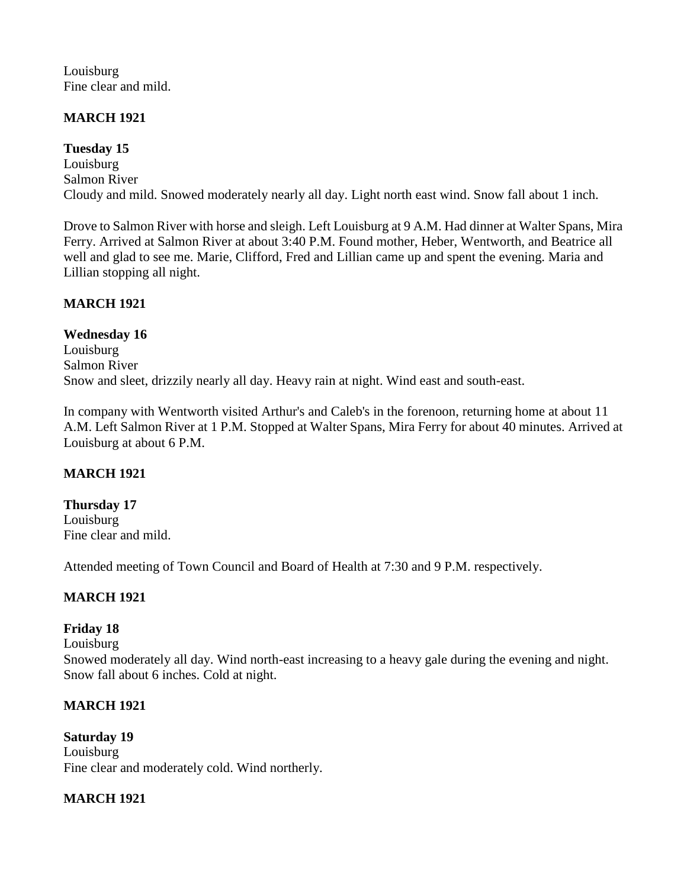Louisburg
Fine clear and mild.

**MARCH 1921**

**Tuesday 15**
Louisburg
Salmon River
Cloudy and mild. Snowed moderately nearly all day. Light north east wind. Snow fall about 1 inch.

Drove to Salmon River with horse and sleigh. Left Louisburg at 9 A.M. Had dinner at Walter Spans, Mira Ferry. Arrived at Salmon River at about 3:40 P.M. Found mother, Heber, Wentworth, and Beatrice all well and glad to see me. Marie, Clifford, Fred and Lillian came up and spent the evening. Maria and Lillian stopping all night.

**MARCH 1921**

**Wednesday 16**
Louisburg
Salmon River
Snow and sleet, drizzily nearly all day. Heavy rain at night. Wind east and south-east.

In company with Wentworth visited Arthur's and Caleb's in the forenoon, returning home at about 11 A.M. Left Salmon River at 1 P.M. Stopped at Walter Spans, Mira Ferry for about 40 minutes. Arrived at Louisburg at about 6 P.M.

**MARCH 1921**

**Thursday 17**
Louisburg
Fine clear and mild.

Attended meeting of Town Council and Board of Health at 7:30 and 9 P.M. respectively.

**MARCH 1921**

**Friday 18**
Louisburg
Snowed moderately all day. Wind north-east increasing to a heavy gale during the evening and night. Snow fall about 6 inches. Cold at night.

**MARCH 1921**

**Saturday 19**
Louisburg
Fine clear and moderately cold. Wind northerly.

**MARCH 1921**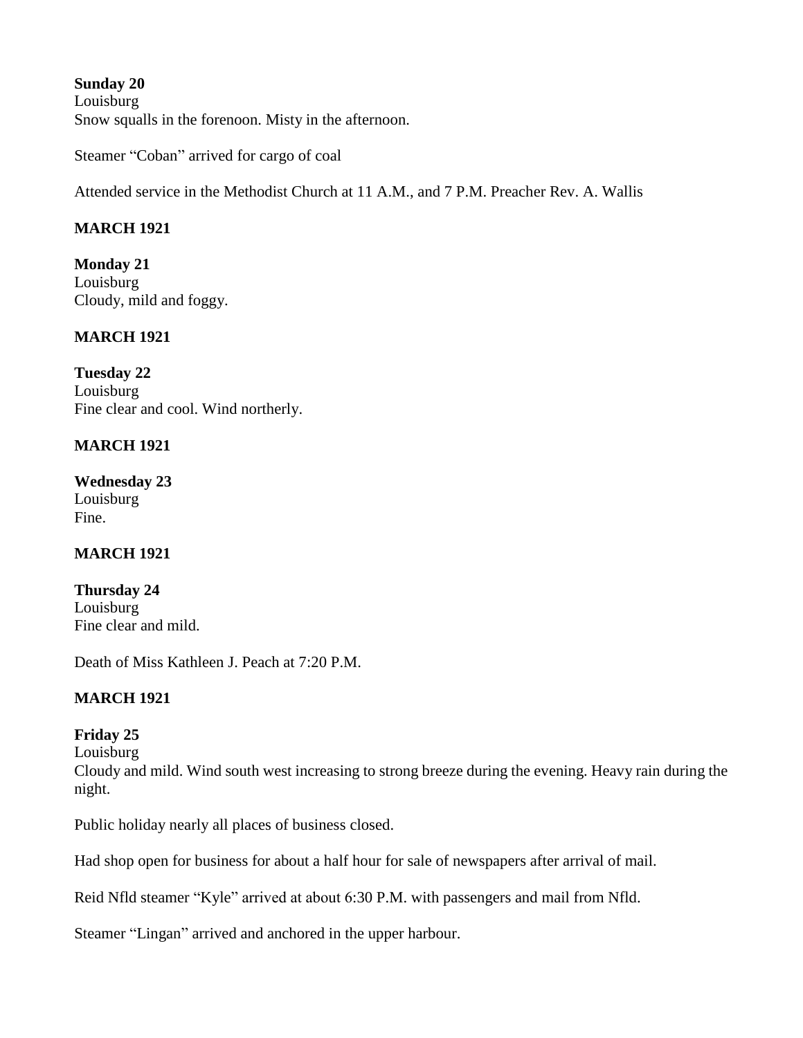**Sunday 20**
Louisburg
Snow squalls in the forenoon. Misty in the afternoon.

Steamer "Coban" arrived for cargo of coal

Attended service in the Methodist Church at 11 A.M., and 7 P.M. Preacher Rev. A. Wallis

**MARCH 1921**

**Monday 21**
Louisburg
Cloudy, mild and foggy.

**MARCH 1921**

**Tuesday 22**
Louisburg
Fine clear and cool. Wind northerly.

**MARCH 1921**

**Wednesday 23**
Louisburg
Fine.

**MARCH 1921**

**Thursday 24**
Louisburg
Fine clear and mild.

Death of Miss Kathleen J. Peach at 7:20 P.M.

**MARCH 1921**

**Friday 25**
Louisburg
Cloudy and mild. Wind south west increasing to strong breeze during the evening. Heavy rain during the night.

Public holiday nearly all places of business closed.

Had shop open for business for about a half hour for sale of newspapers after arrival of mail.

Reid Nfld steamer "Kyle" arrived at about 6:30 P.M. with passengers and mail from Nfld.

Steamer "Lingan" arrived and anchored in the upper harbour.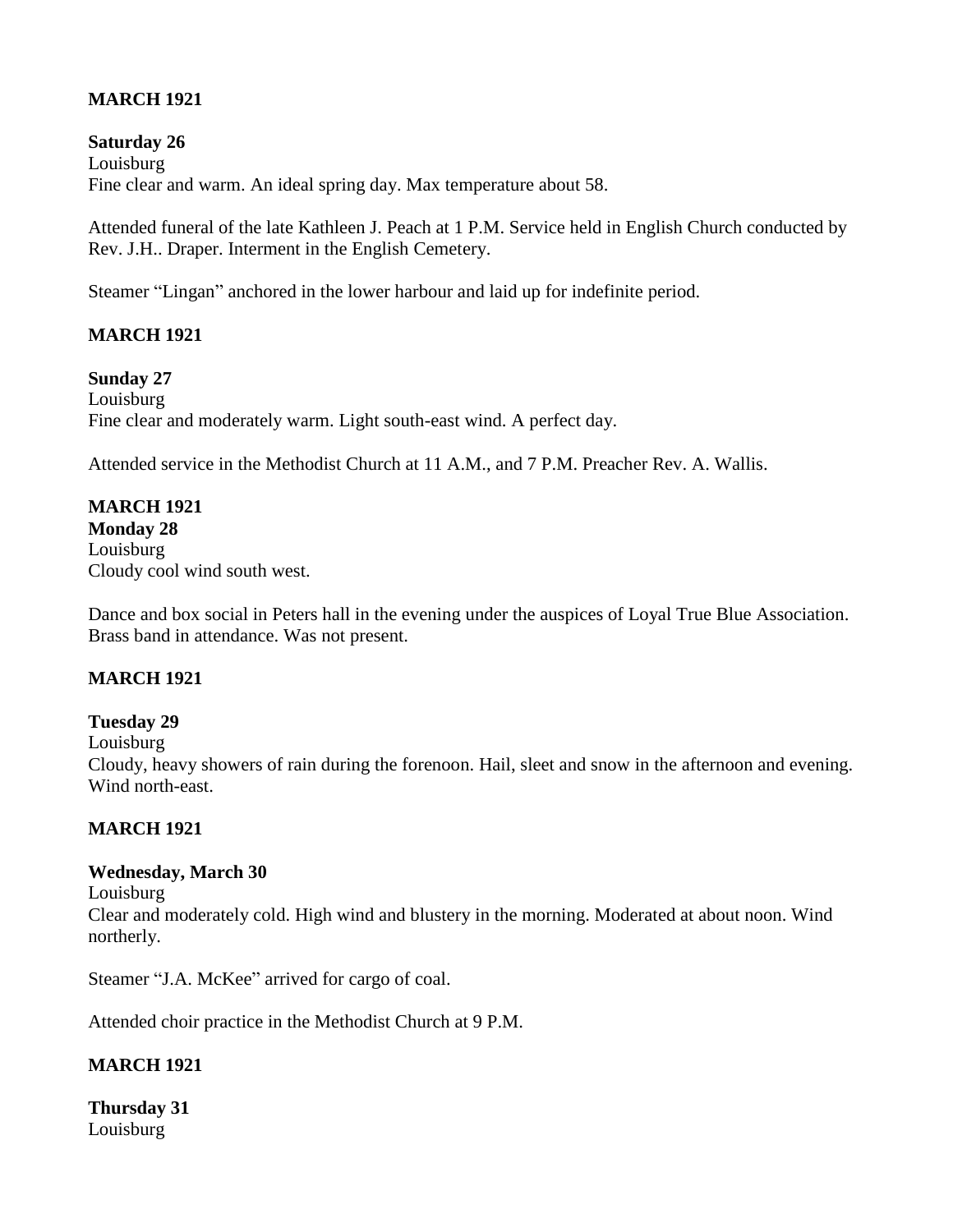**MARCH 1921**

**Saturday 26**
Louisburg
Fine clear and warm. An ideal spring day. Max temperature about 58.

Attended funeral of the late Kathleen J. Peach at 1 P.M. Service held in English Church conducted by Rev. J.H.. Draper. Interment in the English Cemetery.

Steamer "Lingan" anchored in the lower harbour and laid up for indefinite period.

**MARCH 1921**

**Sunday 27**
Louisburg
Fine clear and moderately warm. Light south-east wind. A perfect day.

Attended service in the Methodist Church at 11 A.M., and 7 P.M. Preacher Rev. A. Wallis.

**MARCH 1921**
**Monday 28**
Louisburg
Cloudy cool wind south west.

Dance and box social in Peters hall in the evening under the auspices of Loyal True Blue Association. Brass band in attendance. Was not present.

**MARCH 1921**

**Tuesday 29**
Louisburg
Cloudy, heavy showers of rain during the forenoon. Hail, sleet and snow in the afternoon and evening. Wind north-east.

**MARCH 1921**

**Wednesday, March 30**
Louisburg
Clear and moderately cold. High wind and blustery in the morning. Moderated at about noon. Wind northerly.

Steamer "J.A. McKee" arrived for cargo of coal.

Attended choir practice in the Methodist Church at 9 P.M.

**MARCH 1921**

**Thursday 31**
Louisburg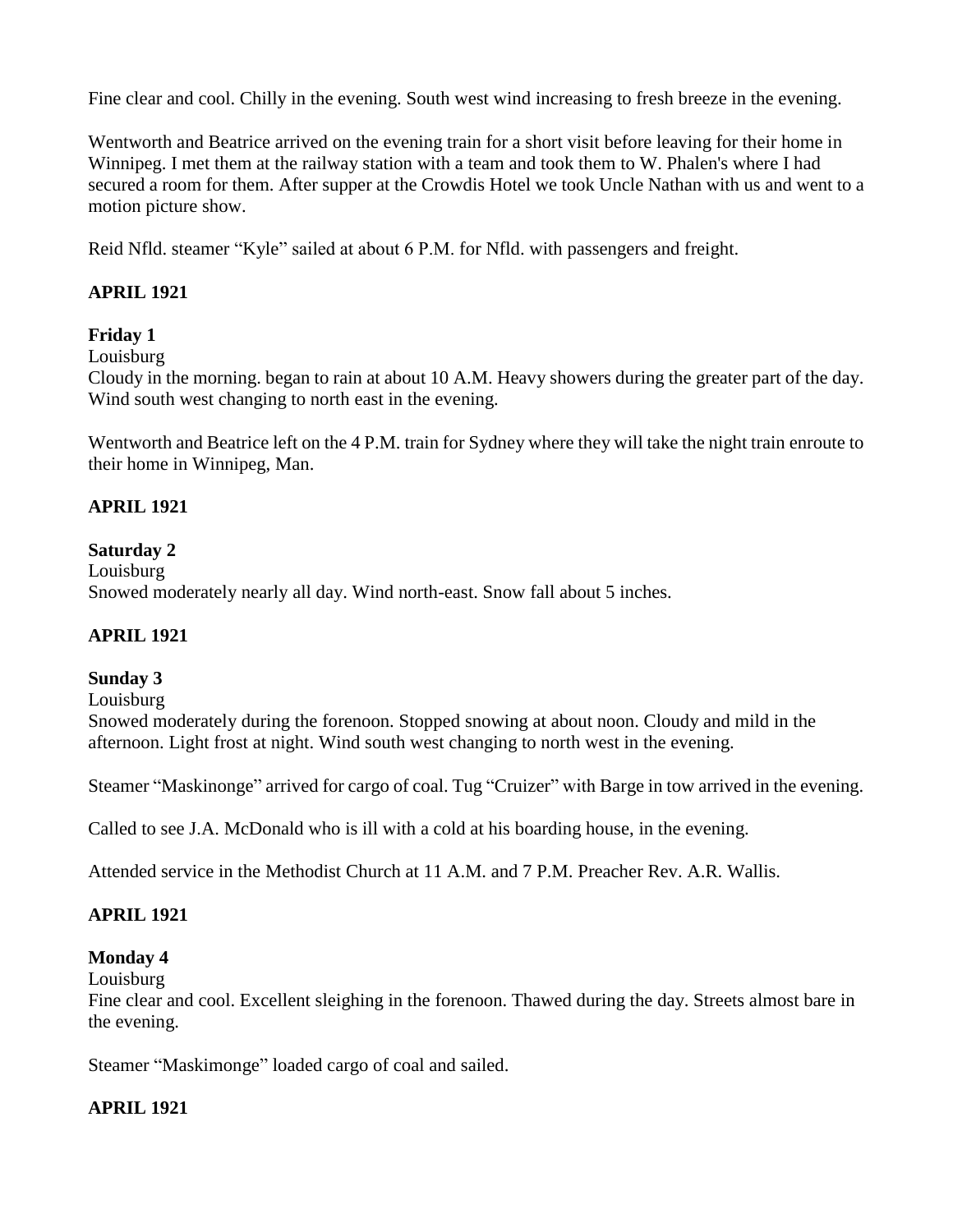Fine clear and cool. Chilly in the evening. South west wind increasing to fresh breeze in the evening.

Wentworth and Beatrice arrived on the evening train for a short visit before leaving for their home in Winnipeg. I met them at the railway station with a team and took them to W. Phalen's where I had secured a room for them. After supper at the Crowdis Hotel we took Uncle Nathan with us and went to a motion picture show.

Reid Nfld. steamer "Kyle" sailed at about 6 P.M. for Nfld. with passengers and freight.

## APRIL 1921

### Friday 1

Louisburg

Cloudy in the morning. began to rain at about 10 A.M. Heavy showers during the greater part of the day. Wind south west changing to north east in the evening.

Wentworth and Beatrice left on the 4 P.M. train for Sydney where they will take the night train enroute to their home in Winnipeg, Man.

## APRIL 1921

### Saturday 2

Louisburg

Snowed moderately nearly all day. Wind north-east. Snow fall about 5 inches.

## APRIL 1921

### Sunday 3

Louisburg

Snowed moderately during the forenoon. Stopped snowing at about noon. Cloudy and mild in the afternoon. Light frost at night. Wind south west changing to north west in the evening.

Steamer "Maskinonge" arrived for cargo of coal. Tug "Cruizer" with Barge in tow arrived in the evening.

Called to see J.A. McDonald who is ill with a cold at his boarding house, in the evening.

Attended service in the Methodist Church at 11 A.M. and 7 P.M. Preacher Rev. A.R. Wallis.

## APRIL 1921

### Monday 4

Louisburg

Fine clear and cool. Excellent sleighing in the forenoon. Thawed during the day. Streets almost bare in the evening.

Steamer "Maskimonge" loaded cargo of coal and sailed.

## APRIL 1921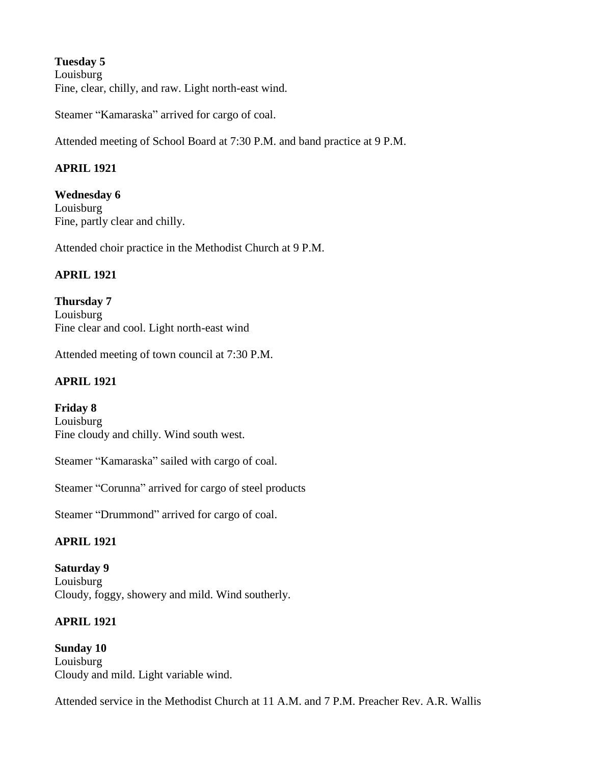**Tuesday 5**
Louisburg
Fine, clear, chilly, and raw. Light north-east wind.

Steamer "Kamaraska" arrived for cargo of coal.

Attended meeting of School Board at 7:30 P.M. and band practice at 9 P.M.

**APRIL 1921**

**Wednesday 6**
Louisburg
Fine, partly clear and chilly.

Attended choir practice in the Methodist Church at 9 P.M.

**APRIL 1921**

**Thursday 7**
Louisburg
Fine clear and cool. Light north-east wind

Attended meeting of town council at 7:30 P.M.

**APRIL 1921**

**Friday 8**
Louisburg
Fine cloudy and chilly. Wind south west.

Steamer "Kamaraska" sailed with cargo of coal.

Steamer "Corunna" arrived for cargo of steel products

Steamer "Drummond" arrived for cargo of coal.

**APRIL 1921**

**Saturday 9**
Louisburg
Cloudy, foggy, showery and mild. Wind southerly.

**APRIL 1921**

**Sunday 10**
Louisburg
Cloudy and mild. Light variable wind.

Attended service in the Methodist Church at 11 A.M. and 7 P.M. Preacher Rev. A.R. Wallis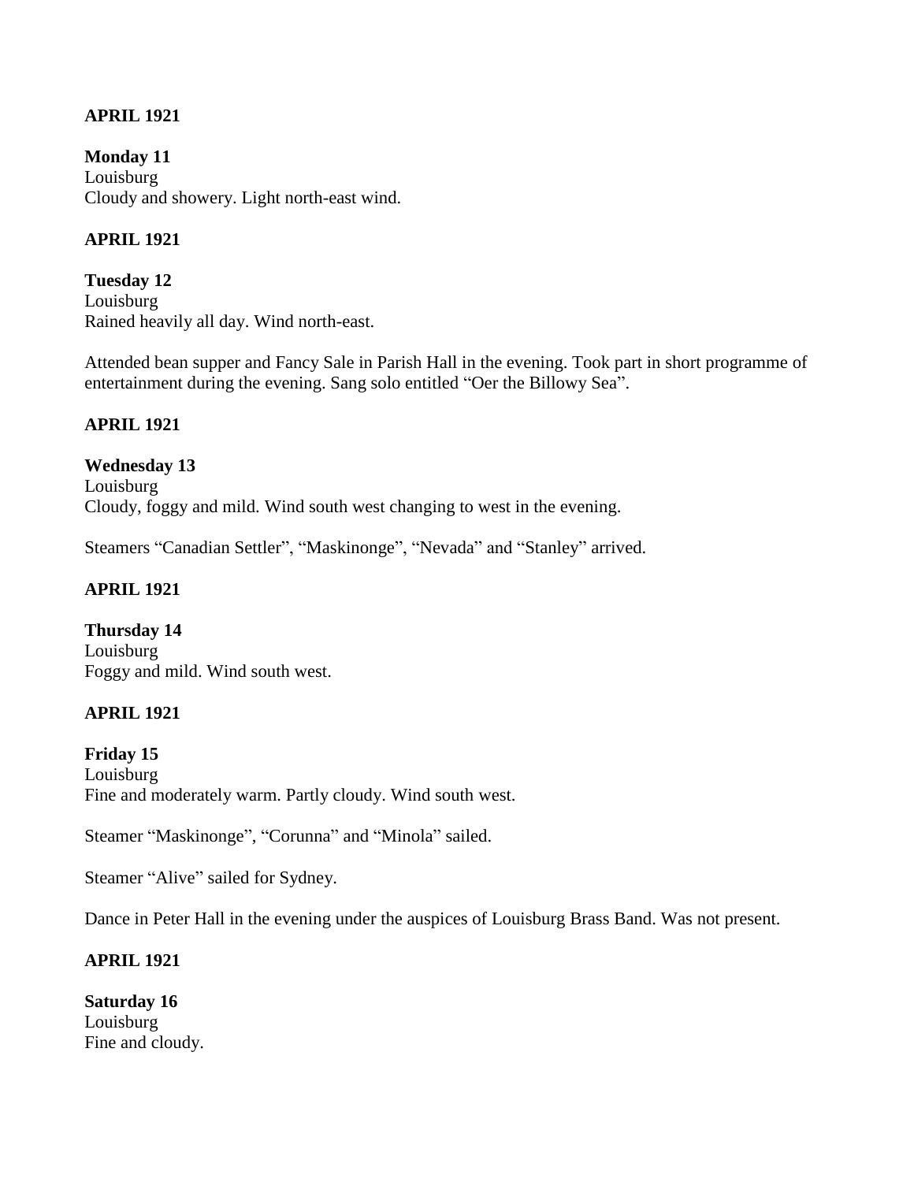**APRIL 1921**

**Monday 11**
Louisburg
Cloudy and showery. Light north-east wind.

**APRIL 1921**

**Tuesday 12**
Louisburg
Rained heavily all day. Wind north-east.

Attended bean supper and Fancy Sale in Parish Hall in the evening. Took part in short programme of entertainment during the evening. Sang solo entitled "Oer the Billowy Sea".

**APRIL 1921**

**Wednesday 13**
Louisburg
Cloudy, foggy and mild. Wind south west changing to west in the evening.

Steamers "Canadian Settler", "Maskinonge", "Nevada" and "Stanley" arrived.

**APRIL 1921**

**Thursday 14**
Louisburg
Foggy and mild. Wind south west.

**APRIL 1921**

**Friday 15**
Louisburg
Fine and moderately warm. Partly cloudy. Wind south west.

Steamer "Maskinonge", "Corunna" and "Minola" sailed.

Steamer "Alive" sailed for Sydney.

Dance in Peter Hall in the evening under the auspices of Louisburg Brass Band. Was not present.

**APRIL 1921**

**Saturday 16**
Louisburg
Fine and cloudy.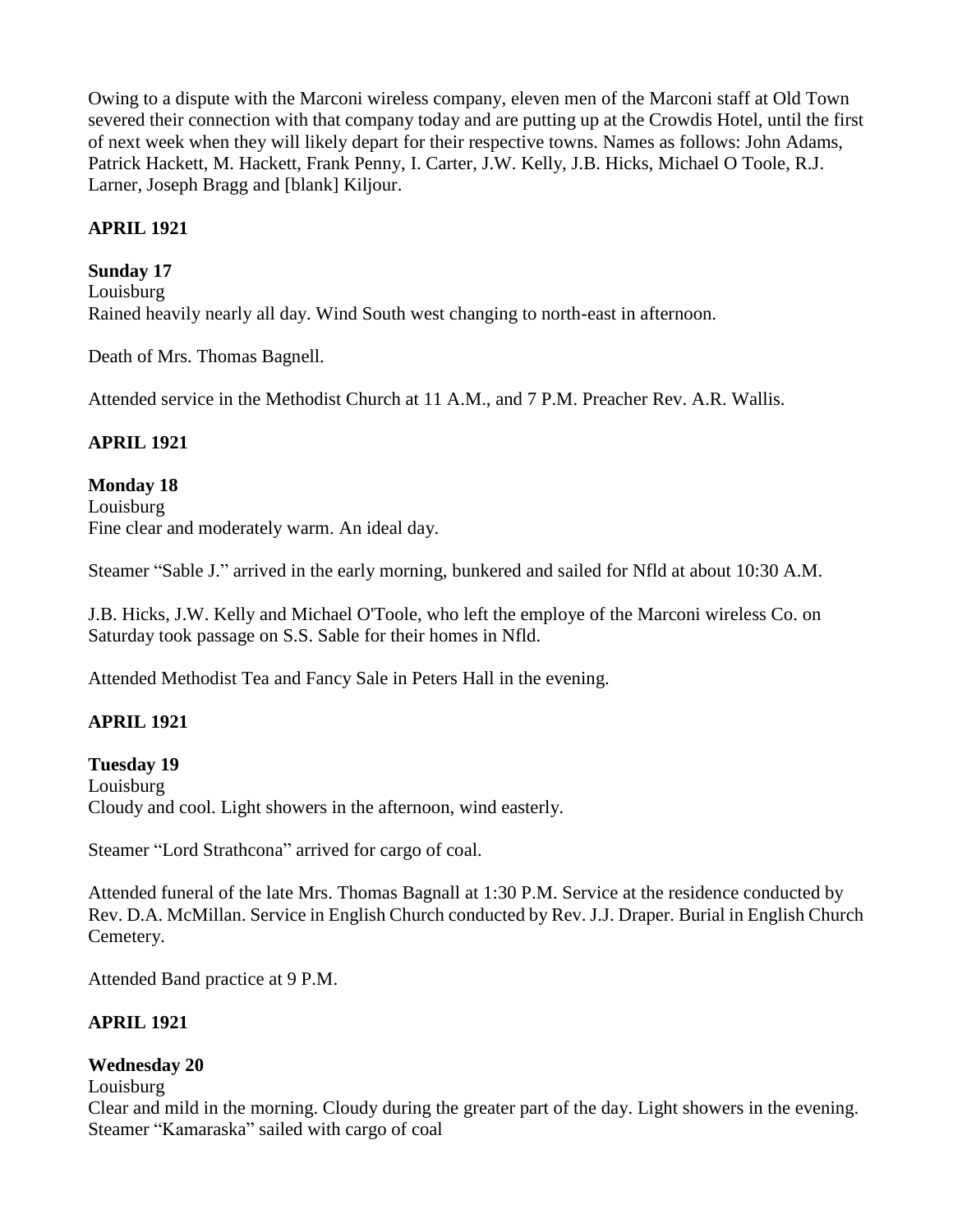Owing to a dispute with the Marconi wireless company, eleven men of the Marconi staff at Old Town severed their connection with that company today and are putting up at the Crowdis Hotel, until the first of next week when they will likely depart for their respective towns. Names as follows: John Adams, Patrick Hackett, M. Hackett, Frank Penny, I. Carter, J.W. Kelly, J.B. Hicks, Michael O Toole, R.J. Larner, Joseph Bragg and [blank] Kiljour.

**APRIL 1921**

**Sunday 17**
Louisburg
Rained heavily nearly all day. Wind South west changing to north-east in afternoon.

Death of Mrs. Thomas Bagnell.

Attended service in the Methodist Church at 11 A.M., and 7 P.M. Preacher Rev. A.R. Wallis.

**APRIL 1921**

**Monday 18**
Louisburg
Fine clear and moderately warm. An ideal day.

Steamer "Sable J." arrived in the early morning, bunkered and sailed for Nfld at about 10:30 A.M.

J.B. Hicks, J.W. Kelly and Michael O'Toole, who left the employe of the Marconi wireless Co. on Saturday took passage on S.S. Sable for their homes in Nfld.

Attended Methodist Tea and Fancy Sale in Peters Hall in the evening.

**APRIL 1921**

**Tuesday 19**
Louisburg
Cloudy and cool. Light showers in the afternoon, wind easterly.

Steamer "Lord Strathcona" arrived for cargo of coal.

Attended funeral of the late Mrs. Thomas Bagnall at 1:30 P.M. Service at the residence conducted by Rev. D.A. McMillan. Service in English Church conducted by Rev. J.J. Draper. Burial in English Church Cemetery.

Attended Band practice at 9 P.M.

**APRIL 1921**

**Wednesday 20**
Louisburg
Clear and mild in the morning. Cloudy during the greater part of the day. Light showers in the evening.
Steamer "Kamaraska" sailed with cargo of coal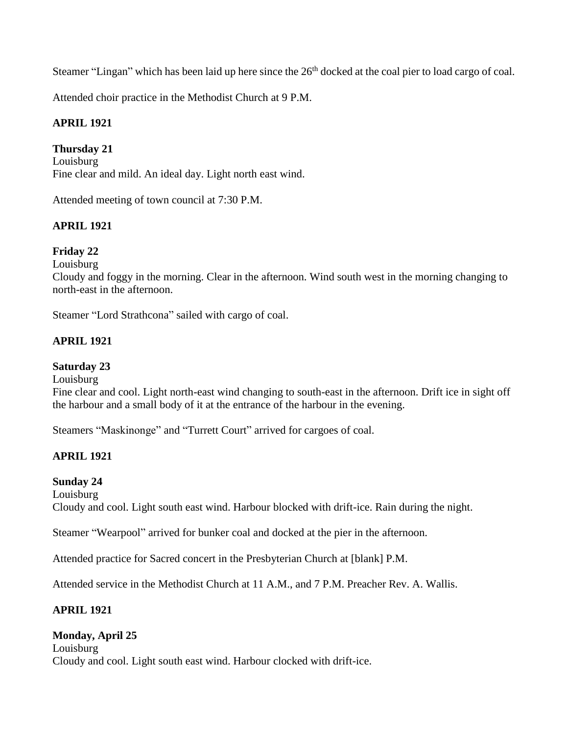Steamer "Lingan" which has been laid up here since the 26th docked at the coal pier to load cargo of coal.

Attended choir practice in the Methodist Church at 9 P.M.

**APRIL 1921**

**Thursday 21**
Louisburg
Fine clear and mild. An ideal day. Light north east wind.

Attended meeting of town council at 7:30 P.M.

**APRIL 1921**

**Friday 22**
Louisburg
Cloudy and foggy in the morning. Clear in the afternoon. Wind south west in the morning changing to north-east in the afternoon.

Steamer "Lord Strathcona" sailed with cargo of coal.

**APRIL 1921**

**Saturday 23**
Louisburg
Fine clear and cool. Light north-east wind changing to south-east in the afternoon. Drift ice in sight off the harbour and a small body of it at the entrance of the harbour in the evening.

Steamers "Maskinonge" and "Turrett Court" arrived for cargoes of coal.

**APRIL 1921**

**Sunday 24**
Louisburg
Cloudy and cool. Light south east wind. Harbour blocked with drift-ice. Rain during the night.

Steamer "Wearpool" arrived for bunker coal and docked at the pier in the afternoon.

Attended practice for Sacred concert in the Presbyterian Church at [blank] P.M.

Attended service in the Methodist Church at 11 A.M., and 7 P.M. Preacher Rev. A. Wallis.

**APRIL 1921**

**Monday, April 25**
Louisburg
Cloudy and cool. Light south east wind. Harbour clocked with drift-ice.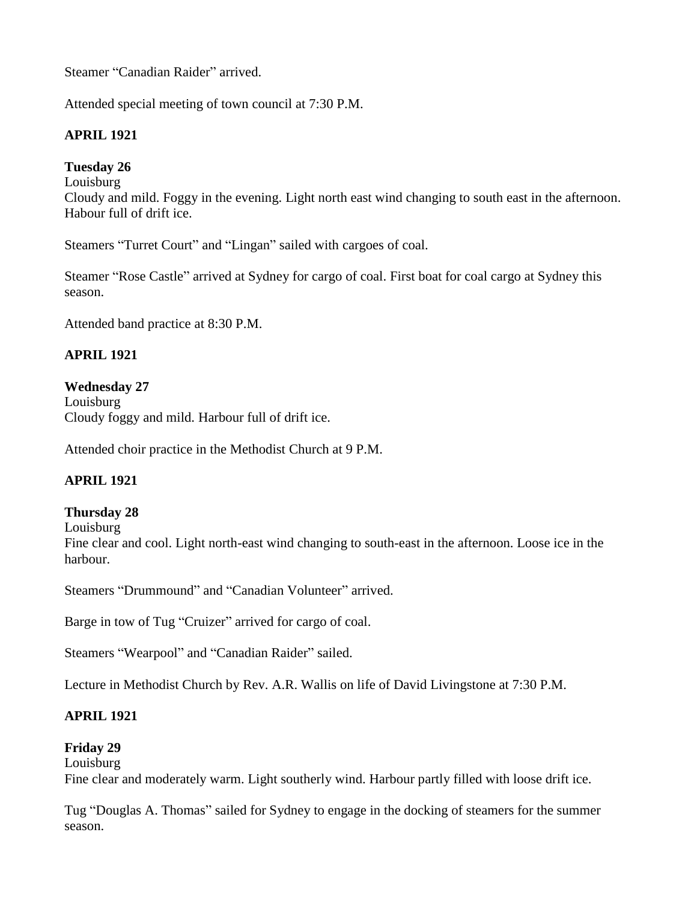Steamer "Canadian Raider" arrived.

Attended special meeting of town council at 7:30 P.M.

**APRIL 1921**

**Tuesday 26**
Louisburg
Cloudy and mild. Foggy in the evening. Light north east wind changing to south east in the afternoon. Habour full of drift ice.

Steamers "Turret Court" and "Lingan" sailed with cargoes of coal.

Steamer "Rose Castle" arrived at Sydney for cargo of coal. First boat for coal cargo at Sydney this season.

Attended band practice at 8:30 P.M.

**APRIL 1921**

**Wednesday 27**
Louisburg
Cloudy foggy and mild. Harbour full of drift ice.

Attended choir practice in the Methodist Church at 9 P.M.

**APRIL 1921**

**Thursday 28**
Louisburg
Fine clear and cool. Light north-east wind changing to south-east in the afternoon. Loose ice in the harbour.

Steamers "Drummound" and "Canadian Volunteer" arrived.

Barge in tow of Tug "Cruizer" arrived for cargo of coal.

Steamers "Wearpool" and "Canadian Raider" sailed.

Lecture in Methodist Church by Rev. A.R. Wallis on life of David Livingstone at 7:30 P.M.

**APRIL 1921**

**Friday 29**
Louisburg
Fine clear and moderately warm. Light southerly wind. Harbour partly filled with loose drift ice.

Tug "Douglas A. Thomas" sailed for Sydney to engage in the docking of steamers for the summer season.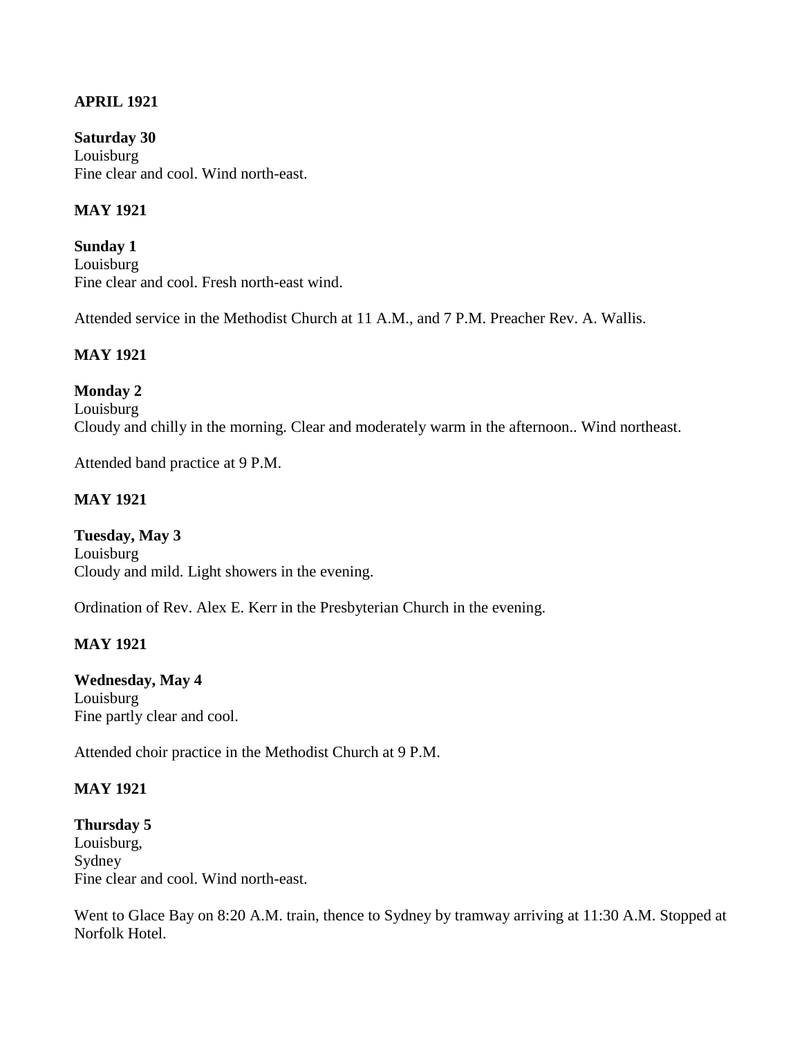**APRIL 1921**

**Saturday 30**
Louisburg
Fine clear and cool. Wind north-east.

**MAY 1921**

**Sunday 1**
Louisburg
Fine clear and cool. Fresh north-east wind.

Attended service in the Methodist Church at 11 A.M., and 7 P.M. Preacher Rev. A. Wallis.

**MAY 1921**

**Monday 2**
Louisburg
Cloudy and chilly in the morning. Clear and moderately warm in the afternoon.. Wind northeast.

Attended band practice at 9 P.M.

**MAY 1921**

**Tuesday, May 3**
Louisburg
Cloudy and mild. Light showers in the evening.

Ordination of Rev. Alex E. Kerr in the Presbyterian Church in the evening.

**MAY 1921**

**Wednesday, May 4**
Louisburg
Fine partly clear and cool.

Attended choir practice in the Methodist Church at 9 P.M.

**MAY 1921**

**Thursday 5**
Louisburg,
Sydney
Fine clear and cool. Wind north-east.

Went to Glace Bay on 8:20 A.M. train, thence to Sydney by tramway arriving at 11:30 A.M. Stopped at Norfolk Hotel.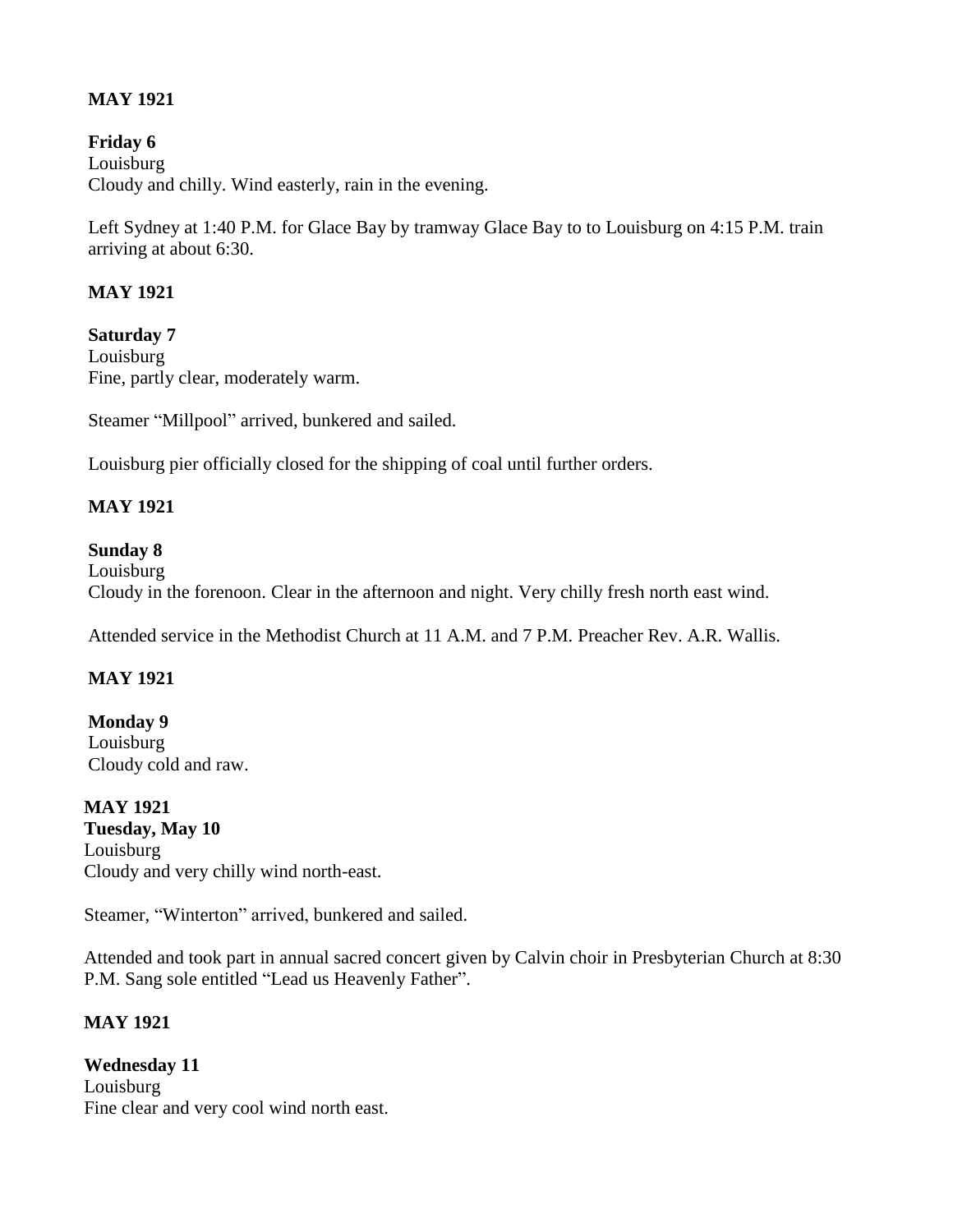**MAY 1921**

**Friday 6**
Louisburg
Cloudy and chilly. Wind easterly, rain in the evening.

Left Sydney at 1:40 P.M. for Glace Bay by tramway Glace Bay to to Louisburg on 4:15 P.M. train arriving at about 6:30.

**MAY 1921**

**Saturday 7**
Louisburg
Fine, partly clear, moderately warm.

Steamer "Millpool" arrived, bunkered and sailed.

Louisburg pier officially closed for the shipping of coal until further orders.

**MAY 1921**

**Sunday 8**
Louisburg
Cloudy in the forenoon. Clear in the afternoon and night. Very chilly fresh north east wind.

Attended service in the Methodist Church at 11 A.M. and 7 P.M. Preacher Rev. A.R. Wallis.

**MAY 1921**

**Monday 9**
Louisburg
Cloudy cold and raw.

**MAY 1921**
**Tuesday, May 10**
Louisburg
Cloudy and very chilly wind north-east.

Steamer, "Winterton" arrived, bunkered and sailed.

Attended and took part in annual sacred concert given by Calvin choir in Presbyterian Church at 8:30 P.M. Sang sole entitled "Lead us Heavenly Father".

**MAY 1921**

**Wednesday 11**
Louisburg
Fine clear and very cool wind north east.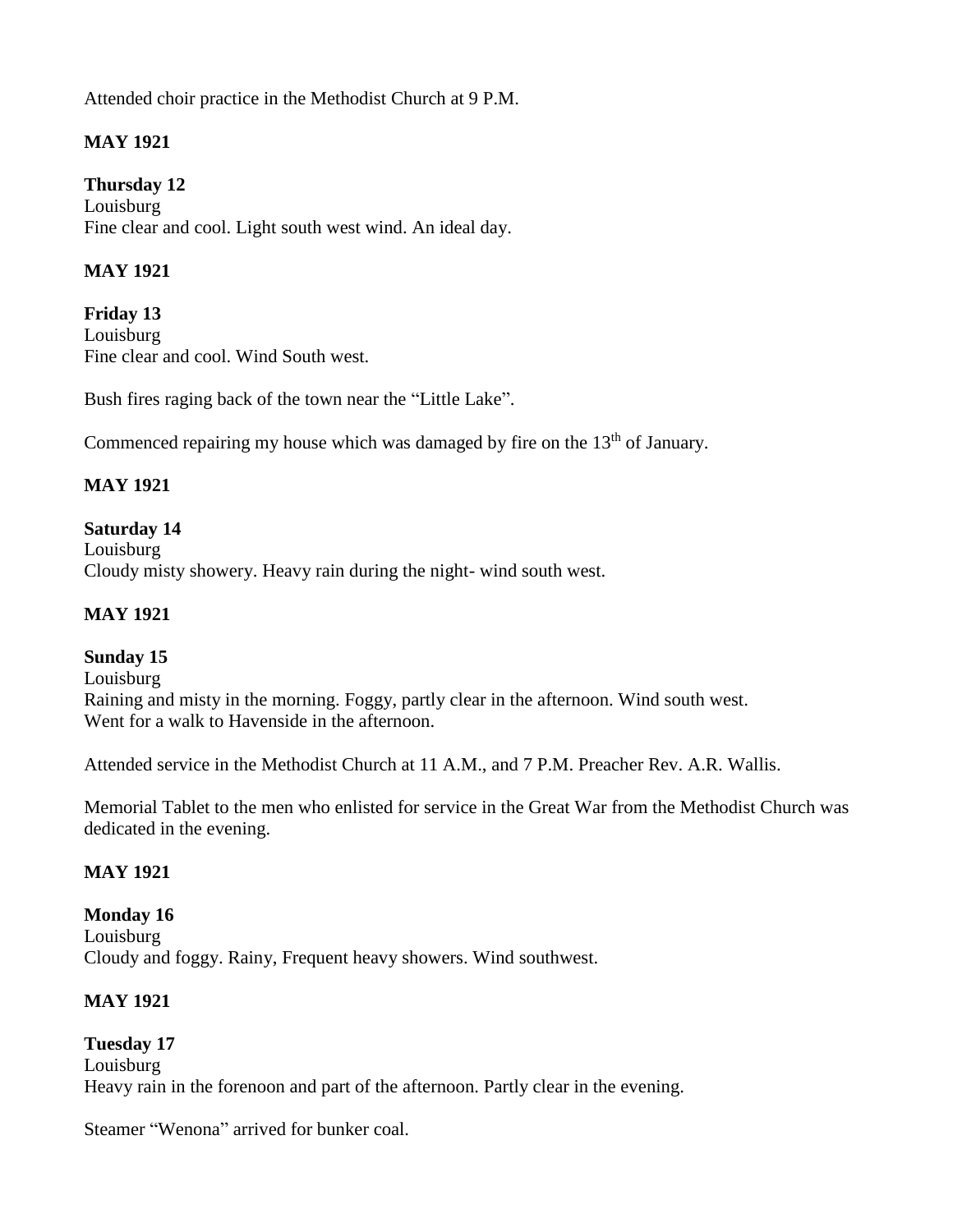Attended choir practice in the Methodist Church at 9 P.M.

**MAY 1921**

**Thursday 12**
Louisburg
Fine clear and cool. Light south west wind. An ideal day.

**MAY 1921**

**Friday 13**
Louisburg
Fine clear and cool. Wind South west.

Bush fires raging back of the town near the "Little Lake".

Commenced repairing my house which was damaged by fire on the 13th of January.

**MAY 1921**

**Saturday 14**
Louisburg
Cloudy misty showery. Heavy rain during the night- wind south west.

**MAY 1921**

**Sunday 15**
Louisburg
Raining and misty in the morning. Foggy, partly clear in the afternoon. Wind south west.
Went for a walk to Havenside in the afternoon.

Attended service in the Methodist Church at 11 A.M., and 7 P.M. Preacher Rev. A.R. Wallis.

Memorial Tablet to the men who enlisted for service in the Great War from the Methodist Church was dedicated in the evening.

**MAY 1921**

**Monday 16**
Louisburg
Cloudy and foggy. Rainy, Frequent heavy showers. Wind southwest.

**MAY 1921**

**Tuesday 17**
Louisburg
Heavy rain in the forenoon and part of the afternoon. Partly clear in the evening.

Steamer "Wenona" arrived for bunker coal.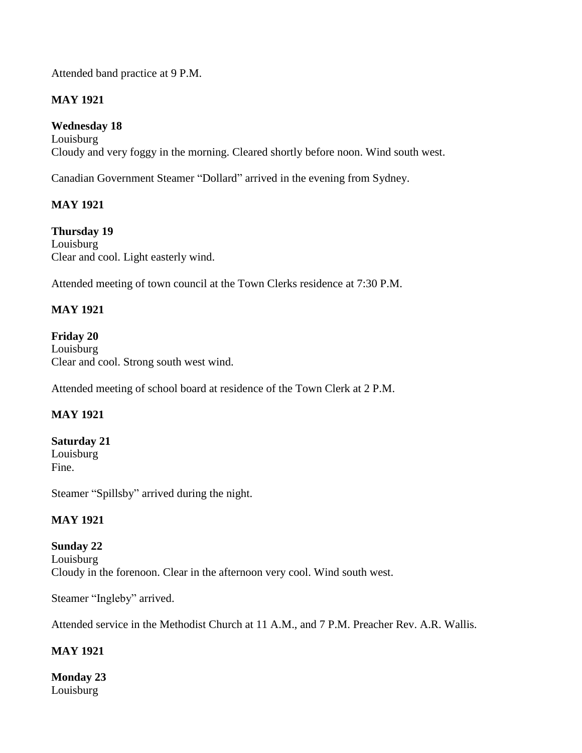Attended band practice at 9 P.M.

**MAY 1921**

**Wednesday 18**
Louisburg
Cloudy and very foggy in the morning. Cleared shortly before noon. Wind south west.

Canadian Government Steamer "Dollard" arrived in the evening from Sydney.

**MAY 1921**

**Thursday 19**
Louisburg
Clear and cool. Light easterly wind.

Attended meeting of town council at the Town Clerks residence at 7:30 P.M.

**MAY 1921**

**Friday 20**
Louisburg
Clear and cool. Strong south west wind.

Attended meeting of school board at residence of the Town Clerk at 2 P.M.

**MAY 1921**

**Saturday 21**
Louisburg
Fine.

Steamer "Spillsby" arrived during the night.

**MAY 1921**

**Sunday 22**
Louisburg
Cloudy in the forenoon. Clear in the afternoon very cool. Wind south west.

Steamer "Ingleby" arrived.

Attended service in the Methodist Church at 11 A.M., and 7 P.M. Preacher Rev. A.R. Wallis.

**MAY 1921**

**Monday 23**
Louisburg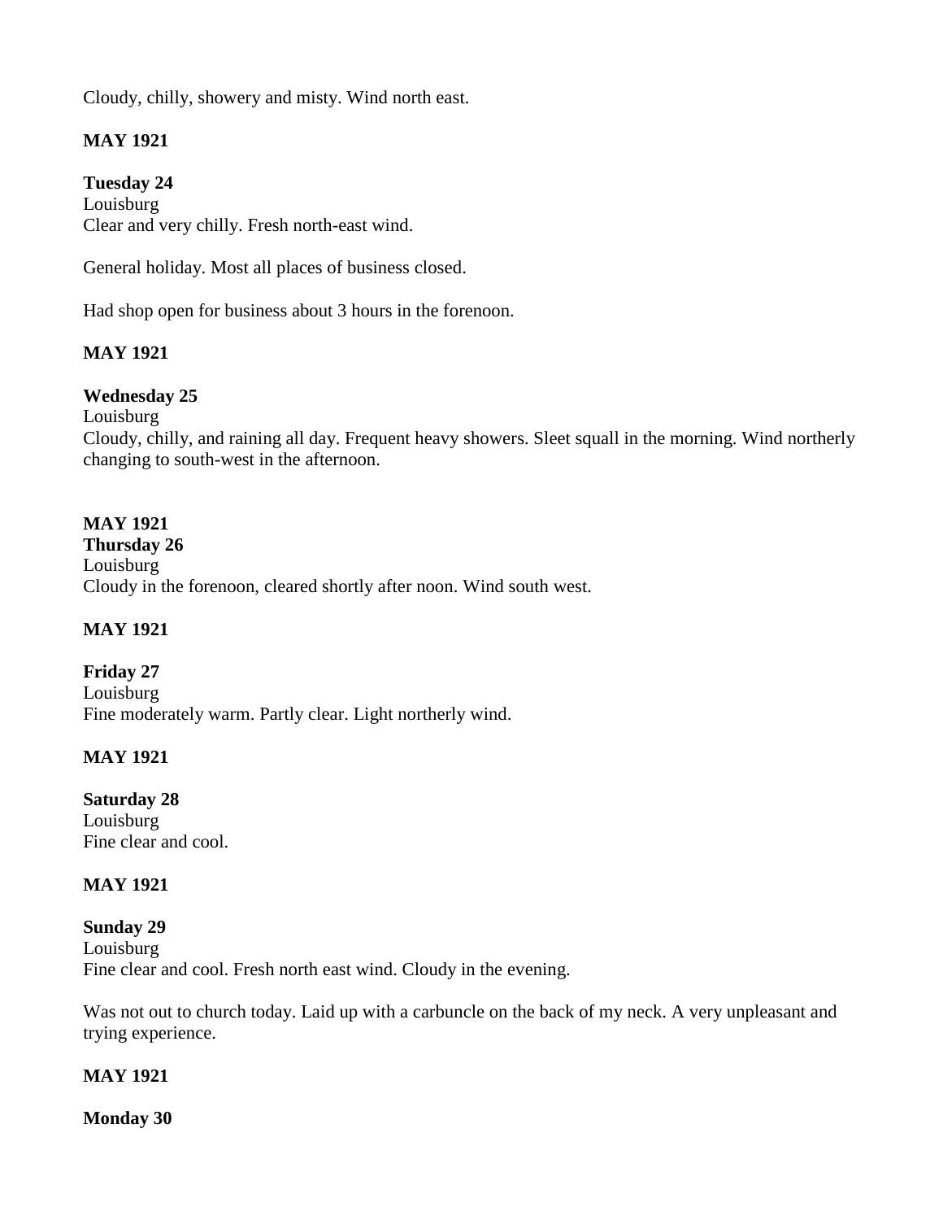Cloudy, chilly, showery and misty. Wind north east.

**MAY 1921**

**Tuesday 24**
Louisburg
Clear and very chilly. Fresh north-east wind.

General holiday. Most all places of business closed.

Had shop open for business about 3 hours in the forenoon.

**MAY 1921**

**Wednesday 25**
Louisburg
Cloudy, chilly, and raining all day. Frequent heavy showers. Sleet squall in the morning. Wind northerly changing to south-west in the afternoon.

**MAY 1921**
**Thursday 26**
Louisburg
Cloudy in the forenoon, cleared shortly after noon. Wind south west.

**MAY 1921**

**Friday 27**
Louisburg
Fine moderately warm. Partly clear. Light northerly wind.

**MAY 1921**

**Saturday 28**
Louisburg
Fine clear and cool.

**MAY 1921**

**Sunday 29**
Louisburg
Fine clear and cool. Fresh north east wind. Cloudy in the evening.

Was not out to church today. Laid up with a carbuncle on the back of my neck. A very unpleasant and trying experience.

**MAY 1921**

**Monday 30**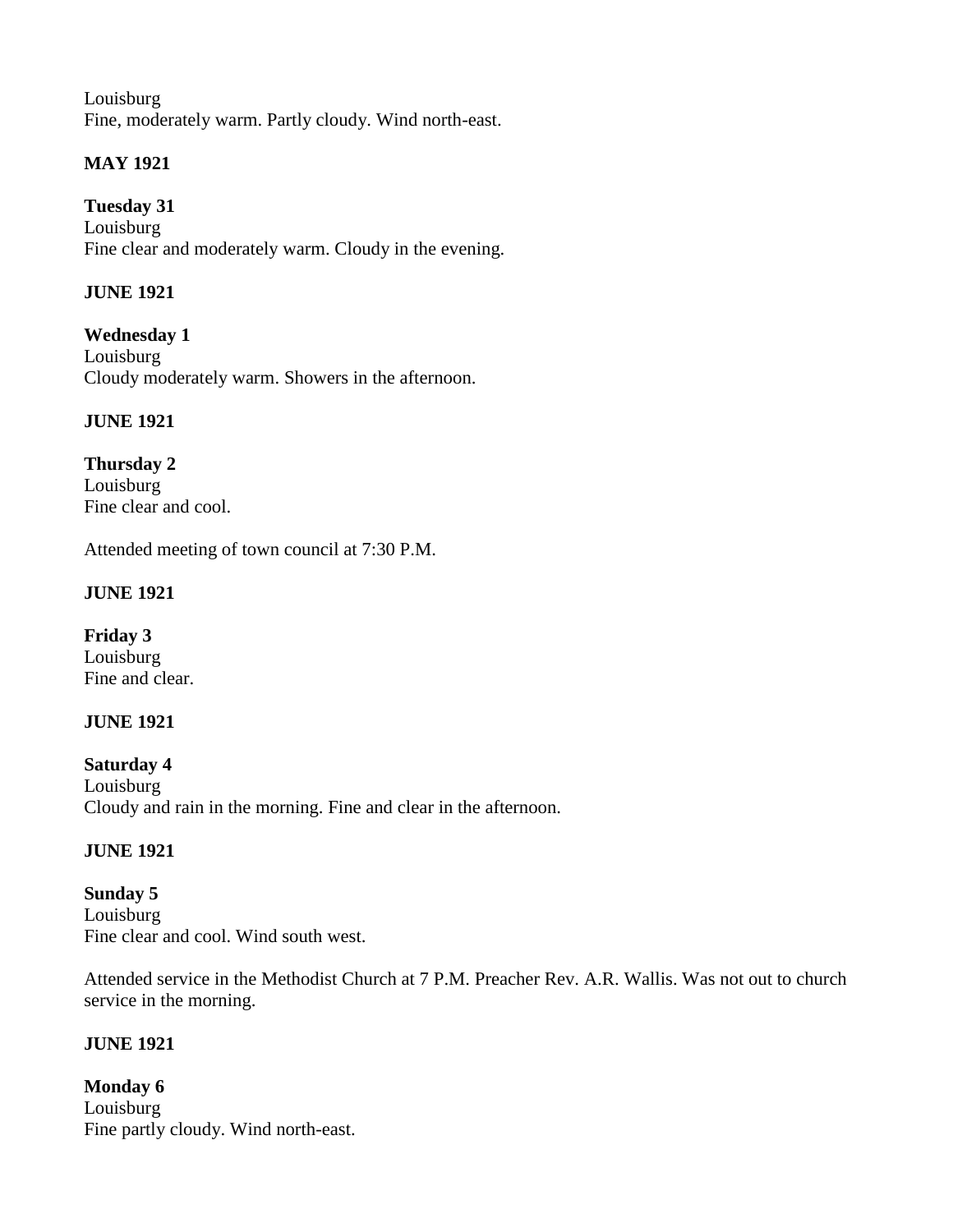Louisburg
Fine, moderately warm. Partly cloudy. Wind north-east.

**MAY 1921**

**Tuesday 31**
Louisburg
Fine clear and moderately warm. Cloudy in the evening.

**JUNE 1921**

**Wednesday 1**
Louisburg
Cloudy moderately warm. Showers in the afternoon.

**JUNE 1921**

**Thursday 2**
Louisburg
Fine clear and cool.

Attended meeting of town council at 7:30 P.M.

**JUNE 1921**

**Friday 3**
Louisburg
Fine and clear.

**JUNE 1921**

**Saturday 4**
Louisburg
Cloudy and rain in the morning. Fine and clear in the afternoon.

**JUNE 1921**

**Sunday 5**
Louisburg
Fine clear and cool. Wind south west.

Attended service in the Methodist Church at 7 P.M. Preacher Rev. A.R. Wallis. Was not out to church service in the morning.

**JUNE 1921**

**Monday 6**
Louisburg
Fine partly cloudy. Wind north-east.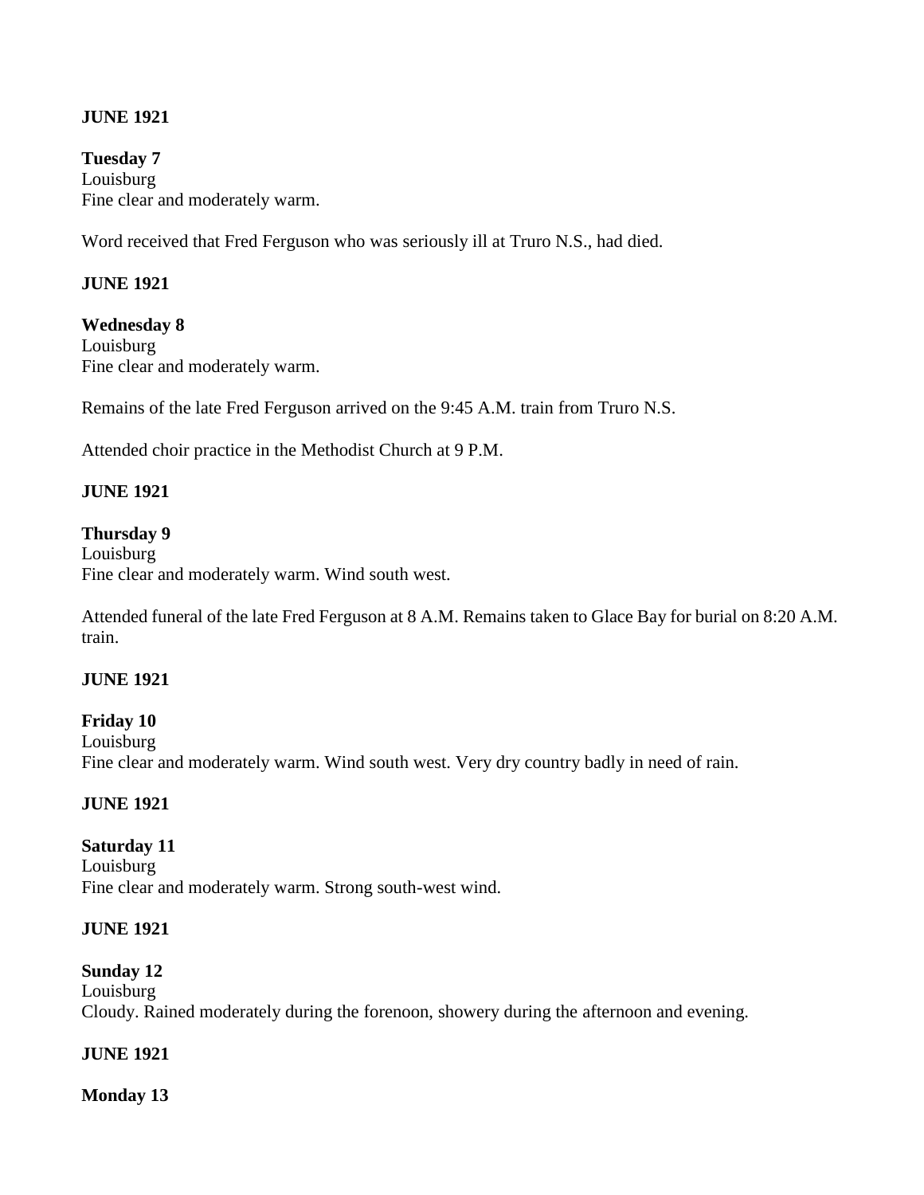**JUNE 1921**

**Tuesday 7**
Louisburg
Fine clear and moderately warm.

Word received that Fred Ferguson who was seriously ill at Truro N.S., had died.

**JUNE 1921**

**Wednesday 8**
Louisburg
Fine clear and moderately warm.

Remains of the late Fred Ferguson arrived on the 9:45 A.M. train from Truro N.S.

Attended choir practice in the Methodist Church at 9 P.M.

**JUNE 1921**

**Thursday 9**
Louisburg
Fine clear and moderately warm. Wind south west.

Attended funeral of the late Fred Ferguson at 8 A.M. Remains taken to Glace Bay for burial on 8:20 A.M. train.

**JUNE 1921**

**Friday 10**
Louisburg
Fine clear and moderately warm. Wind south west. Very dry country badly in need of rain.

**JUNE 1921**

**Saturday 11**
Louisburg
Fine clear and moderately warm. Strong south-west wind.

**JUNE 1921**

**Sunday 12**
Louisburg
Cloudy. Rained moderately during the forenoon, showery during the afternoon and evening.

**JUNE 1921**

**Monday 13**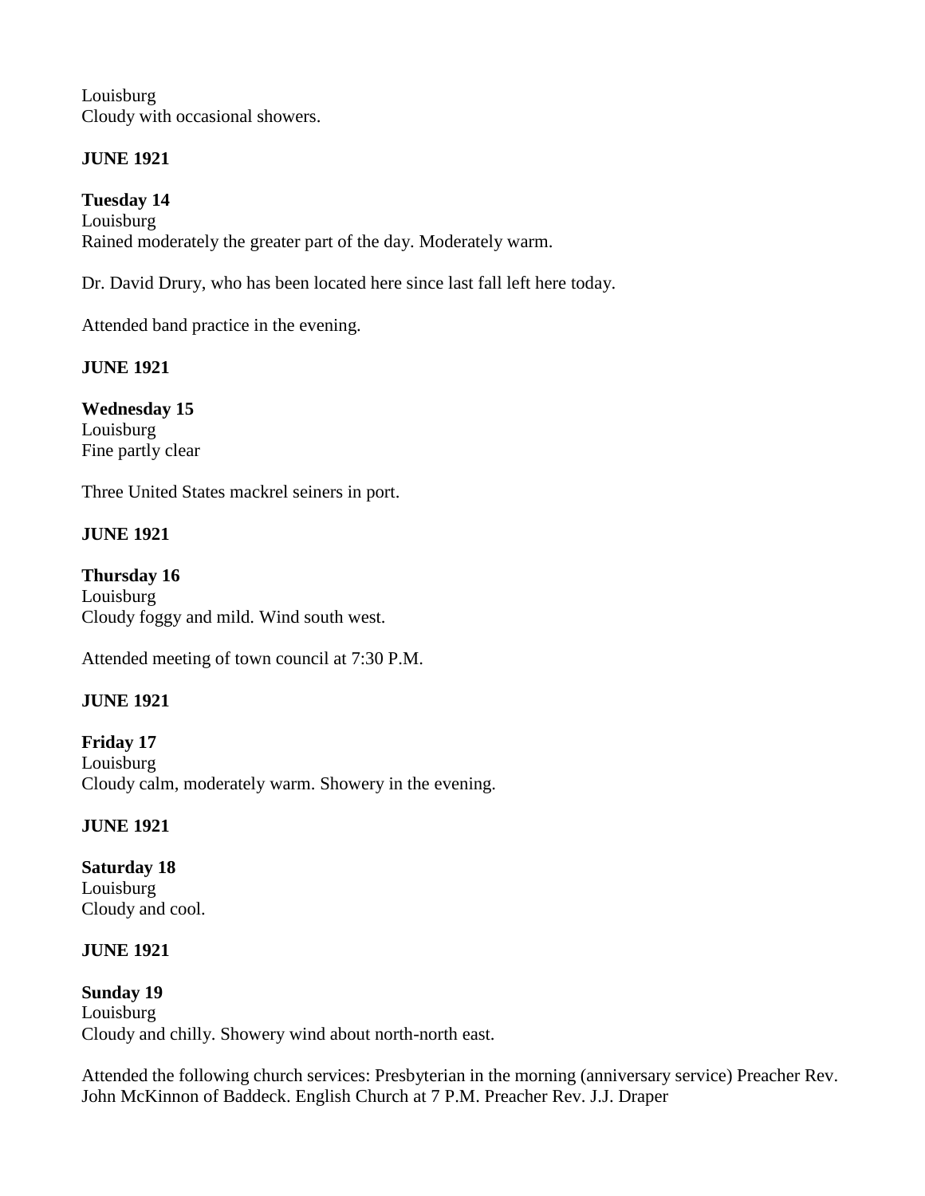Louisburg
Cloudy with occasional showers.

**JUNE 1921**

**Tuesday 14**
Louisburg
Rained moderately the greater part of the day. Moderately warm.

Dr. David Drury, who has been located here since last fall left here today.

Attended band practice in the evening.

**JUNE 1921**

**Wednesday 15**
Louisburg
Fine partly clear

Three United States mackrel seiners in port.

**JUNE 1921**

**Thursday 16**
Louisburg
Cloudy foggy and mild. Wind south west.

Attended meeting of town council at 7:30 P.M.

**JUNE 1921**

**Friday 17**
Louisburg
Cloudy calm, moderately warm. Showery in the evening.

**JUNE 1921**

**Saturday 18**
Louisburg
Cloudy and cool.

**JUNE 1921**

**Sunday 19**
Louisburg
Cloudy and chilly. Showery wind about north-north east.

Attended the following church services: Presbyterian in the morning (anniversary service) Preacher Rev. John McKinnon of Baddeck. English Church at 7 P.M. Preacher Rev. J.J. Draper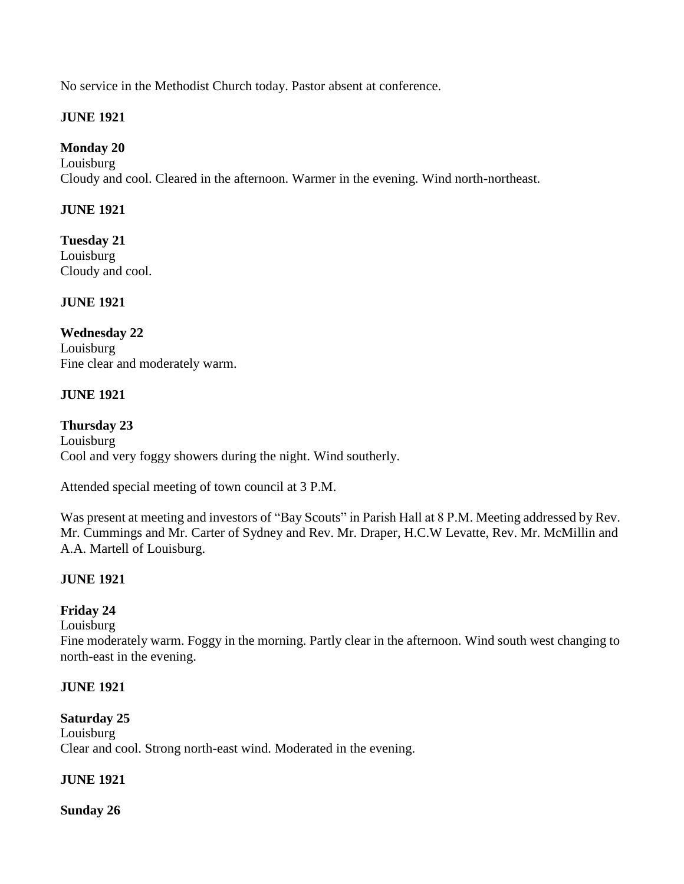No service in the Methodist Church today. Pastor absent at conference.

**JUNE 1921**

**Monday 20**
Louisburg
Cloudy and cool. Cleared in the afternoon. Warmer in the evening. Wind north-northeast.

**JUNE 1921**

**Tuesday 21**
Louisburg
Cloudy and cool.

**JUNE 1921**

**Wednesday 22**
Louisburg
Fine clear and moderately warm.

**JUNE 1921**

**Thursday 23**
Louisburg
Cool and very foggy showers during the night. Wind southerly.

Attended special meeting of town council at 3 P.M.

Was present at meeting and investors of "Bay Scouts" in Parish Hall at 8 P.M. Meeting addressed by Rev. Mr. Cummings and Mr. Carter of Sydney and Rev. Mr. Draper, H.C.W Levatte, Rev. Mr. McMillin and A.A. Martell of Louisburg.

**JUNE 1921**

**Friday 24**
Louisburg
Fine moderately warm. Foggy in the morning. Partly clear in the afternoon. Wind south west changing to north-east in the evening.

**JUNE 1921**

**Saturday 25**
Louisburg
Clear and cool. Strong north-east wind. Moderated in the evening.

**JUNE 1921**

**Sunday 26**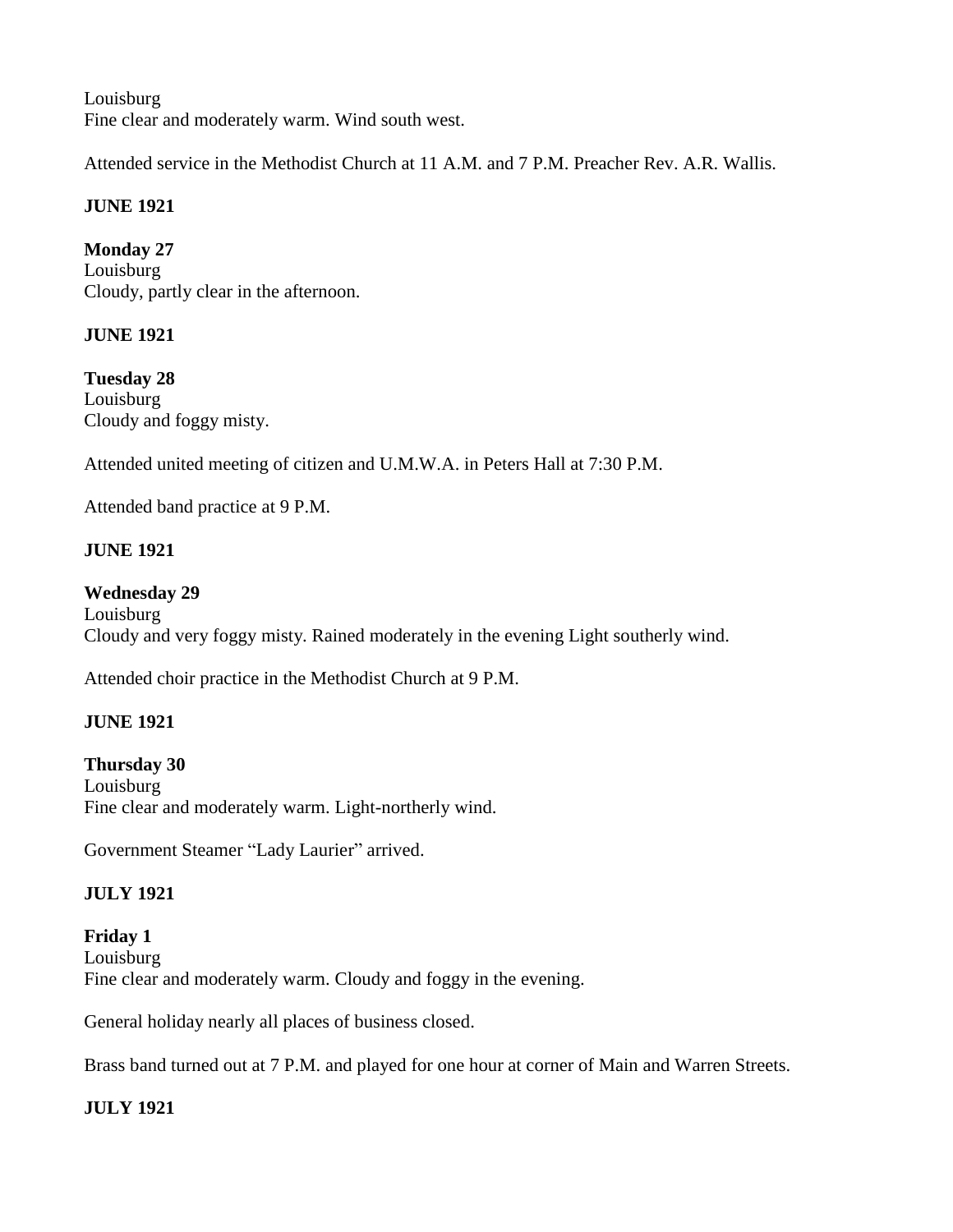Louisburg
Fine clear and moderately warm. Wind south west.

Attended service in the Methodist Church at 11 A.M. and 7 P.M. Preacher Rev. A.R. Wallis.

**JUNE 1921**

**Monday 27**
Louisburg
Cloudy, partly clear in the afternoon.

**JUNE 1921**

**Tuesday 28**
Louisburg
Cloudy and foggy misty.

Attended united meeting of citizen and U.M.W.A. in Peters Hall at 7:30 P.M.

Attended band practice at 9 P.M.

**JUNE 1921**

**Wednesday 29**
Louisburg
Cloudy and very foggy misty. Rained moderately in the evening Light southerly wind.

Attended choir practice in the Methodist Church at 9 P.M.

**JUNE 1921**

**Thursday 30**
Louisburg
Fine clear and moderately warm. Light-northerly wind.

Government Steamer "Lady Laurier" arrived.

**JULY 1921**

**Friday 1**
Louisburg
Fine clear and moderately warm. Cloudy and foggy in the evening.

General holiday nearly all places of business closed.

Brass band turned out at 7 P.M. and played for one hour at corner of Main and Warren Streets.

**JULY 1921**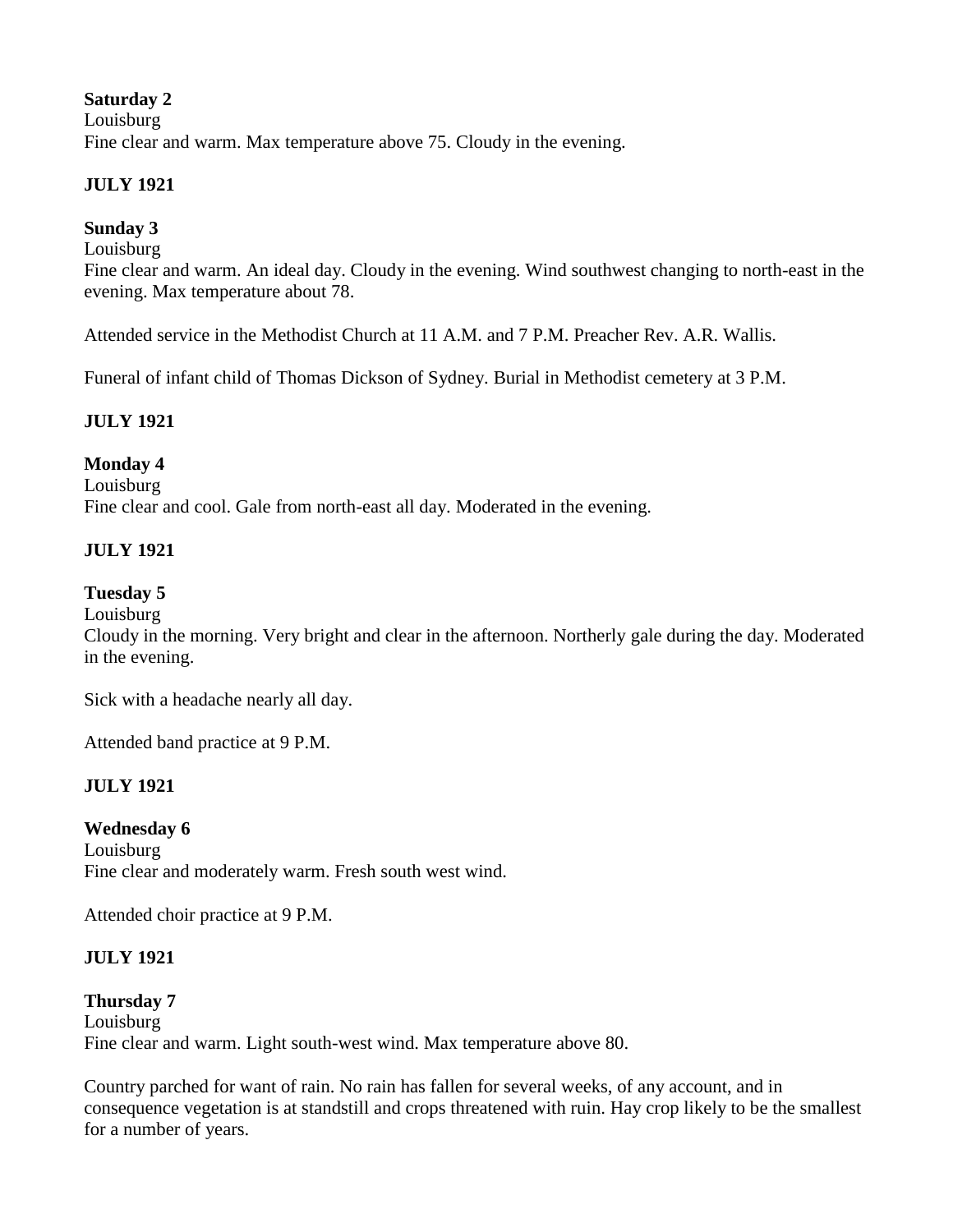**Saturday 2**
Louisburg
Fine clear and warm. Max temperature above 75. Cloudy in the evening.

**JULY 1921**

**Sunday 3**
Louisburg
Fine clear and warm. An ideal day. Cloudy in the evening. Wind southwest changing to north-east in the evening. Max temperature about 78.

Attended service in the Methodist Church at 11 A.M. and 7 P.M. Preacher Rev. A.R. Wallis.

Funeral of infant child of Thomas Dickson of Sydney. Burial in Methodist cemetery at 3 P.M.

**JULY 1921**

**Monday 4**
Louisburg
Fine clear and cool. Gale from north-east all day. Moderated in the evening.

**JULY 1921**

**Tuesday 5**
Louisburg
Cloudy in the morning. Very bright and clear in the afternoon. Northerly gale during the day. Moderated in the evening.

Sick with a headache nearly all day.

Attended band practice at 9 P.M.

**JULY 1921**

**Wednesday 6**
Louisburg
Fine clear and moderately warm. Fresh south west wind.

Attended choir practice at 9 P.M.

**JULY 1921**

**Thursday 7**
Louisburg
Fine clear and warm. Light south-west wind. Max temperature above 80.

Country parched for want of rain. No rain has fallen for several weeks, of any account, and in consequence vegetation is at standstill and crops threatened with ruin. Hay crop likely to be the smallest for a number of years.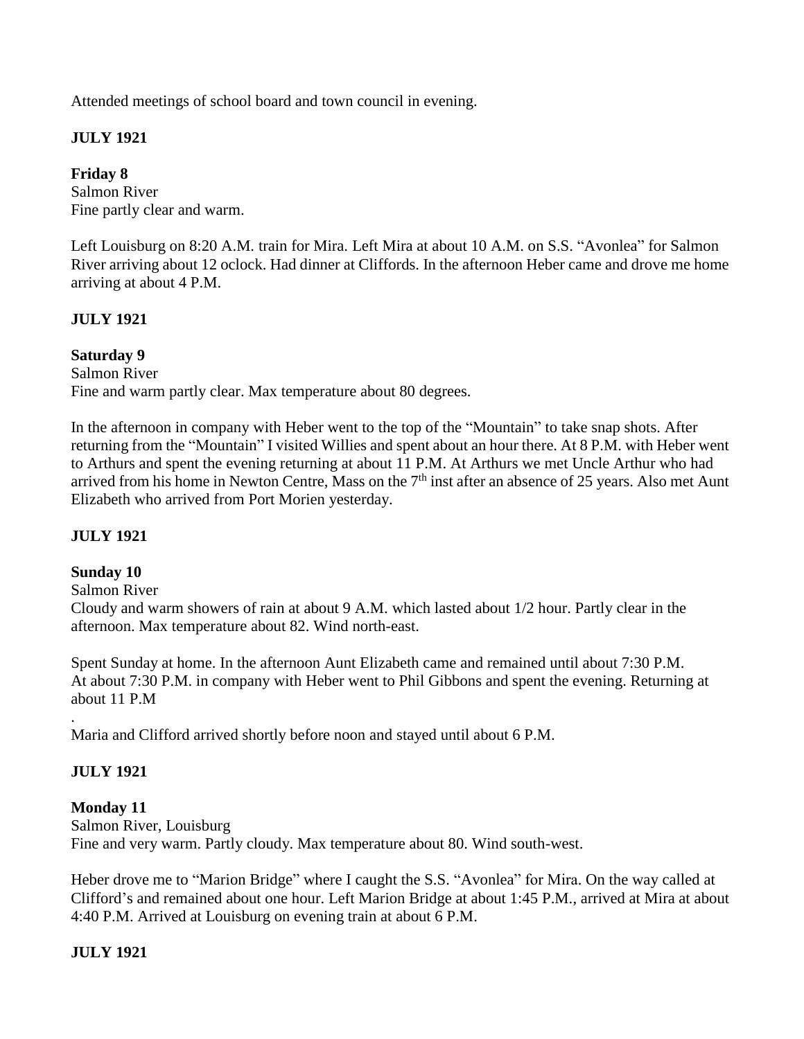Attended meetings of school board and town council in evening.

**JULY 1921**

**Friday 8**
Salmon River
Fine partly clear and warm.

Left Louisburg on 8:20 A.M. train for Mira. Left Mira at about 10 A.M. on S.S. "Avonlea" for Salmon River arriving about 12 oclock. Had dinner at Cliffords. In the afternoon Heber came and drove me home arriving at about 4 P.M.

**JULY 1921**

**Saturday 9**
Salmon River
Fine and warm partly clear. Max temperature about 80 degrees.

In the afternoon in company with Heber went to the top of the "Mountain" to take snap shots. After returning from the "Mountain" I visited Willies and spent about an hour there. At 8 P.M. with Heber went to Arthurs and spent the evening returning at about 11 P.M. At Arthurs we met Uncle Arthur who had arrived from his home in Newton Centre, Mass on the 7th inst after an absence of 25 years. Also met Aunt Elizabeth who arrived from Port Morien yesterday.

**JULY 1921**

**Sunday 10**
Salmon River
Cloudy and warm showers of rain at about 9 A.M. which lasted about 1/2 hour. Partly clear in the afternoon. Max temperature about 82. Wind north-east.

Spent Sunday at home. In the afternoon Aunt Elizabeth came and remained until about 7:30 P.M. At about 7:30 P.M. in company with Heber went to Phil Gibbons and spent the evening. Returning at about 11 P.M

.
Maria and Clifford arrived shortly before noon and stayed until about 6 P.M.

**JULY 1921**

**Monday 11**
Salmon River, Louisburg
Fine and very warm. Partly cloudy. Max temperature about 80. Wind south-west.

Heber drove me to "Marion Bridge" where I caught the S.S. "Avonlea" for Mira. On the way called at Clifford's and remained about one hour. Left Marion Bridge at about 1:45 P.M., arrived at Mira at about 4:40 P.M. Arrived at Louisburg on evening train at about 6 P.M.

**JULY 1921**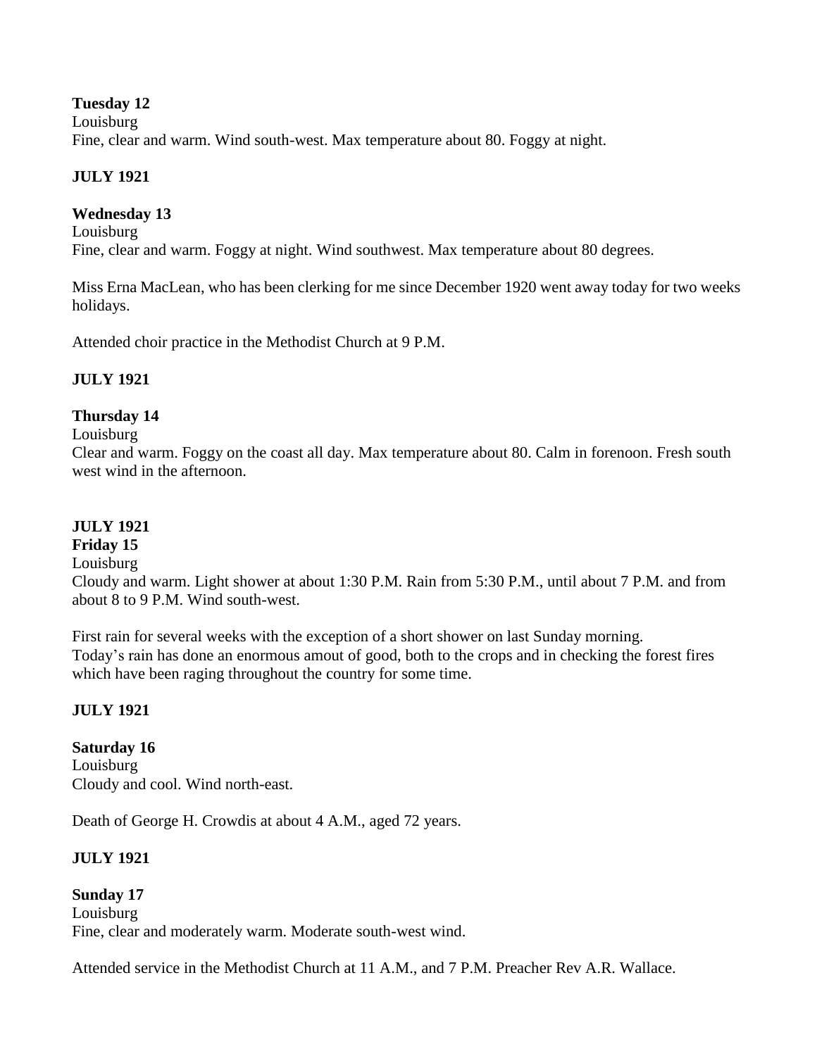**Tuesday 12**
Louisburg
Fine, clear and warm. Wind south-west. Max temperature about 80. Foggy at night.

**JULY 1921**

**Wednesday 13**
Louisburg
Fine, clear and warm. Foggy at night. Wind southwest. Max temperature about 80 degrees.

Miss Erna MacLean, who has been clerking for me since December 1920 went away today for two weeks holidays.

Attended choir practice in the Methodist Church at 9 P.M.

**JULY 1921**

**Thursday 14**
Louisburg
Clear and warm. Foggy on the coast all day. Max temperature about 80. Calm in forenoon. Fresh south west wind in the afternoon.

**JULY 1921**
**Friday 15**
Louisburg
Cloudy and warm. Light shower at about 1:30 P.M. Rain from 5:30 P.M., until about 7 P.M. and from about 8 to 9 P.M. Wind south-west.

First rain for several weeks with the exception of a short shower on last Sunday morning.
Today's rain has done an enormous amout of good, both to the crops and in checking the forest fires which have been raging throughout the country for some time.

**JULY 1921**

**Saturday 16**
Louisburg
Cloudy and cool. Wind north-east.

Death of George H. Crowdis at about 4 A.M., aged 72 years.

**JULY 1921**

**Sunday 17**
Louisburg
Fine, clear and moderately warm. Moderate south-west wind.

Attended service in the Methodist Church at 11 A.M., and 7 P.M. Preacher Rev A.R. Wallace.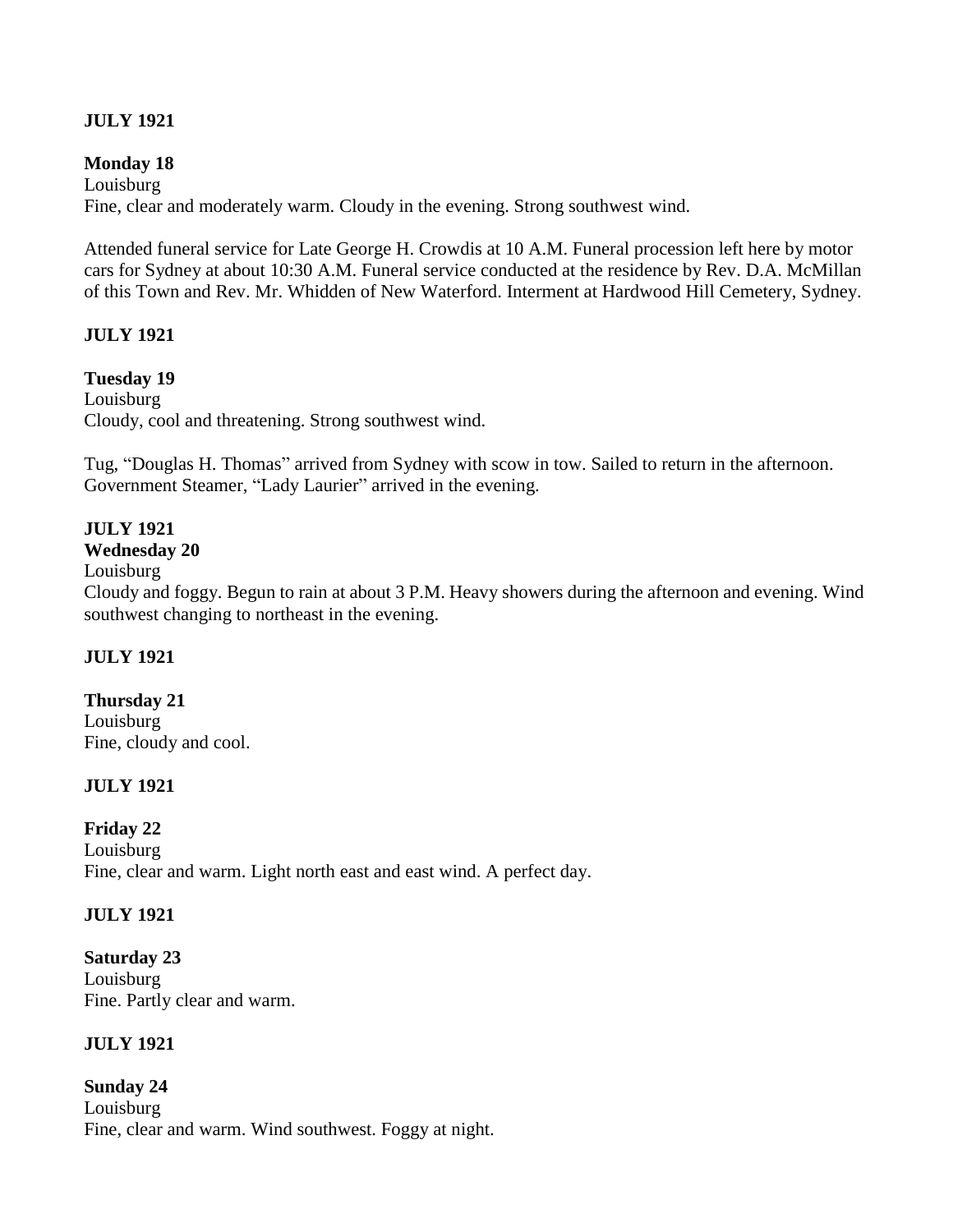**JULY 1921**

**Monday 18**
Louisburg
Fine, clear and moderately warm. Cloudy in the evening. Strong southwest wind.

Attended funeral service for Late George H. Crowdis at 10 A.M. Funeral procession left here by motor cars for Sydney at about 10:30 A.M. Funeral service conducted at the residence by Rev. D.A. McMillan of this Town and Rev. Mr. Whidden of New Waterford. Interment at Hardwood Hill Cemetery, Sydney.

**JULY 1921**

**Tuesday 19**
Louisburg
Cloudy, cool and threatening. Strong southwest wind.

Tug, "Douglas H. Thomas" arrived from Sydney with scow in tow. Sailed to return in the afternoon. Government Steamer, "Lady Laurier" arrived in the evening.

**JULY 1921**
**Wednesday 20**
Louisburg
Cloudy and foggy. Begun to rain at about 3 P.M. Heavy showers during the afternoon and evening. Wind southwest changing to northeast in the evening.

**JULY 1921**

**Thursday 21**
Louisburg
Fine, cloudy and cool.

**JULY 1921**

**Friday 22**
Louisburg
Fine, clear and warm. Light north east and east wind. A perfect day.

**JULY 1921**

**Saturday 23**
Louisburg
Fine. Partly clear and warm.

**JULY 1921**

**Sunday 24**
Louisburg
Fine, clear and warm. Wind southwest. Foggy at night.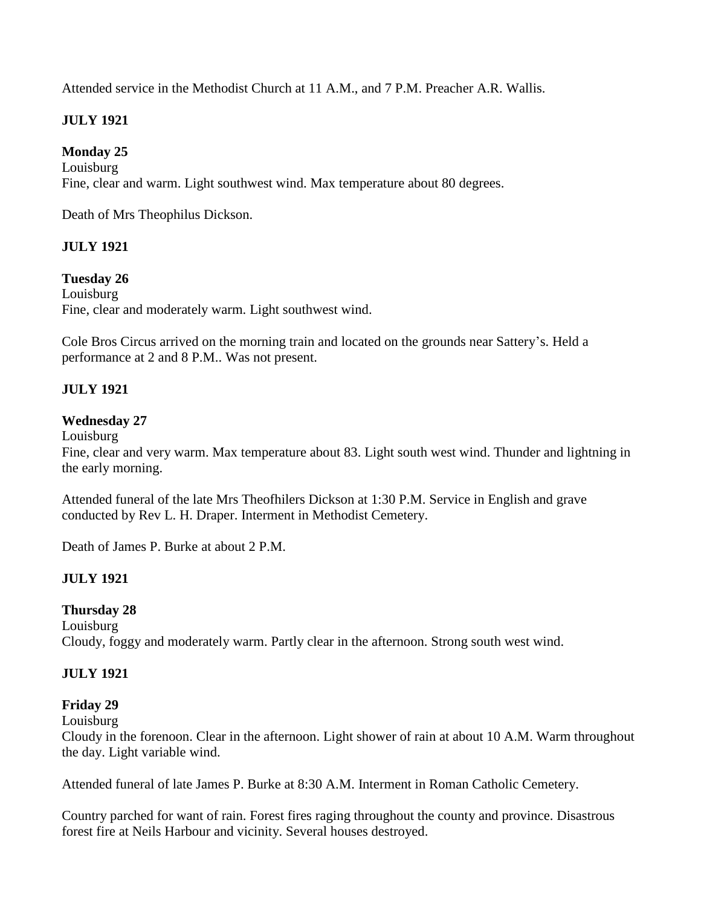Attended service in the Methodist Church at 11 A.M., and 7 P.M. Preacher A.R. Wallis.

**JULY 1921**

**Monday 25**
Louisburg
Fine, clear and warm. Light southwest wind. Max temperature about 80 degrees.

Death of Mrs Theophilus Dickson.

**JULY 1921**

**Tuesday 26**
Louisburg
Fine, clear and moderately warm. Light southwest wind.

Cole Bros Circus arrived on the morning train and located on the grounds near Sattery's. Held a performance at 2 and 8 P.M.. Was not present.

**JULY 1921**

**Wednesday 27**
Louisburg
Fine, clear and very warm. Max temperature about 83. Light south west wind. Thunder and lightning in the early morning.

Attended funeral of the late Mrs Theofhilers Dickson at 1:30 P.M. Service in English and grave conducted by Rev L. H. Draper. Interment in Methodist Cemetery.

Death of James P. Burke at about 2 P.M.

**JULY 1921**

**Thursday 28**
Louisburg
Cloudy, foggy and moderately warm. Partly clear in the afternoon. Strong south west wind.

**JULY 1921**

**Friday 29**
Louisburg
Cloudy in the forenoon. Clear in the afternoon. Light shower of rain at about 10 A.M. Warm throughout the day. Light variable wind.

Attended funeral of late James P. Burke at 8:30 A.M. Interment in Roman Catholic Cemetery.

Country parched for want of rain. Forest fires raging throughout the county and province. Disastrous forest fire at Neils Harbour and vicinity. Several houses destroyed.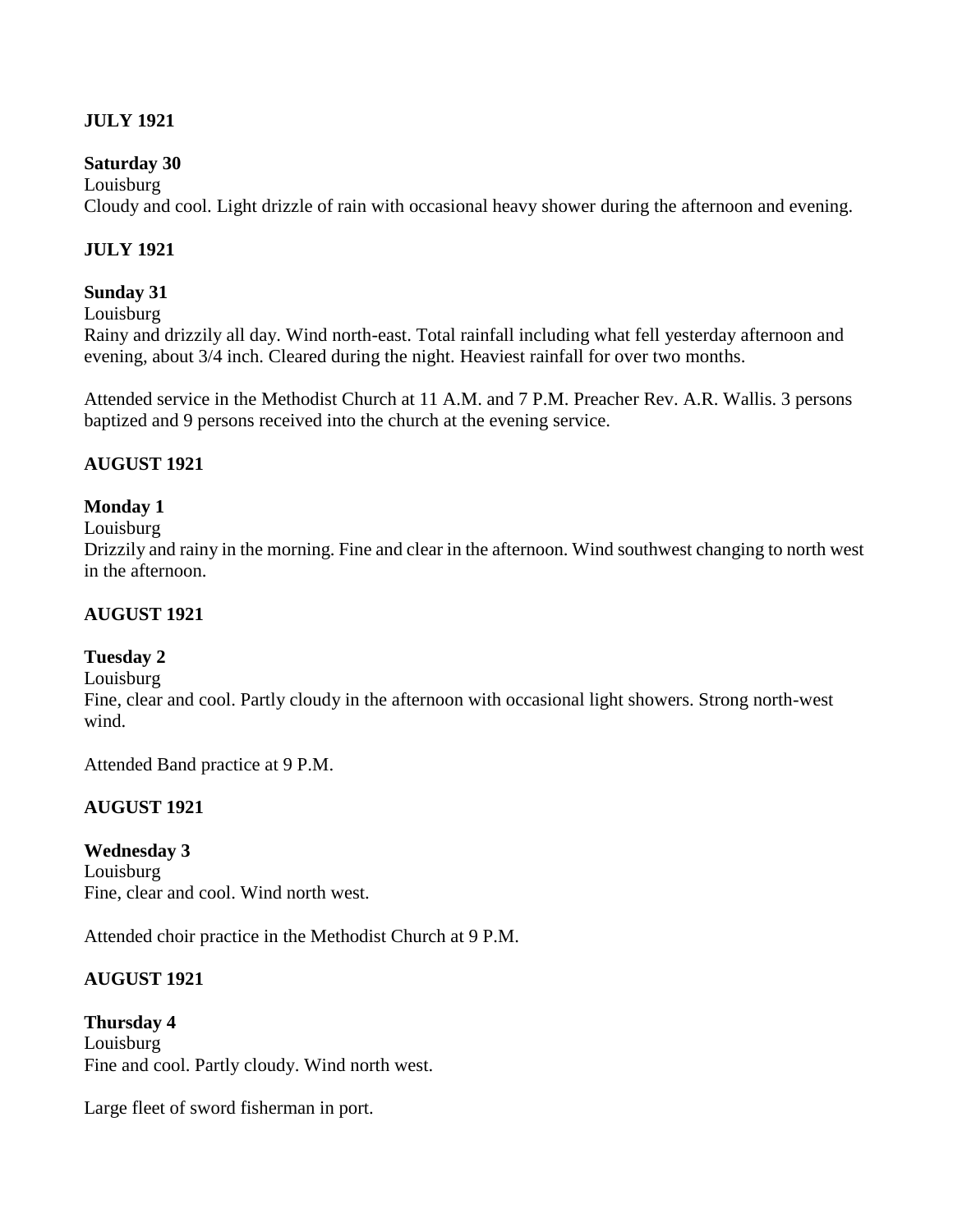**JULY 1921**

**Saturday 30**
Louisburg
Cloudy and cool. Light drizzle of rain with occasional heavy shower during the afternoon and evening.

**JULY 1921**

**Sunday 31**
Louisburg
Rainy and drizzily all day. Wind north-east. Total rainfall including what fell yesterday afternoon and evening, about 3/4 inch. Cleared during the night. Heaviest rainfall for over two months.

Attended service in the Methodist Church at 11 A.M. and 7 P.M. Preacher Rev. A.R. Wallis. 3 persons baptized and 9 persons received into the church at the evening service.

**AUGUST 1921**

**Monday 1**
Louisburg
Drizzily and rainy in the morning. Fine and clear in the afternoon. Wind southwest changing to north west in the afternoon.

**AUGUST 1921**

**Tuesday 2**
Louisburg
Fine, clear and cool. Partly cloudy in the afternoon with occasional light showers. Strong north-west wind.

Attended Band practice at 9 P.M.

**AUGUST 1921**

**Wednesday 3**
Louisburg
Fine, clear and cool. Wind north west.

Attended choir practice in the Methodist Church at 9 P.M.

**AUGUST 1921**

**Thursday 4**
Louisburg
Fine and cool. Partly cloudy. Wind north west.

Large fleet of sword fisherman in port.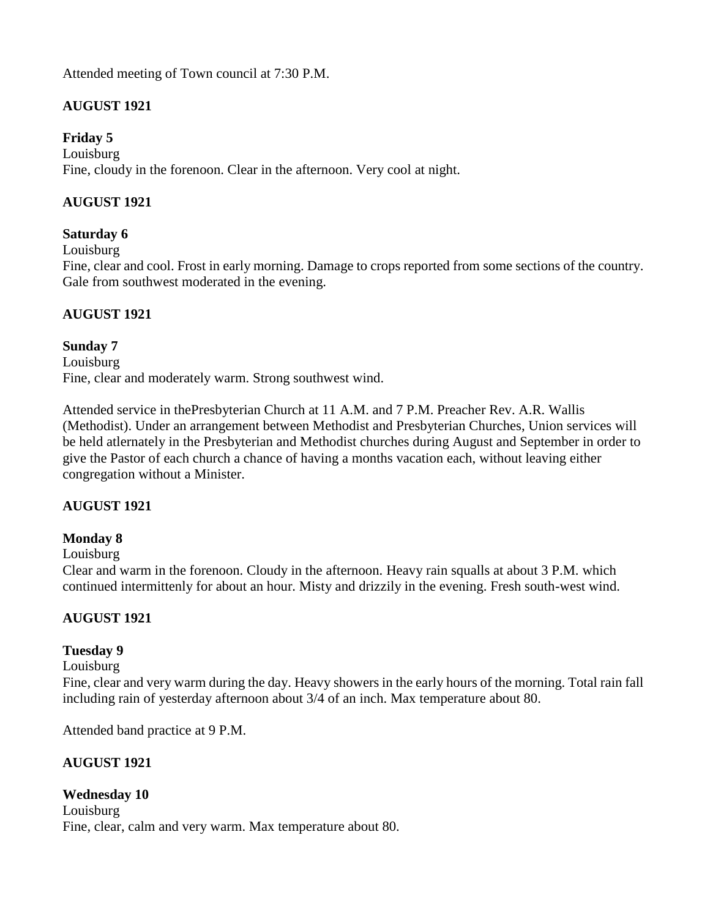Attended meeting of Town council at 7:30 P.M.

**AUGUST 1921**

**Friday 5**
Louisburg
Fine, cloudy in the forenoon. Clear in the afternoon. Very cool at night.

**AUGUST 1921**

**Saturday 6**
Louisburg
Fine, clear and cool. Frost in early morning. Damage to crops reported from some sections of the country. Gale from southwest moderated in the evening.

**AUGUST 1921**

**Sunday 7**
Louisburg
Fine, clear and moderately warm. Strong southwest wind.

Attended service in thePresbyterian Church at 11 A.M. and 7 P.M. Preacher Rev. A.R. Wallis (Methodist). Under an arrangement between Methodist and Presbyterian Churches, Union services will be held atlernately in the Presbyterian and Methodist churches during August and September in order to give the Pastor of each church a chance of having a months vacation each, without leaving either congregation without a Minister.

**AUGUST 1921**

**Monday 8**
Louisburg
Clear and warm in the forenoon. Cloudy in the afternoon. Heavy rain squalls at about 3 P.M. which continued intermittenly for about an hour. Misty and drizzily in the evening. Fresh south-west wind.

**AUGUST 1921**

**Tuesday 9**
Louisburg
Fine, clear and very warm during the day. Heavy showers in the early hours of the morning. Total rain fall including rain of yesterday afternoon about 3/4 of an inch. Max temperature about 80.

Attended band practice at 9 P.M.

**AUGUST 1921**

**Wednesday 10**
Louisburg
Fine, clear, calm and very warm. Max temperature about 80.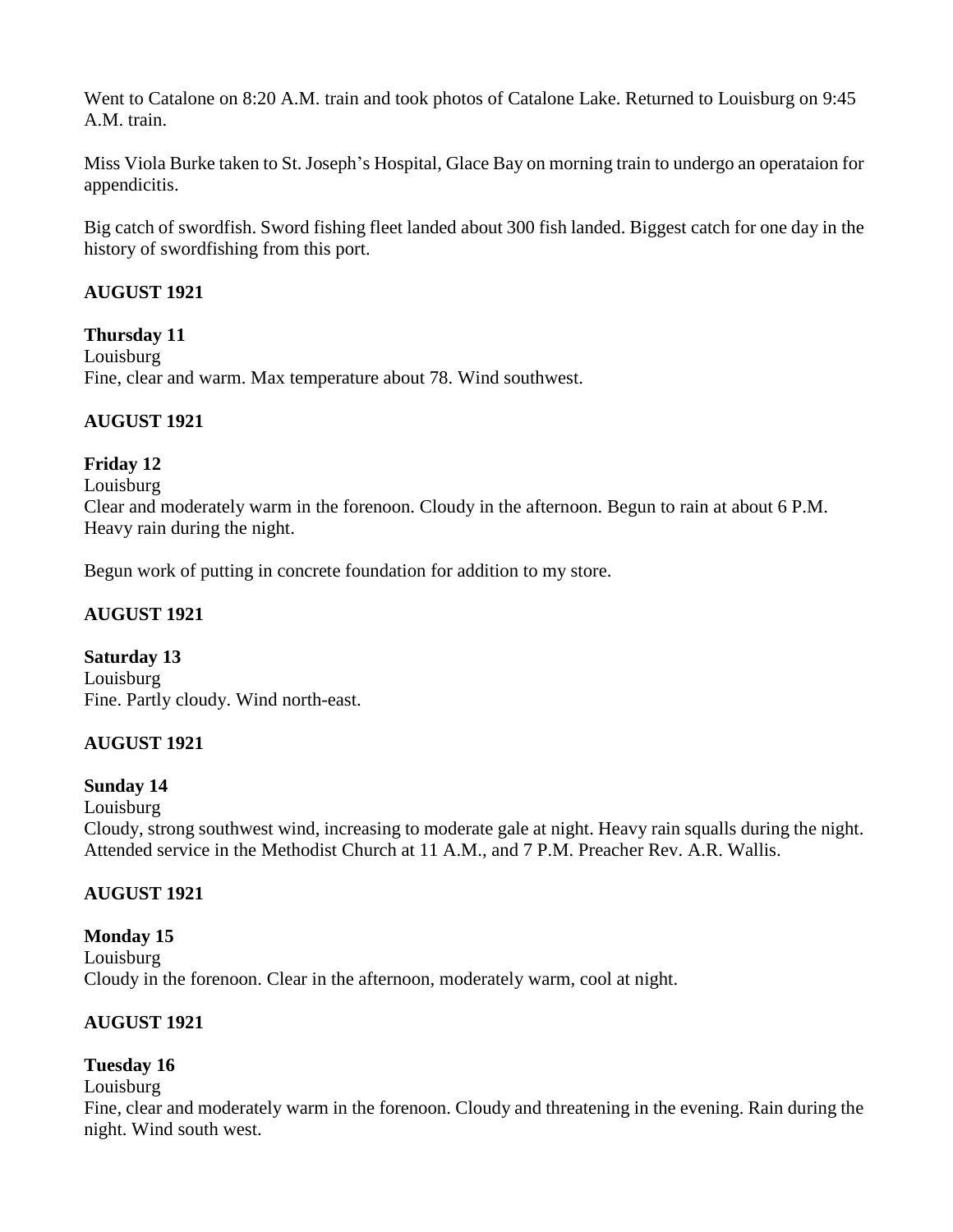Went to Catalone on 8:20 A.M. train and took photos of Catalone Lake. Returned to Louisburg on 9:45 A.M. train.

Miss Viola Burke taken to St. Joseph's Hospital, Glace Bay on morning train to undergo an operataion for appendicitis.

Big catch of swordfish. Sword fishing fleet landed about 300 fish landed. Biggest catch for one day in the history of swordfishing from this port.

**AUGUST 1921**

**Thursday 11**
Louisburg
Fine, clear and warm. Max temperature about 78. Wind southwest.

**AUGUST 1921**

**Friday 12**
Louisburg
Clear and moderately warm in the forenoon. Cloudy in the afternoon. Begun to rain at about 6 P.M. Heavy rain during the night.

Begun work of putting in concrete foundation for addition to my store.

**AUGUST 1921**

**Saturday 13**
Louisburg
Fine. Partly cloudy. Wind north-east.

**AUGUST 1921**

**Sunday 14**
Louisburg
Cloudy, strong southwest wind, increasing to moderate gale at night. Heavy rain squalls during the night. Attended service in the Methodist Church at 11 A.M., and 7 P.M. Preacher Rev. A.R. Wallis.

**AUGUST 1921**

**Monday 15**
Louisburg
Cloudy in the forenoon. Clear in the afternoon, moderately warm, cool at night.

**AUGUST 1921**

**Tuesday 16**
Louisburg
Fine, clear and moderately warm in the forenoon. Cloudy and threatening in the evening. Rain during the night. Wind south west.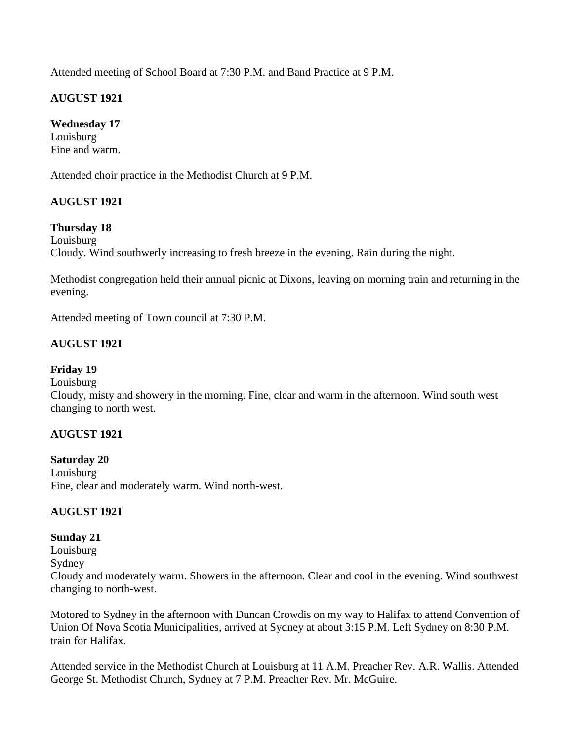Attended meeting of School Board at 7:30 P.M. and Band Practice at 9 P.M.

**AUGUST 1921**

**Wednesday 17**
Louisburg
Fine and warm.

Attended choir practice in the Methodist Church at 9 P.M.

**AUGUST 1921**

**Thursday 18**
Louisburg
Cloudy. Wind southwerly increasing to fresh breeze in the evening. Rain during the night.

Methodist congregation held their annual picnic at Dixons, leaving on morning train and returning in the evening.

Attended meeting of Town council at 7:30 P.M.

**AUGUST 1921**

**Friday 19**
Louisburg
Cloudy, misty and showery in the morning. Fine, clear and warm in the afternoon. Wind south west changing to north west.

**AUGUST 1921**

**Saturday 20**
Louisburg
Fine, clear and moderately warm. Wind north-west.

**AUGUST 1921**

**Sunday 21**
Louisburg
Sydney
Cloudy and moderately warm. Showers in the afternoon. Clear and cool in the evening. Wind southwest changing to north-west.

Motored to Sydney in the afternoon with Duncan Crowdis on my way to Halifax to attend Convention of Union Of Nova Scotia Municipalities, arrived at Sydney at about 3:15 P.M. Left Sydney on 8:30 P.M. train for Halifax.

Attended service in the Methodist Church at Louisburg at 11 A.M. Preacher Rev. A.R. Wallis. Attended George St. Methodist Church, Sydney at 7 P.M. Preacher Rev. Mr. McGuire.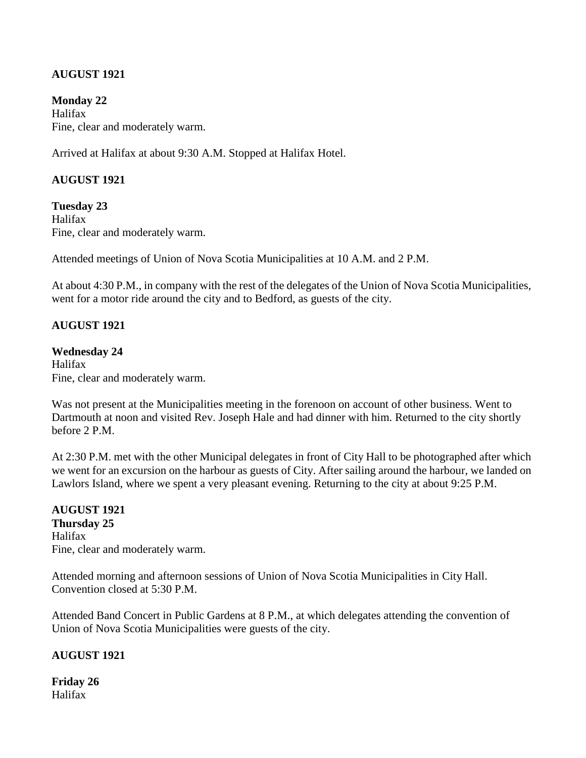**AUGUST 1921**

**Monday 22**
Halifax
Fine, clear and moderately warm.

Arrived at Halifax at about 9:30 A.M. Stopped at Halifax Hotel.

**AUGUST 1921**

**Tuesday 23**
Halifax
Fine, clear and moderately warm.

Attended meetings of Union of Nova Scotia Municipalities at 10 A.M. and 2 P.M.

At about 4:30 P.M., in company with the rest of the delegates of the Union of Nova Scotia Municipalities, went for a motor ride around the city and to Bedford, as guests of the city.

**AUGUST 1921**

**Wednesday 24**
Halifax
Fine, clear and moderately warm.

Was not present at the Municipalities meeting in the forenoon on account of other business. Went to Dartmouth at noon and visited Rev. Joseph Hale and had dinner with him. Returned to the city shortly before 2 P.M.

At 2:30 P.M. met with the other Municipal delegates in front of City Hall to be photographed after which we went for an excursion on the harbour as guests of City. After sailing around the harbour, we landed on Lawlors Island, where we spent a very pleasant evening. Returning to the city at about 9:25 P.M.

**AUGUST 1921**
**Thursday 25**
Halifax
Fine, clear and moderately warm.

Attended morning and afternoon sessions of Union of Nova Scotia Municipalities in City Hall. Convention closed at 5:30 P.M.

Attended Band Concert in Public Gardens at 8 P.M., at which delegates attending the convention of Union of Nova Scotia Municipalities were guests of the city.

**AUGUST 1921**

**Friday 26**
Halifax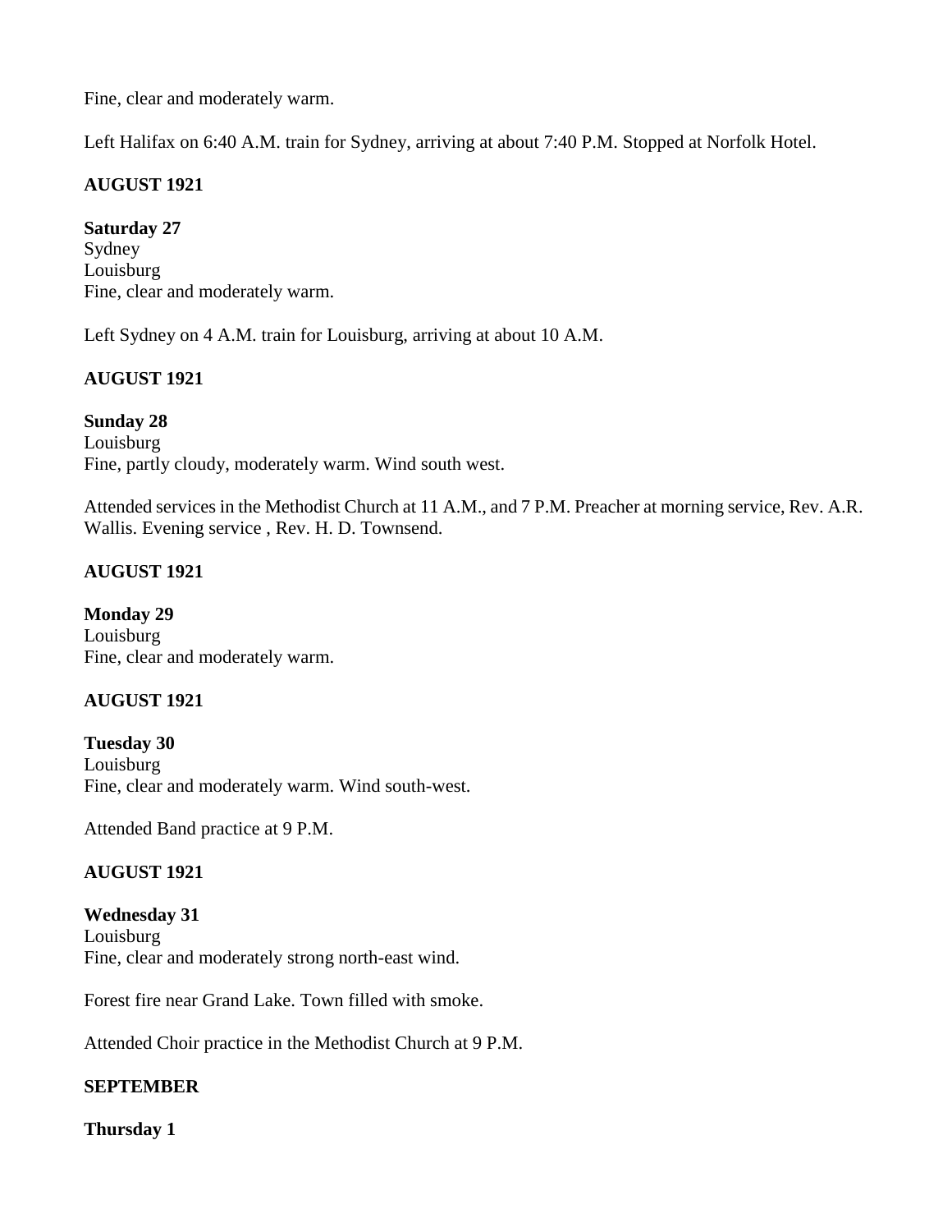Fine, clear and moderately warm.

Left Halifax on 6:40 A.M. train for Sydney, arriving at about 7:40 P.M. Stopped at Norfolk Hotel.

**AUGUST 1921**

**Saturday 27**
Sydney
Louisburg
Fine, clear and moderately warm.

Left Sydney on 4 A.M. train for Louisburg, arriving at about 10 A.M.

**AUGUST 1921**

**Sunday 28**
Louisburg
Fine, partly cloudy, moderately warm. Wind south west.

Attended services in the Methodist Church at 11 A.M., and 7 P.M. Preacher at morning service, Rev. A.R. Wallis. Evening service , Rev. H. D. Townsend.

**AUGUST 1921**

**Monday 29**
Louisburg
Fine, clear and moderately warm.

**AUGUST 1921**

**Tuesday 30**
Louisburg
Fine, clear and moderately warm. Wind south-west.

Attended Band practice at 9 P.M.

**AUGUST 1921**

**Wednesday 31**
Louisburg
Fine, clear and moderately strong north-east wind.

Forest fire near Grand Lake. Town filled with smoke.

Attended Choir practice in the Methodist Church at 9 P.M.

**SEPTEMBER**

**Thursday 1**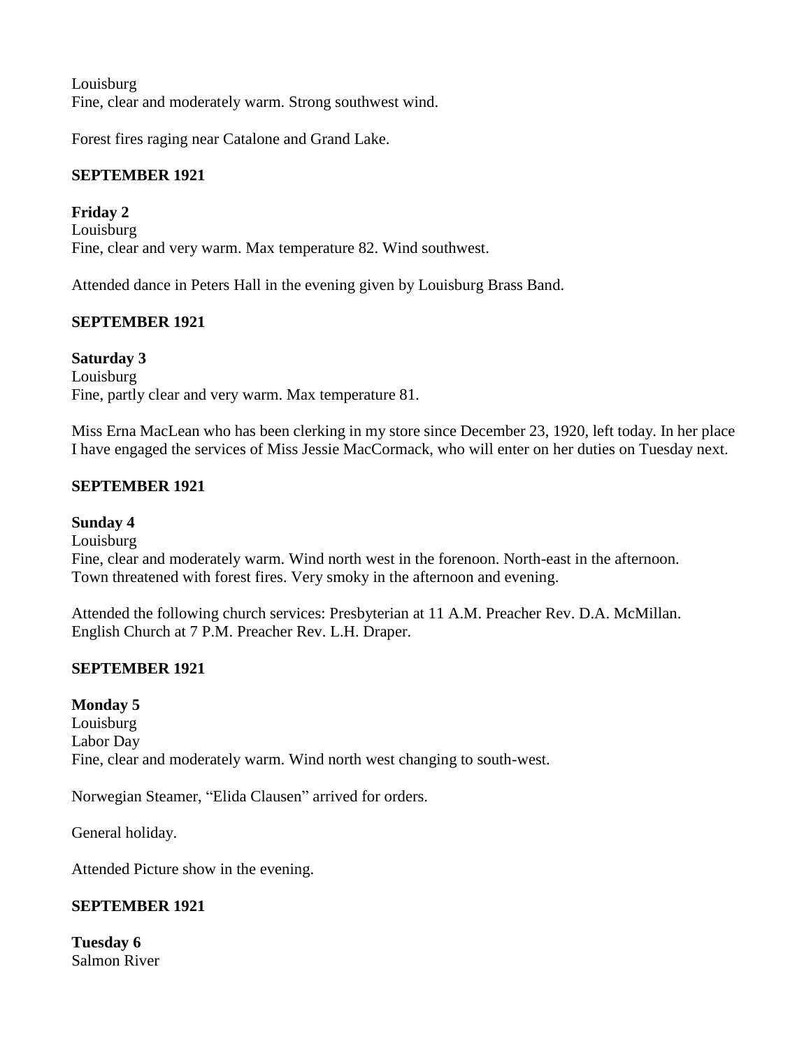Louisburg
Fine, clear and moderately warm. Strong southwest wind.

Forest fires raging near Catalone and Grand Lake.

**SEPTEMBER 1921**

**Friday 2**
Louisburg
Fine, clear and very warm. Max temperature 82. Wind southwest.

Attended dance in Peters Hall in the evening given by Louisburg Brass Band.

**SEPTEMBER 1921**

**Saturday 3**
Louisburg
Fine, partly clear and very warm. Max temperature 81.

Miss Erna MacLean who has been clerking in my store since December 23, 1920, left today. In her place I have engaged the services of Miss Jessie MacCormack, who will enter on her duties on Tuesday next.

**SEPTEMBER 1921**

**Sunday 4**
Louisburg
Fine, clear and moderately warm. Wind north west in the forenoon. North-east in the afternoon.
Town threatened with forest fires. Very smoky in the afternoon and evening.

Attended the following church services: Presbyterian at 11 A.M. Preacher Rev. D.A. McMillan.
English Church at 7 P.M. Preacher Rev. L.H. Draper.

**SEPTEMBER 1921**

**Monday 5**
Louisburg
Labor Day
Fine, clear and moderately warm. Wind north west changing to south-west.

Norwegian Steamer, "Elida Clausen" arrived for orders.

General holiday.

Attended Picture show in the evening.

**SEPTEMBER 1921**

**Tuesday 6**
Salmon River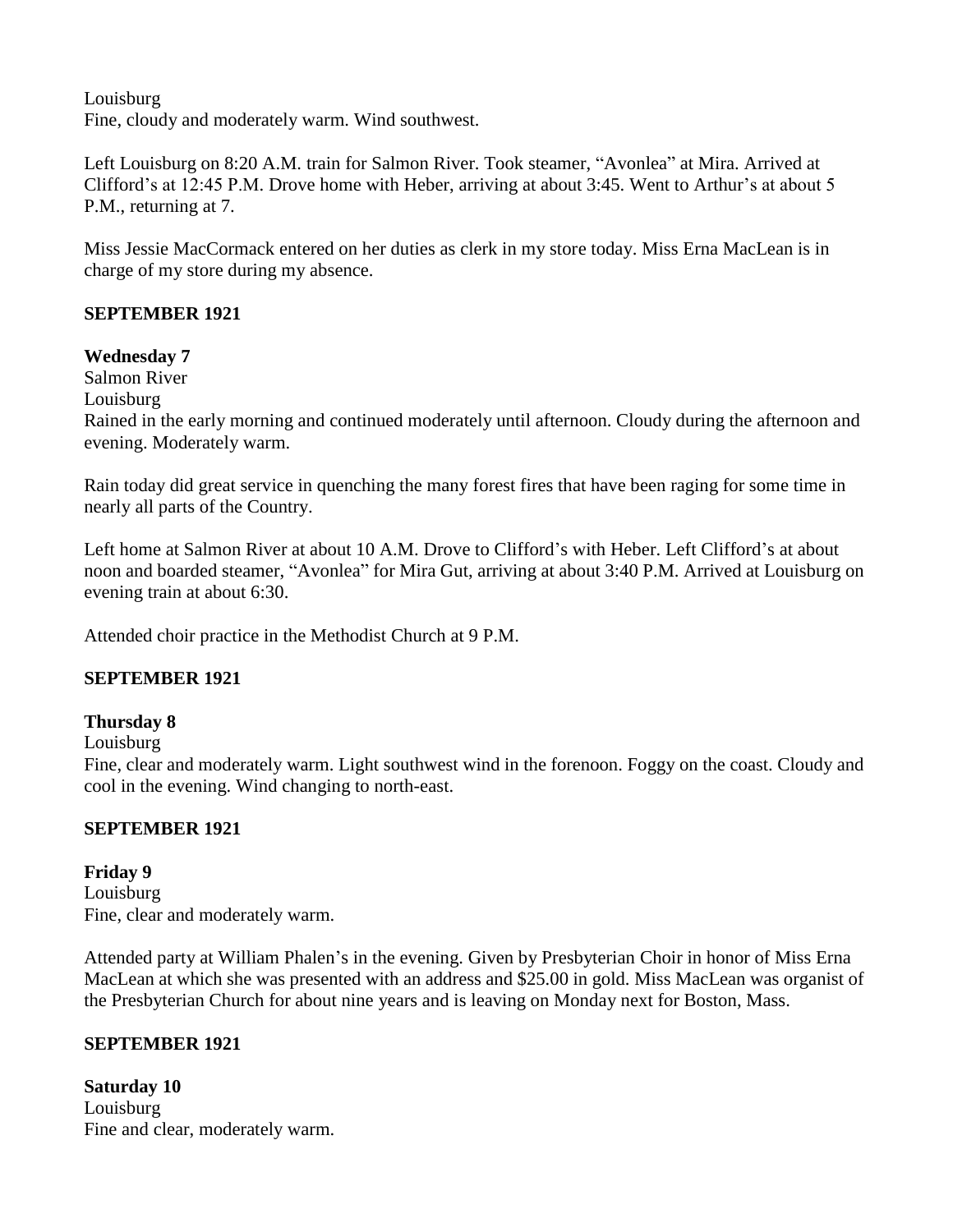Louisburg
Fine, cloudy and moderately warm. Wind southwest.

Left Louisburg on 8:20 A.M. train for Salmon River. Took steamer, "Avonlea" at Mira. Arrived at Clifford's at 12:45 P.M. Drove home with Heber, arriving at about 3:45. Went to Arthur's at about 5 P.M., returning at 7.

Miss Jessie MacCormack entered on her duties as clerk in my store today. Miss Erna MacLean is in charge of my store during my absence.

**SEPTEMBER 1921**

**Wednesday 7**
Salmon River
Louisburg
Rained in the early morning and continued moderately until afternoon. Cloudy during the afternoon and evening. Moderately warm.

Rain today did great service in quenching the many forest fires that have been raging for some time in nearly all parts of the Country.

Left home at Salmon River at about 10 A.M. Drove to Clifford's with Heber. Left Clifford's at about noon and boarded steamer, "Avonlea" for Mira Gut, arriving at about 3:40 P.M. Arrived at Louisburg on evening train at about 6:30.

Attended choir practice in the Methodist Church at 9 P.M.

**SEPTEMBER 1921**

**Thursday 8**
Louisburg
Fine, clear and moderately warm. Light southwest wind in the forenoon. Foggy on the coast. Cloudy and cool in the evening. Wind changing to north-east.

**SEPTEMBER 1921**

**Friday 9**
Louisburg
Fine, clear and moderately warm.

Attended party at William Phalen's in the evening. Given by Presbyterian Choir in honor of Miss Erna MacLean at which she was presented with an address and $25.00 in gold. Miss MacLean was organist of the Presbyterian Church for about nine years and is leaving on Monday next for Boston, Mass.

**SEPTEMBER 1921**

**Saturday 10**
Louisburg
Fine and clear, moderately warm.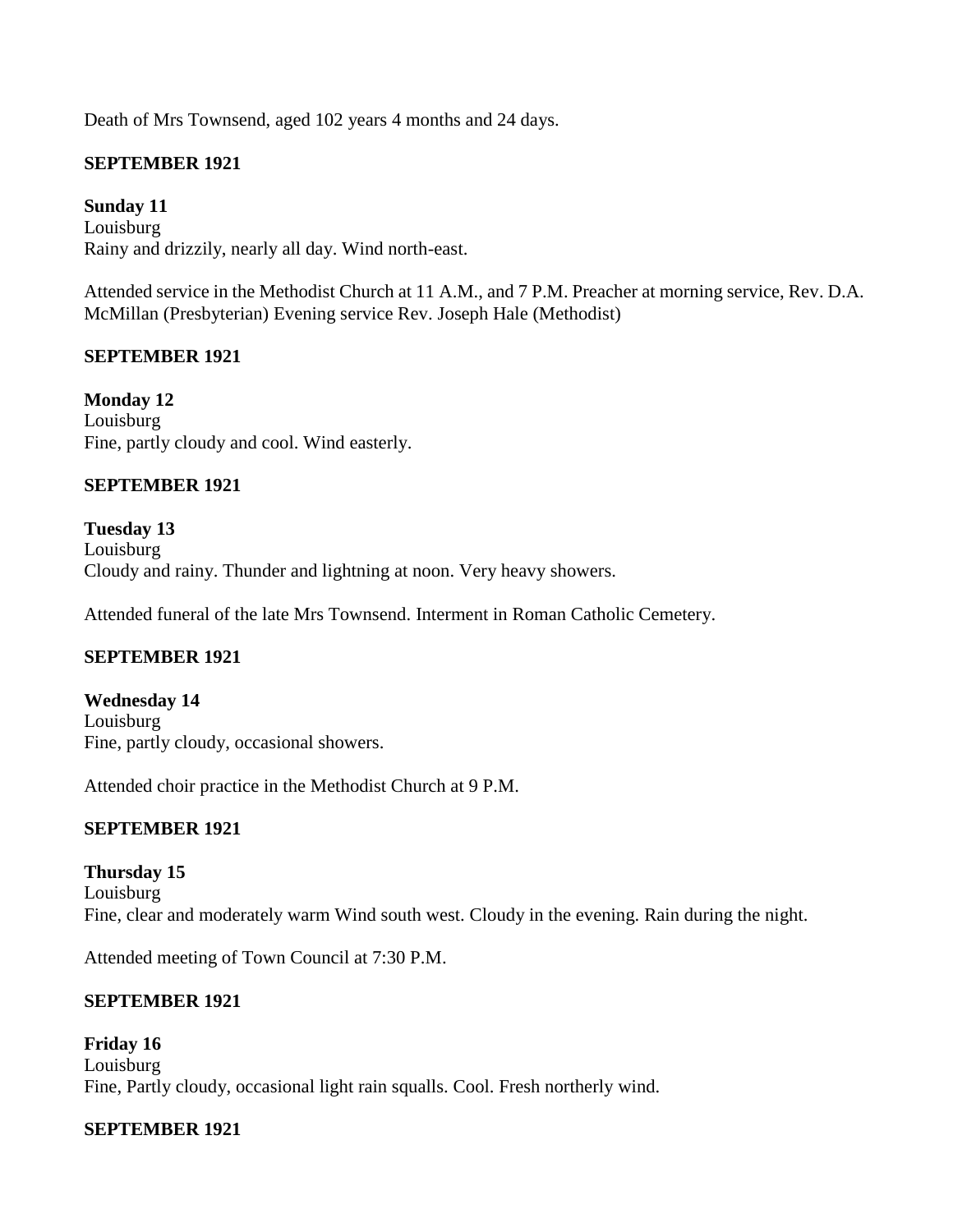Death of Mrs Townsend, aged 102 years 4 months and 24 days.

**SEPTEMBER 1921**

**Sunday 11**
Louisburg
Rainy and drizzily, nearly all day. Wind north-east.

Attended service in the Methodist Church at 11 A.M., and 7 P.M. Preacher at morning service, Rev. D.A. McMillan (Presbyterian) Evening service Rev. Joseph Hale (Methodist)

**SEPTEMBER 1921**

**Monday 12**
Louisburg
Fine, partly cloudy and cool. Wind easterly.

**SEPTEMBER 1921**

**Tuesday 13**
Louisburg
Cloudy and rainy. Thunder and lightning at noon. Very heavy showers.

Attended funeral of the late Mrs Townsend. Interment in Roman Catholic Cemetery.

**SEPTEMBER 1921**

**Wednesday 14**
Louisburg
Fine, partly cloudy, occasional showers.

Attended choir practice in the Methodist Church at 9 P.M.

**SEPTEMBER 1921**

**Thursday 15**
Louisburg
Fine, clear and moderately warm Wind south west. Cloudy in the evening. Rain during the night.

Attended meeting of Town Council at 7:30 P.M.

**SEPTEMBER 1921**

**Friday 16**
Louisburg
Fine, Partly cloudy, occasional light rain squalls. Cool. Fresh northerly wind.

**SEPTEMBER 1921**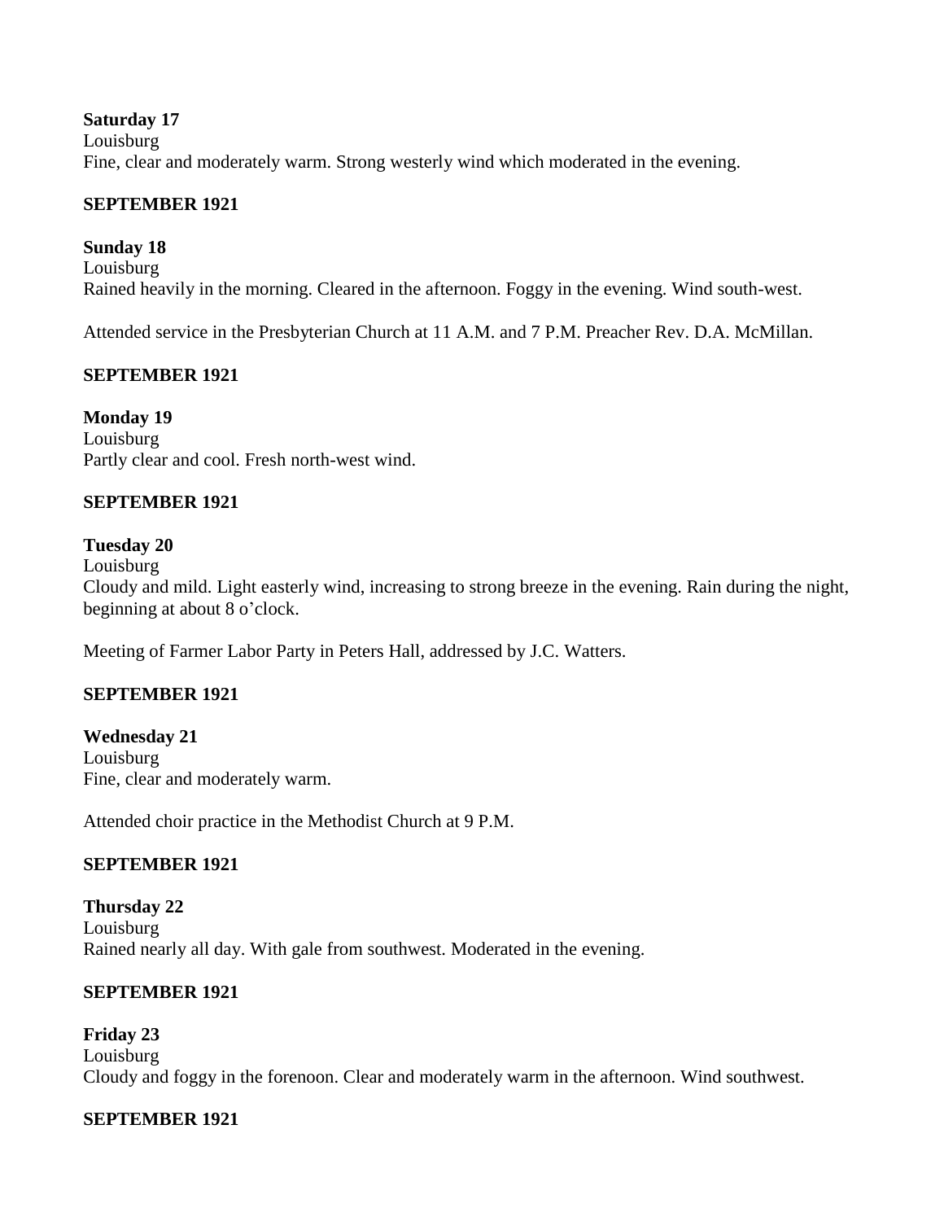**Saturday 17**
Louisburg
Fine, clear and moderately warm. Strong westerly wind which moderated in the evening.

**SEPTEMBER 1921**

**Sunday 18**
Louisburg
Rained heavily in the morning. Cleared in the afternoon. Foggy in the evening. Wind south-west.

Attended service in the Presbyterian Church at 11 A.M. and 7 P.M. Preacher Rev. D.A. McMillan.

**SEPTEMBER 1921**

**Monday 19**
Louisburg
Partly clear and cool. Fresh north-west wind.

**SEPTEMBER 1921**

**Tuesday 20**
Louisburg
Cloudy and mild. Light easterly wind, increasing to strong breeze in the evening. Rain during the night, beginning at about 8 o'clock.

Meeting of Farmer Labor Party in Peters Hall, addressed by J.C. Watters.

**SEPTEMBER 1921**

**Wednesday 21**
Louisburg
Fine, clear and moderately warm.

Attended choir practice in the Methodist Church at 9 P.M.

**SEPTEMBER 1921**

**Thursday 22**
Louisburg
Rained nearly all day. With gale from southwest. Moderated in the evening.

**SEPTEMBER 1921**

**Friday 23**
Louisburg
Cloudy and foggy in the forenoon. Clear and moderately warm in the afternoon. Wind southwest.

**SEPTEMBER 1921**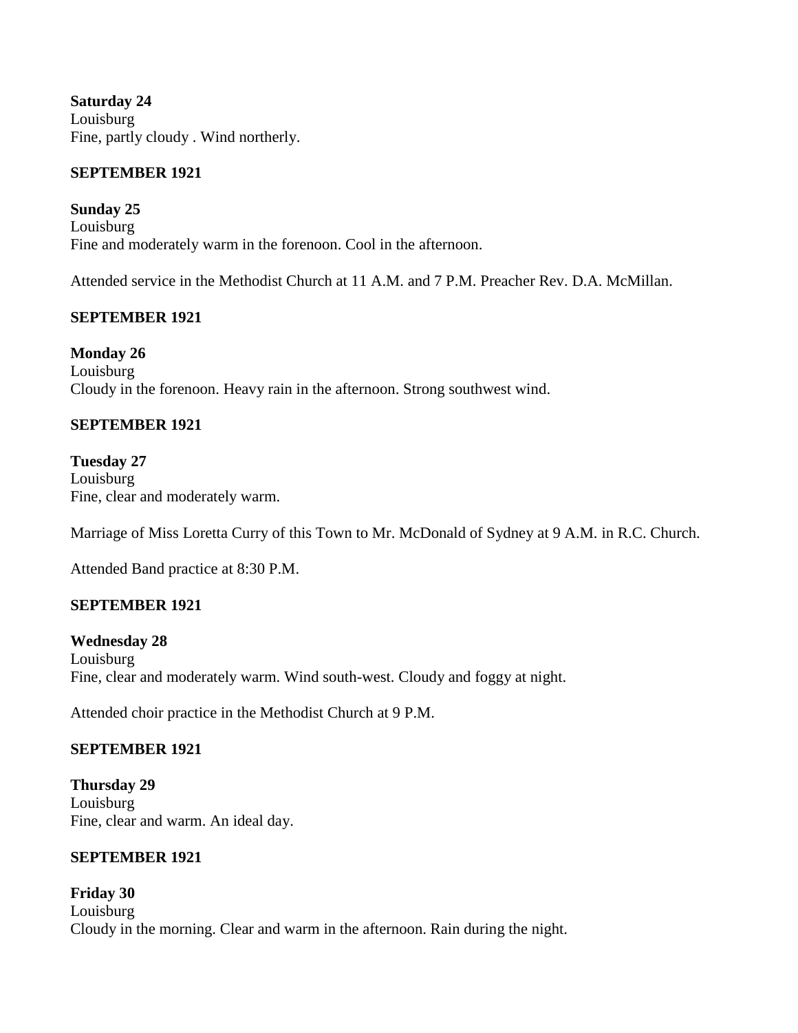**Saturday 24**
Louisburg
Fine, partly cloudy . Wind northerly.

**SEPTEMBER 1921**

**Sunday 25**
Louisburg
Fine and moderately warm in the forenoon. Cool in the afternoon.

Attended service in the Methodist Church at 11 A.M. and 7 P.M. Preacher Rev. D.A. McMillan.

**SEPTEMBER 1921**

**Monday 26**
Louisburg
Cloudy in the forenoon. Heavy rain in the afternoon. Strong southwest wind.

**SEPTEMBER 1921**

**Tuesday 27**
Louisburg
Fine, clear and moderately warm.

Marriage of Miss Loretta Curry of this Town to Mr. McDonald of Sydney at 9 A.M. in R.C. Church.

Attended Band practice at 8:30 P.M.

**SEPTEMBER 1921**

**Wednesday 28**
Louisburg
Fine, clear and moderately warm. Wind south-west. Cloudy and foggy at night.

Attended choir practice in the Methodist Church at 9 P.M.

**SEPTEMBER 1921**

**Thursday 29**
Louisburg
Fine, clear and warm. An ideal day.

**SEPTEMBER 1921**

**Friday 30**
Louisburg
Cloudy in the morning. Clear and warm in the afternoon. Rain during the night.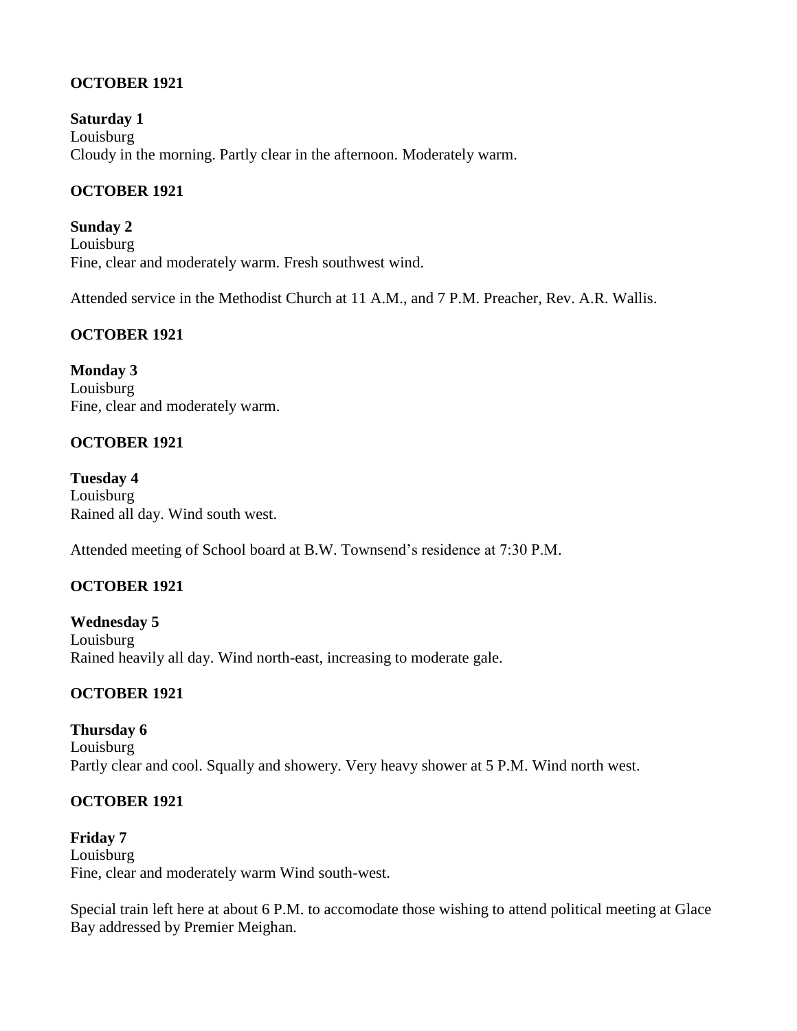**OCTOBER 1921**

**Saturday 1**
Louisburg
Cloudy in the morning. Partly clear in the afternoon. Moderately warm.

**OCTOBER 1921**

**Sunday 2**
Louisburg
Fine, clear and moderately warm. Fresh southwest wind.

Attended service in the Methodist Church at 11 A.M., and 7 P.M. Preacher, Rev. A.R. Wallis.

**OCTOBER 1921**

**Monday 3**
Louisburg
Fine, clear and moderately warm.

**OCTOBER 1921**

**Tuesday 4**
Louisburg
Rained all day. Wind south west.

Attended meeting of School board at B.W. Townsend's residence at 7:30 P.M.

**OCTOBER 1921**

**Wednesday 5**
Louisburg
Rained heavily all day. Wind north-east, increasing to moderate gale.

**OCTOBER 1921**

**Thursday 6**
Louisburg
Partly clear and cool. Squally and showery. Very heavy shower at 5 P.M. Wind north west.

**OCTOBER 1921**

**Friday 7**
Louisburg
Fine, clear and moderately warm Wind south-west.

Special train left here at about 6 P.M. to accomodate those wishing to attend political meeting at Glace Bay addressed by Premier Meighan.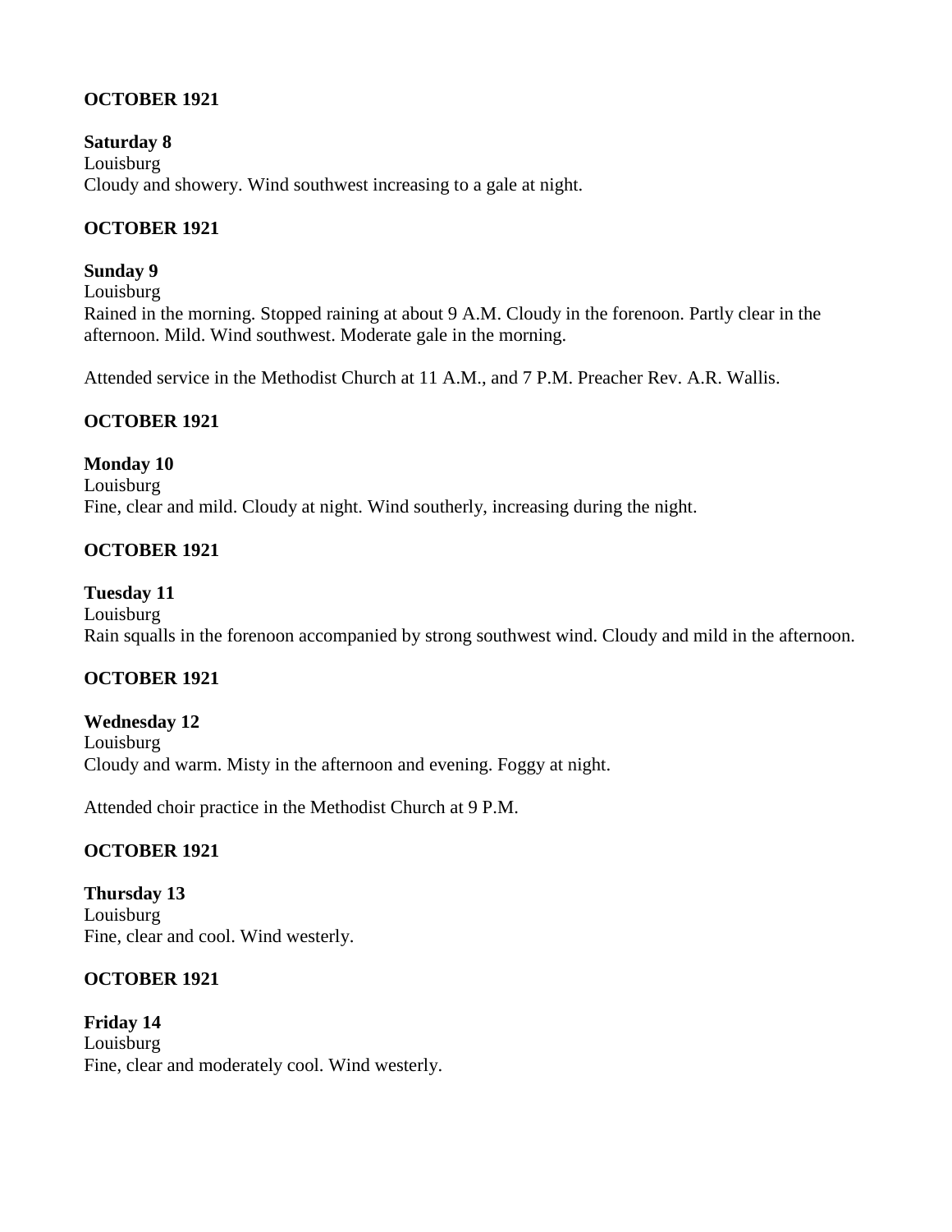**OCTOBER 1921**

**Saturday 8**
Louisburg
Cloudy and showery. Wind southwest increasing to a gale at night.

**OCTOBER 1921**

**Sunday 9**
Louisburg
Rained in the morning. Stopped raining at about 9 A.M. Cloudy in the forenoon. Partly clear in the afternoon. Mild. Wind southwest. Moderate gale in the morning.

Attended service in the Methodist Church at 11 A.M., and 7 P.M. Preacher Rev. A.R. Wallis.

**OCTOBER 1921**

**Monday 10**
Louisburg
Fine, clear and mild. Cloudy at night. Wind southerly, increasing during the night.

**OCTOBER 1921**

**Tuesday 11**
Louisburg
Rain squalls in the forenoon accompanied by strong southwest wind. Cloudy and mild in the afternoon.

**OCTOBER 1921**

**Wednesday 12**
Louisburg
Cloudy and warm. Misty in the afternoon and evening. Foggy at night.

Attended choir practice in the Methodist Church at 9 P.M.

**OCTOBER 1921**

**Thursday 13**
Louisburg
Fine, clear and cool. Wind westerly.

**OCTOBER 1921**

**Friday 14**
Louisburg
Fine, clear and moderately cool. Wind westerly.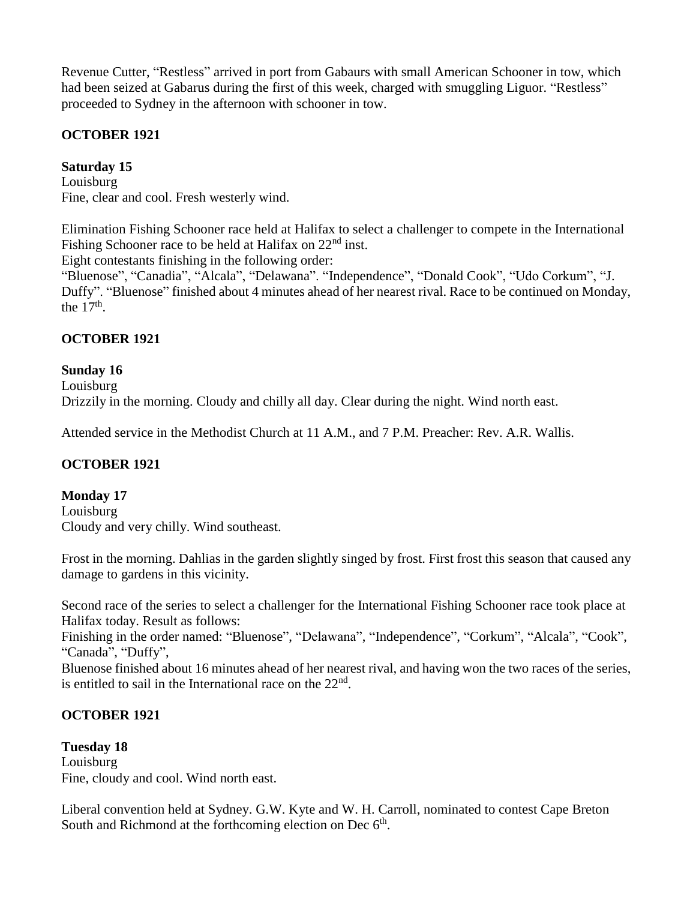Revenue Cutter, "Restless" arrived in port from Gabaurs with small American Schooner in tow, which had been seized at Gabarus during the first of this week, charged with smuggling Liguor. "Restless" proceeded to Sydney in the afternoon with schooner in tow.

**OCTOBER 1921**

**Saturday 15**
Louisburg
Fine, clear and cool. Fresh westerly wind.

Elimination Fishing Schooner race held at Halifax to select a challenger to compete in the International Fishing Schooner race to be held at Halifax on 22nd inst.
Eight contestants finishing in the following order:
"Bluenose", "Canadia", "Alcala", "Delawana". "Independence", "Donald Cook", "Udo Corkum", "J. Duffy". "Bluenose" finished about 4 minutes ahead of her nearest rival. Race to be continued on Monday, the 17th.

**OCTOBER 1921**

**Sunday 16**
Louisburg
Drizzily in the morning. Cloudy and chilly all day. Clear during the night. Wind north east.

Attended service in the Methodist Church at 11 A.M., and 7 P.M. Preacher: Rev. A.R. Wallis.

**OCTOBER 1921**

**Monday 17**
Louisburg
Cloudy and very chilly. Wind southeast.

Frost in the morning. Dahlias in the garden slightly singed by frost. First frost this season that caused any damage to gardens in this vicinity.

Second race of the series to select a challenger for the International Fishing Schooner race took place at Halifax today. Result as follows:
Finishing in the order named: "Bluenose", "Delawana", "Independence", "Corkum", "Alcala", "Cook", "Canada", "Duffy",
Bluenose finished about 16 minutes ahead of her nearest rival, and having won the two races of the series, is entitled to sail in the International race on the 22nd.

**OCTOBER 1921**

**Tuesday 18**
Louisburg
Fine, cloudy and cool. Wind north east.

Liberal convention held at Sydney. G.W. Kyte and W. H. Carroll, nominated to contest Cape Breton South and Richmond at the forthcoming election on Dec 6th.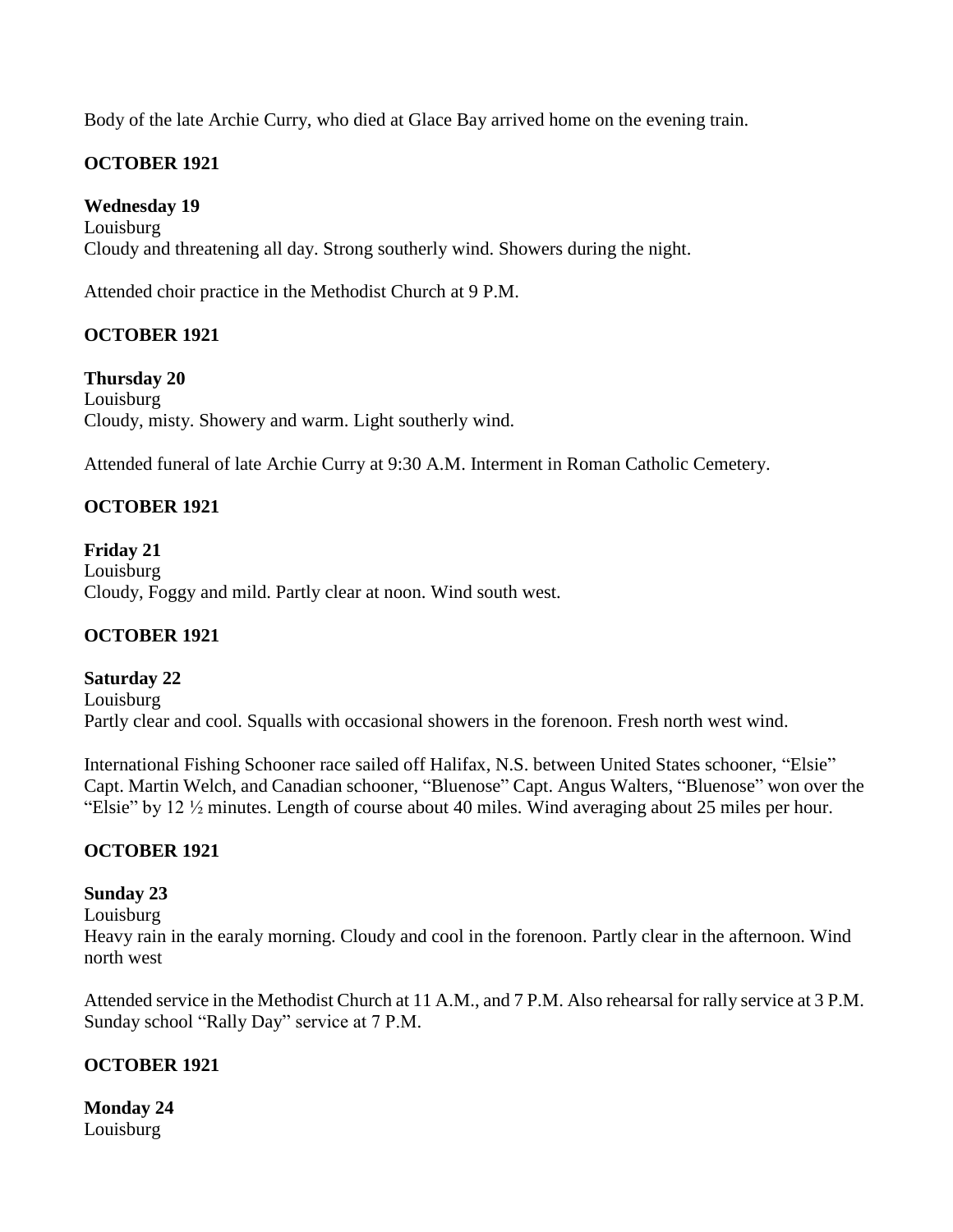Body of the late Archie Curry, who died at Glace Bay arrived home on the evening train.

**OCTOBER 1921**

**Wednesday 19**
Louisburg
Cloudy and threatening all day. Strong southerly wind. Showers during the night.

Attended choir practice in the Methodist Church at 9 P.M.

**OCTOBER 1921**

**Thursday 20**
Louisburg
Cloudy, misty. Showery and warm. Light southerly wind.

Attended funeral of late Archie Curry at 9:30 A.M. Interment in Roman Catholic Cemetery.

**OCTOBER 1921**

**Friday 21**
Louisburg
Cloudy, Foggy and mild. Partly clear at noon. Wind south west.

**OCTOBER 1921**

**Saturday 22**
Louisburg
Partly clear and cool. Squalls with occasional showers in the forenoon. Fresh north west wind.

International Fishing Schooner race sailed off Halifax, N.S. between United States schooner, "Elsie" Capt. Martin Welch, and Canadian schooner, "Bluenose" Capt. Angus Walters, "Bluenose" won over the "Elsie" by 12 ½ minutes. Length of course about 40 miles. Wind averaging about 25 miles per hour.

**OCTOBER 1921**

**Sunday 23**
Louisburg
Heavy rain in the earaly morning. Cloudy and cool in the forenoon. Partly clear in the afternoon. Wind north west

Attended service in the Methodist Church at 11 A.M., and 7 P.M. Also rehearsal for rally service at 3 P.M. Sunday school "Rally Day" service at 7 P.M.

**OCTOBER 1921**

**Monday 24**
Louisburg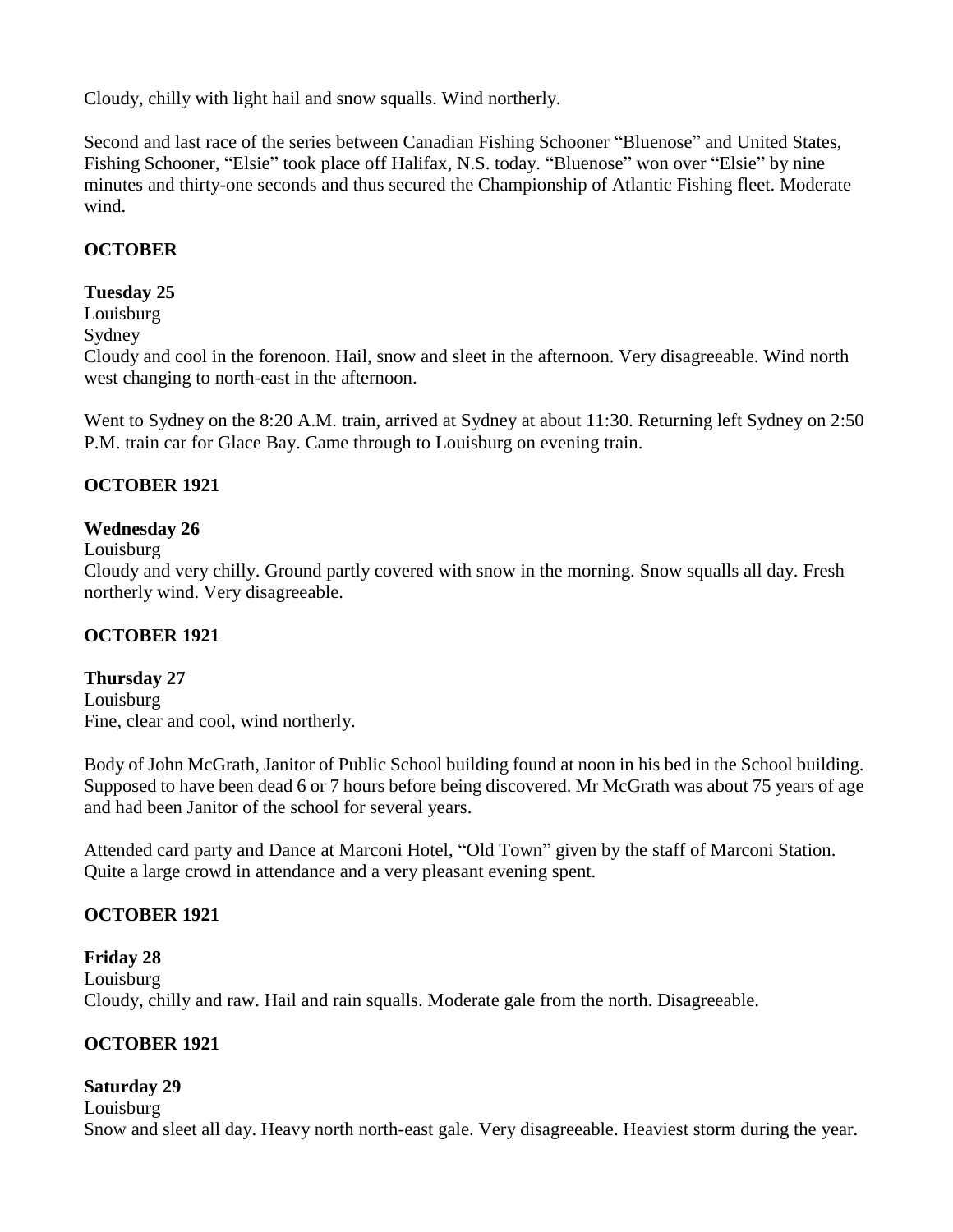Cloudy, chilly with light hail and snow squalls. Wind northerly.

Second and last race of the series between Canadian Fishing Schooner "Bluenose" and United States, Fishing Schooner, "Elsie" took place off Halifax, N.S. today. "Bluenose" won over "Elsie" by nine minutes and thirty-one seconds and thus secured the Championship of Atlantic Fishing fleet. Moderate wind.

**OCTOBER**

**Tuesday 25**
Louisburg
Sydney
Cloudy and cool in the forenoon. Hail, snow and sleet in the afternoon. Very disagreeable. Wind north west changing to north-east in the afternoon.

Went to Sydney on the 8:20 A.M. train, arrived at Sydney at about 11:30. Returning left Sydney on 2:50 P.M. train car for Glace Bay. Came through to Louisburg on evening train.

**OCTOBER 1921**

**Wednesday 26**
Louisburg
Cloudy and very chilly. Ground partly covered with snow in the morning. Snow squalls all day. Fresh northerly wind. Very disagreeable.

**OCTOBER 1921**

**Thursday 27**
Louisburg
Fine, clear and cool, wind northerly.

Body of John McGrath, Janitor of Public School building found at noon in his bed in the School building. Supposed to have been dead 6 or 7 hours before being discovered. Mr McGrath was about 75 years of age and had been Janitor of the school for several years.

Attended card party and Dance at Marconi Hotel, "Old Town" given by the staff of Marconi Station. Quite a large crowd in attendance and a very pleasant evening spent.

**OCTOBER 1921**

**Friday 28**
Louisburg
Cloudy, chilly and raw. Hail and rain squalls. Moderate gale from the north. Disagreeable.

**OCTOBER 1921**

**Saturday 29**
Louisburg
Snow and sleet all day. Heavy north north-east gale. Very disagreeable. Heaviest storm during the year.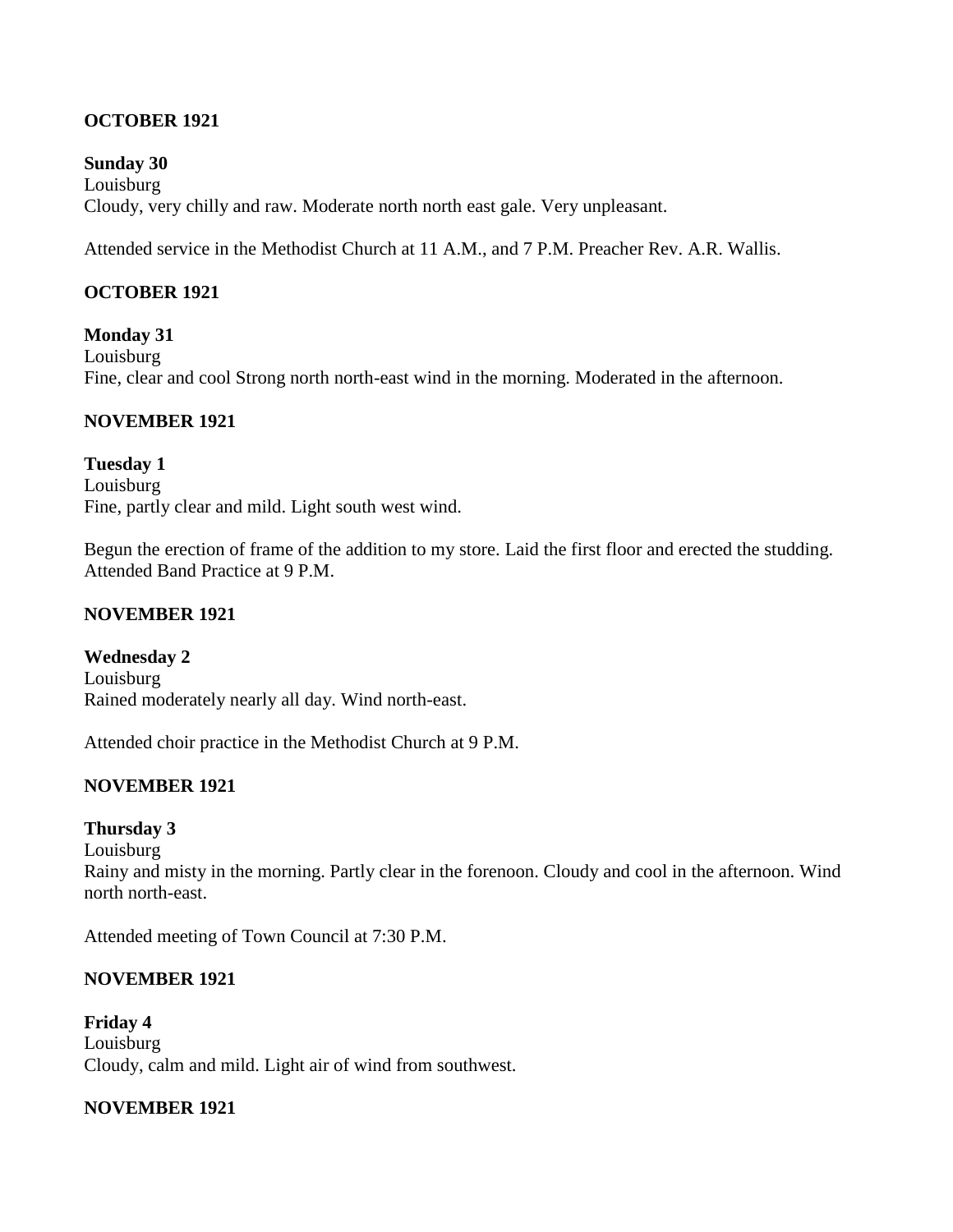**OCTOBER 1921**

**Sunday 30**
Louisburg
Cloudy, very chilly and raw. Moderate north north east gale. Very unpleasant.

Attended service in the Methodist Church at 11 A.M., and 7 P.M. Preacher Rev. A.R. Wallis.

**OCTOBER 1921**

**Monday 31**
Louisburg
Fine, clear and cool Strong north north-east wind in the morning. Moderated in the afternoon.

**NOVEMBER 1921**

**Tuesday 1**
Louisburg
Fine, partly clear and mild. Light south west wind.

Begun the erection of frame of the addition to my store. Laid the first floor and erected the studding. Attended Band Practice at 9 P.M.

**NOVEMBER 1921**

**Wednesday 2**
Louisburg
Rained moderately nearly all day. Wind north-east.

Attended choir practice in the Methodist Church at 9 P.M.

**NOVEMBER 1921**

**Thursday 3**
Louisburg
Rainy and misty in the morning. Partly clear in the forenoon. Cloudy and cool in the afternoon. Wind north north-east.

Attended meeting of Town Council at 7:30 P.M.

**NOVEMBER 1921**

**Friday 4**
Louisburg
Cloudy, calm and mild. Light air of wind from southwest.

**NOVEMBER 1921**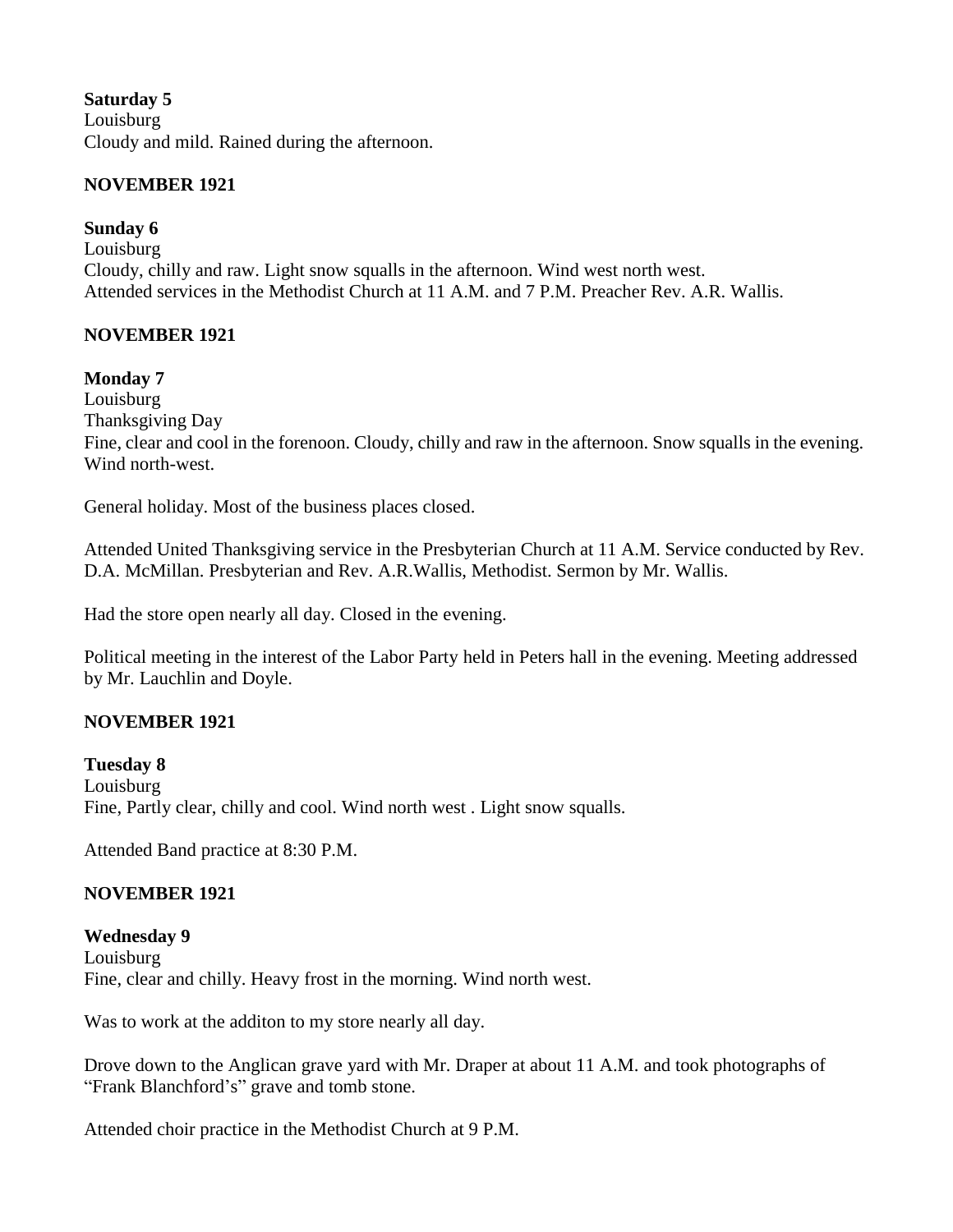**Saturday 5**
Louisburg
Cloudy and mild. Rained during the afternoon.

**NOVEMBER 1921**

**Sunday 6**
Louisburg
Cloudy, chilly and raw. Light snow squalls in the afternoon. Wind west north west.
Attended services in the Methodist Church at 11 A.M. and 7 P.M. Preacher Rev. A.R. Wallis.

**NOVEMBER 1921**

**Monday 7**
Louisburg
Thanksgiving Day
Fine, clear and cool in the forenoon. Cloudy, chilly and raw in the afternoon. Snow squalls in the evening. Wind north-west.

General holiday. Most of the business places closed.

Attended United Thanksgiving service in the Presbyterian Church at 11 A.M. Service conducted by Rev. D.A. McMillan. Presbyterian and Rev. A.R.Wallis, Methodist. Sermon by Mr. Wallis.

Had the store open nearly all day. Closed in the evening.

Political meeting in the interest of the Labor Party held in Peters hall in the evening. Meeting addressed by Mr. Lauchlin and Doyle.

**NOVEMBER 1921**

**Tuesday 8**
Louisburg
Fine, Partly clear, chilly and cool. Wind north west . Light snow squalls.

Attended Band practice at 8:30 P.M.

**NOVEMBER 1921**

**Wednesday 9**
Louisburg
Fine, clear and chilly. Heavy frost in the morning. Wind north west.

Was to work at the additon to my store nearly all day.

Drove down to the Anglican grave yard with Mr. Draper at about 11 A.M. and took photographs of "Frank Blanchford's" grave and tomb stone.

Attended choir practice in the Methodist Church at 9 P.M.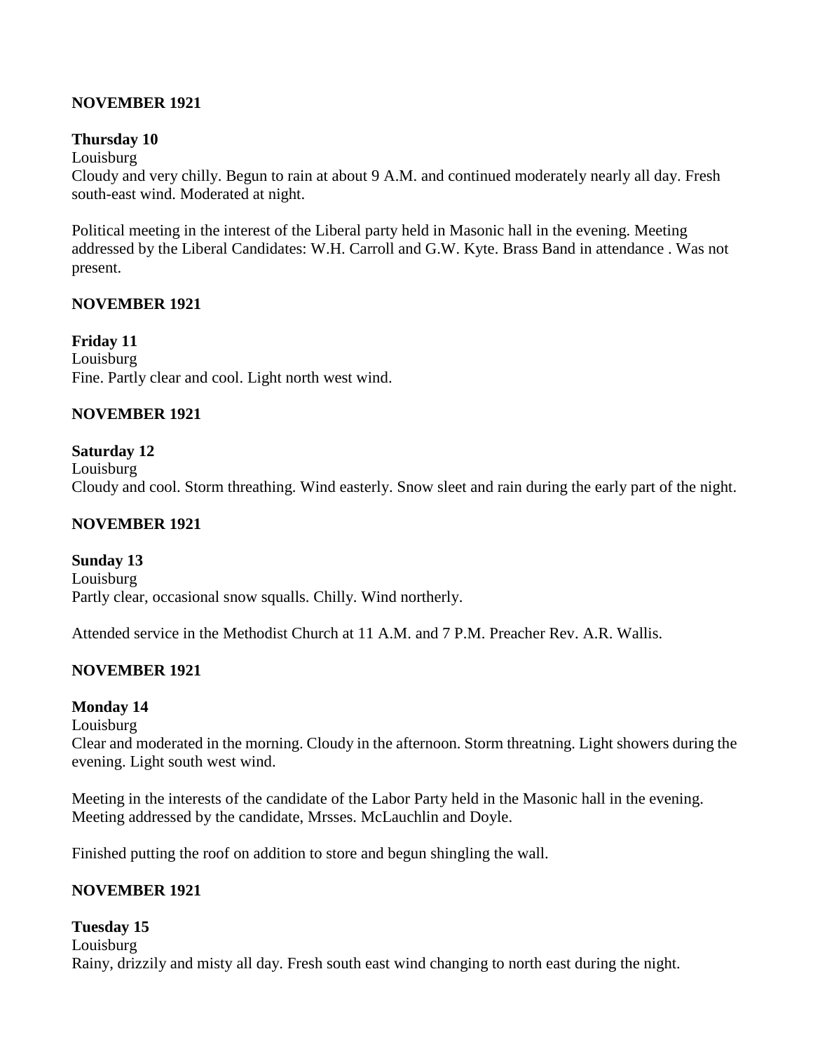**NOVEMBER 1921**

**Thursday 10**

Louisburg

Cloudy and very chilly. Begun to rain at about 9 A.M. and continued moderately nearly all day. Fresh south-east wind. Moderated at night.

Political meeting in the interest of the Liberal party held in Masonic hall in the evening. Meeting addressed by the Liberal Candidates: W.H. Carroll and G.W. Kyte. Brass Band in attendance . Was not present.

**NOVEMBER 1921**

**Friday 11**

Louisburg

Fine. Partly clear and cool. Light north west wind.

**NOVEMBER 1921**

**Saturday 12**

Louisburg

Cloudy and cool. Storm threathing. Wind easterly. Snow sleet and rain during the early part of the night.

**NOVEMBER 1921**

**Sunday 13**

Louisburg

Partly clear, occasional snow squalls. Chilly. Wind northerly.

Attended service in the Methodist Church at 11 A.M. and 7 P.M. Preacher Rev. A.R. Wallis.

**NOVEMBER 1921**

**Monday 14**

Louisburg

Clear and moderated in the morning. Cloudy in the afternoon. Storm threatning. Light showers during the evening. Light south west wind.

Meeting in the interests of the candidate of the Labor Party held in the Masonic hall in the evening. Meeting addressed by the candidate, Mrsses. McLauchlin and Doyle.

Finished putting the roof on addition to store and begun shingling the wall.

**NOVEMBER 1921**

**Tuesday 15**

Louisburg

Rainy, drizzily and misty all day. Fresh south east wind changing to north east during the night.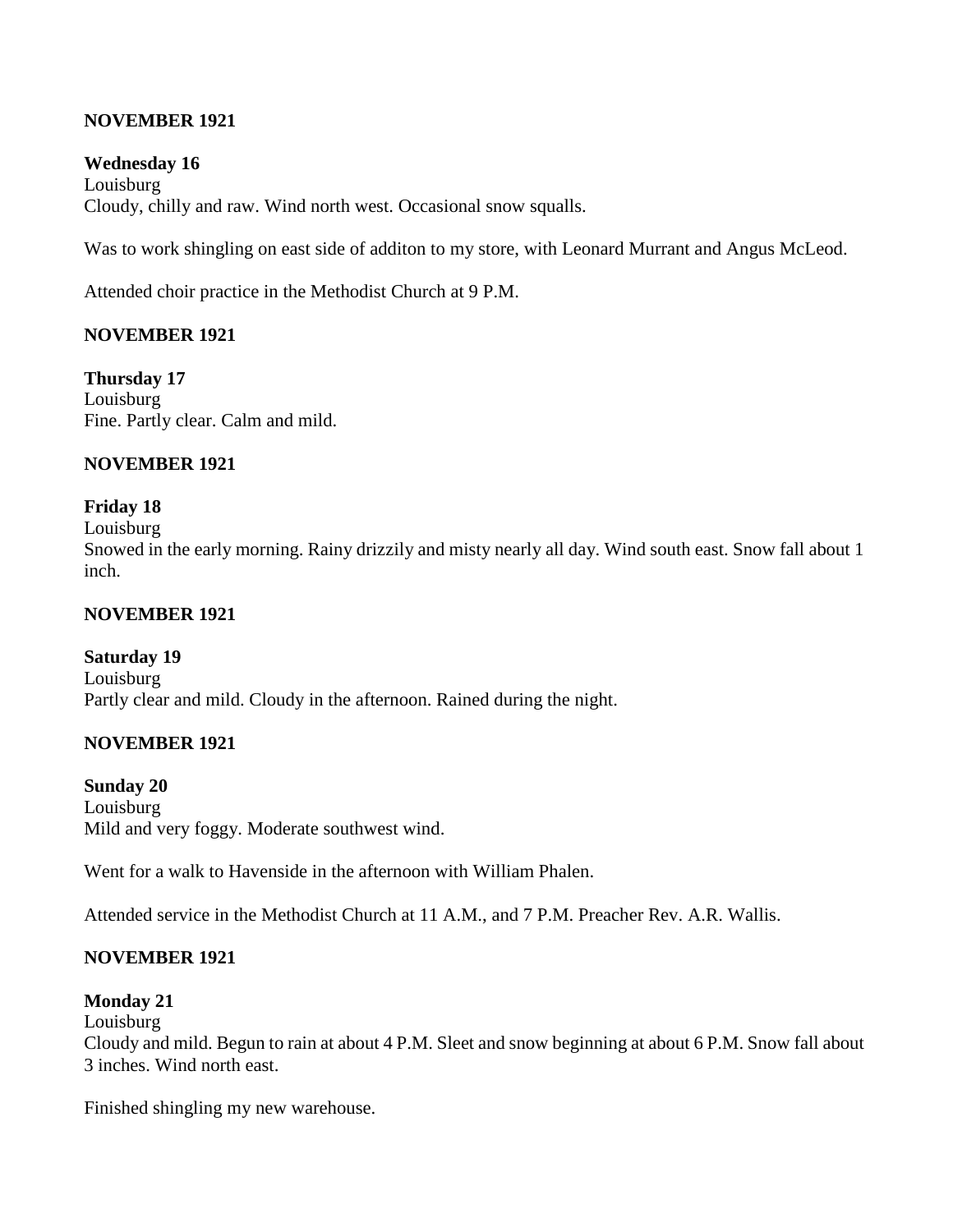**NOVEMBER 1921**

**Wednesday 16**
Louisburg
Cloudy, chilly and raw. Wind north west. Occasional snow squalls.

Was to work shingling on east side of additon to my store, with Leonard Murrant and Angus McLeod.

Attended choir practice in the Methodist Church at 9 P.M.

**NOVEMBER 1921**

**Thursday 17**
Louisburg
Fine. Partly clear. Calm and mild.

**NOVEMBER 1921**

**Friday 18**
Louisburg
Snowed in the early morning. Rainy drizzily and misty nearly all day. Wind south east. Snow fall about 1 inch.

**NOVEMBER 1921**

**Saturday 19**
Louisburg
Partly clear and mild. Cloudy in the afternoon. Rained during the night.

**NOVEMBER 1921**

**Sunday 20**
Louisburg
Mild and very foggy. Moderate southwest wind.

Went for a walk to Havenside in the afternoon with William Phalen.

Attended service in the Methodist Church at 11 A.M., and 7 P.M. Preacher Rev. A.R. Wallis.

**NOVEMBER 1921**

**Monday 21**
Louisburg
Cloudy and mild. Begun to rain at about 4 P.M. Sleet and snow beginning at about 6 P.M. Snow fall about 3 inches. Wind north east.

Finished shingling my new warehouse.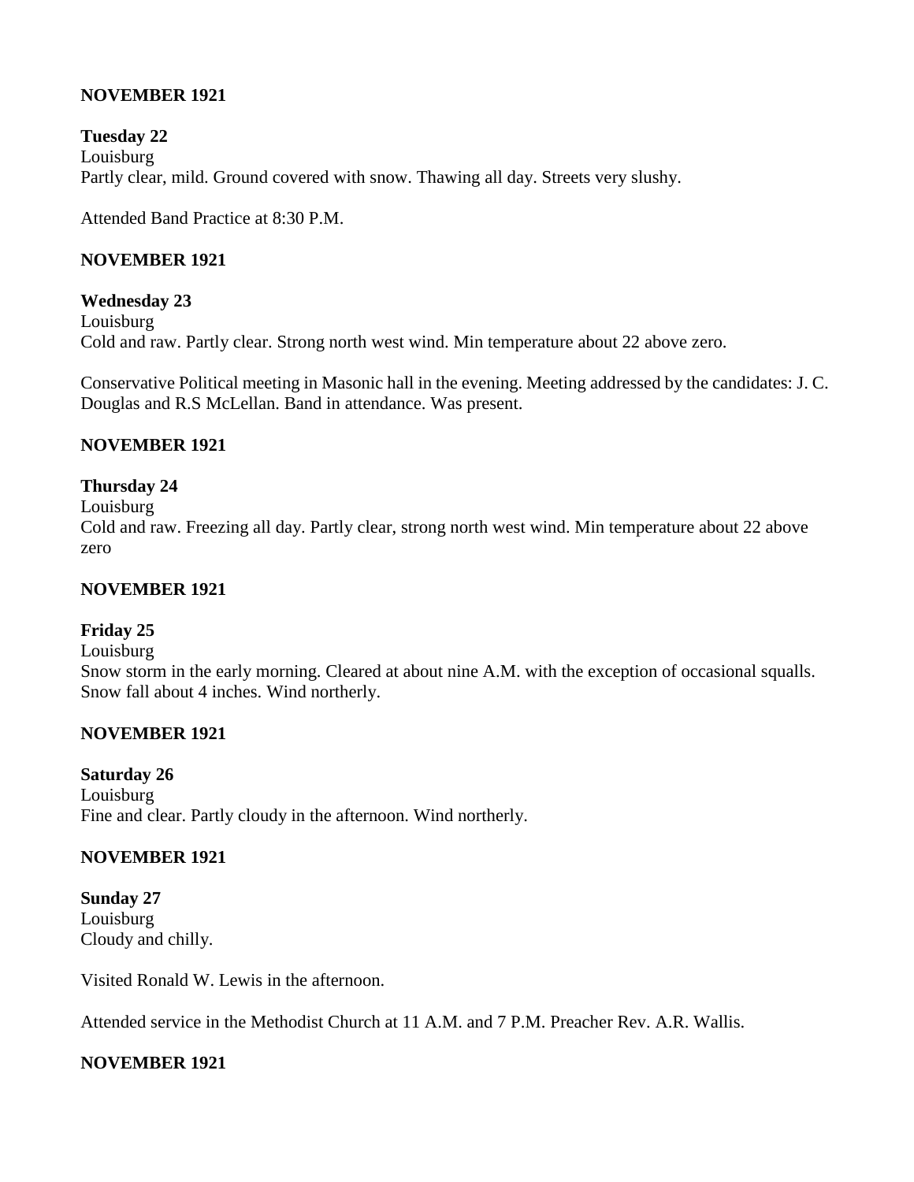**NOVEMBER 1921**

**Tuesday 22**
Louisburg
Partly clear, mild. Ground covered with snow. Thawing all day. Streets very slushy.

Attended Band Practice at 8:30 P.M.

**NOVEMBER 1921**

**Wednesday 23**
Louisburg
Cold and raw. Partly clear. Strong north west wind. Min temperature about 22 above zero.

Conservative Political meeting in Masonic hall in the evening. Meeting addressed by the candidates: J. C. Douglas and R.S McLellan. Band in attendance. Was present.

**NOVEMBER 1921**

**Thursday 24**
Louisburg
Cold and raw. Freezing all day. Partly clear, strong north west wind. Min temperature about 22 above zero

**NOVEMBER 1921**

**Friday 25**
Louisburg
Snow storm in the early morning. Cleared at about nine A.M. with the exception of occasional squalls. Snow fall about 4 inches. Wind northerly.

**NOVEMBER 1921**

**Saturday 26**
Louisburg
Fine and clear. Partly cloudy in the afternoon. Wind northerly.

**NOVEMBER 1921**

**Sunday 27**
Louisburg
Cloudy and chilly.

Visited Ronald W. Lewis in the afternoon.

Attended service in the Methodist Church at 11 A.M. and 7 P.M. Preacher Rev. A.R. Wallis.

**NOVEMBER 1921**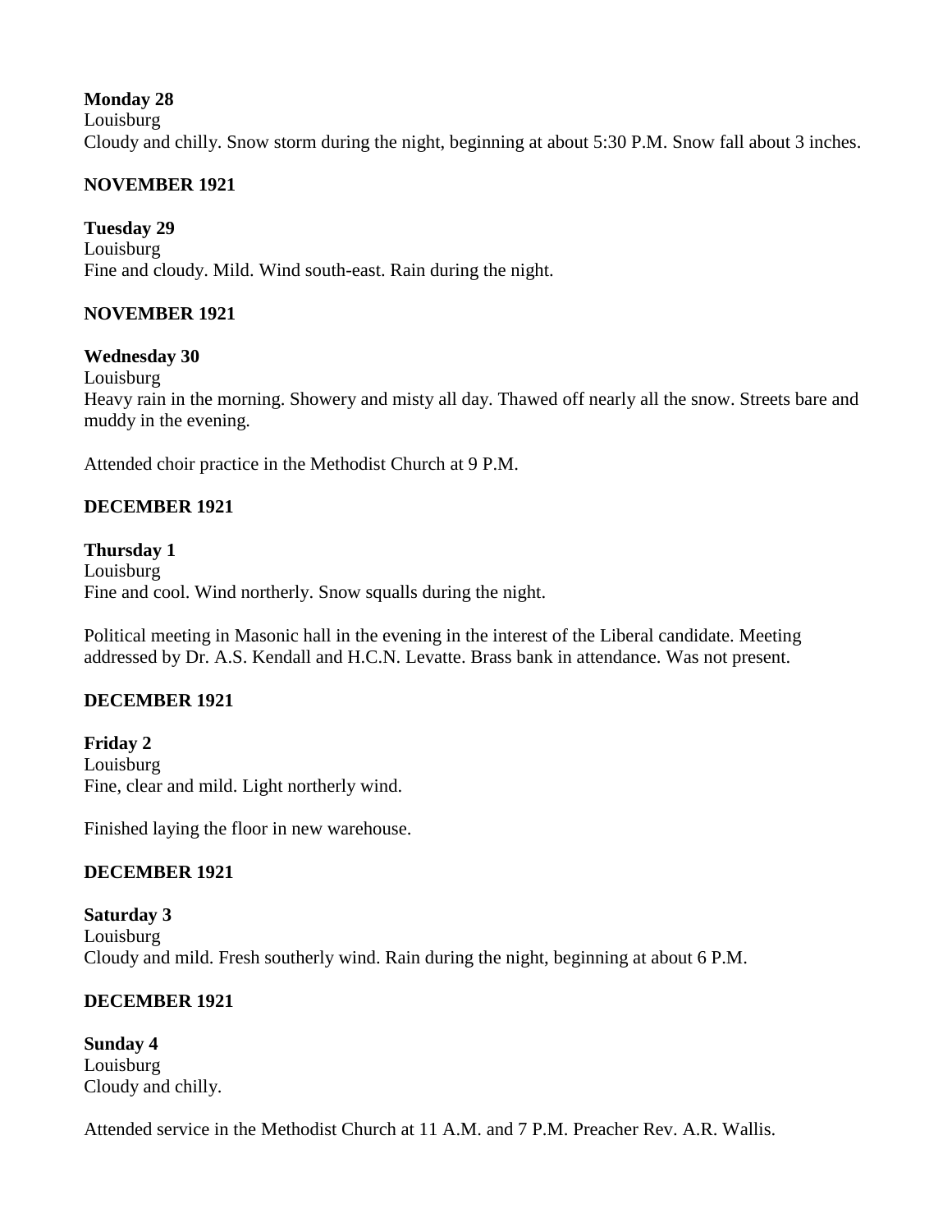**Monday 28**
Louisburg
Cloudy and chilly. Snow storm during the night, beginning at about 5:30 P.M. Snow fall about 3 inches.

**NOVEMBER 1921**

**Tuesday 29**
Louisburg
Fine and cloudy. Mild. Wind south-east. Rain during the night.

**NOVEMBER 1921**

**Wednesday 30**
Louisburg
Heavy rain in the morning. Showery and misty all day. Thawed off nearly all the snow. Streets bare and muddy in the evening.

Attended choir practice in the Methodist Church at 9 P.M.

**DECEMBER 1921**

**Thursday 1**
Louisburg
Fine and cool. Wind northerly. Snow squalls during the night.

Political meeting in Masonic hall in the evening in the interest of the Liberal candidate. Meeting addressed by Dr. A.S. Kendall and H.C.N. Levatte. Brass bank in attendance. Was not present.

**DECEMBER 1921**

**Friday 2**
Louisburg
Fine, clear and mild. Light northerly wind.

Finished laying the floor in new warehouse.

**DECEMBER 1921**

**Saturday 3**
Louisburg
Cloudy and mild. Fresh southerly wind. Rain during the night, beginning at about 6 P.M.

**DECEMBER 1921**

**Sunday 4**
Louisburg
Cloudy and chilly.

Attended service in the Methodist Church at 11 A.M. and 7 P.M. Preacher Rev. A.R. Wallis.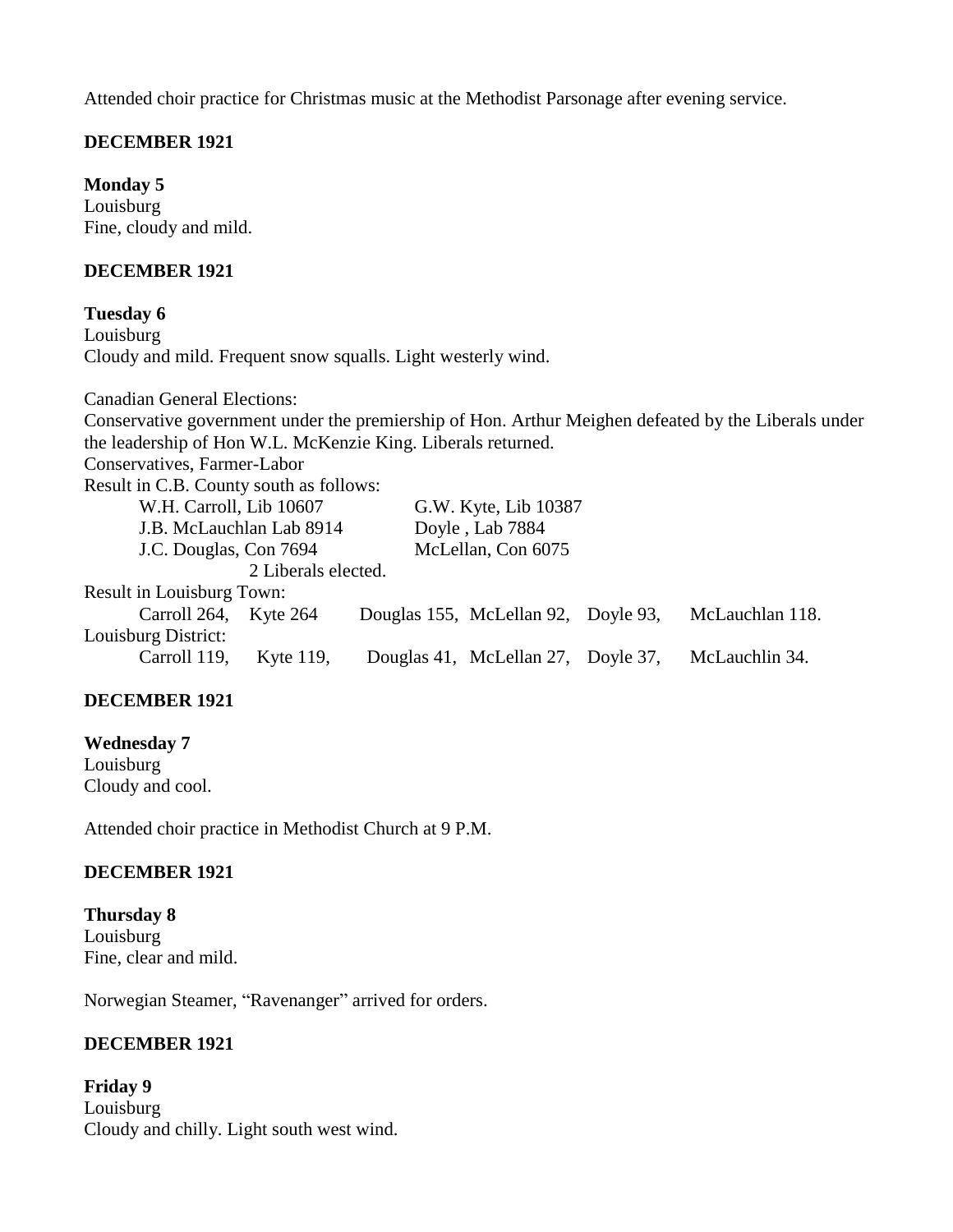Attended choir practice for Christmas music at the Methodist Parsonage after evening service.

**DECEMBER 1921**

**Monday 5**
Louisburg
Fine, cloudy and mild.

**DECEMBER 1921**

**Tuesday 6**
Louisburg
Cloudy and mild. Frequent snow squalls. Light westerly wind.

Canadian General Elections:
Conservative government under the premiership of Hon. Arthur Meighen defeated by the Liberals under the leadership of Hon W.L. McKenzie King. Liberals returned.
Conservatives, Farmer-Labor
Result in C.B. County south as follows:

| | |
|---|---|
| W.H. Carroll, Lib 10607 | G.W. Kyte, Lib 10387 |
| J.B. McLauchlan Lab 8914 | Doyle , Lab 7884 |
| J.C. Douglas, Con 7694 | McLellan, Con 6075 |

2 Liberals elected.

Result in Louisburg Town:

Carroll 264, Kyte 264 Douglas 155, McLellan 92, Doyle 93, McLauchlan 118.

Louisburg District:

Carroll 119, Kyte 119, Douglas 41, McLellan 27, Doyle 37, McLauchlin 34.

**DECEMBER 1921**

**Wednesday 7**
Louisburg
Cloudy and cool.

Attended choir practice in Methodist Church at 9 P.M.

**DECEMBER 1921**

**Thursday 8**
Louisburg
Fine, clear and mild.

Norwegian Steamer, "Ravenanger" arrived for orders.

**DECEMBER 1921**

**Friday 9**
Louisburg
Cloudy and chilly. Light south west wind.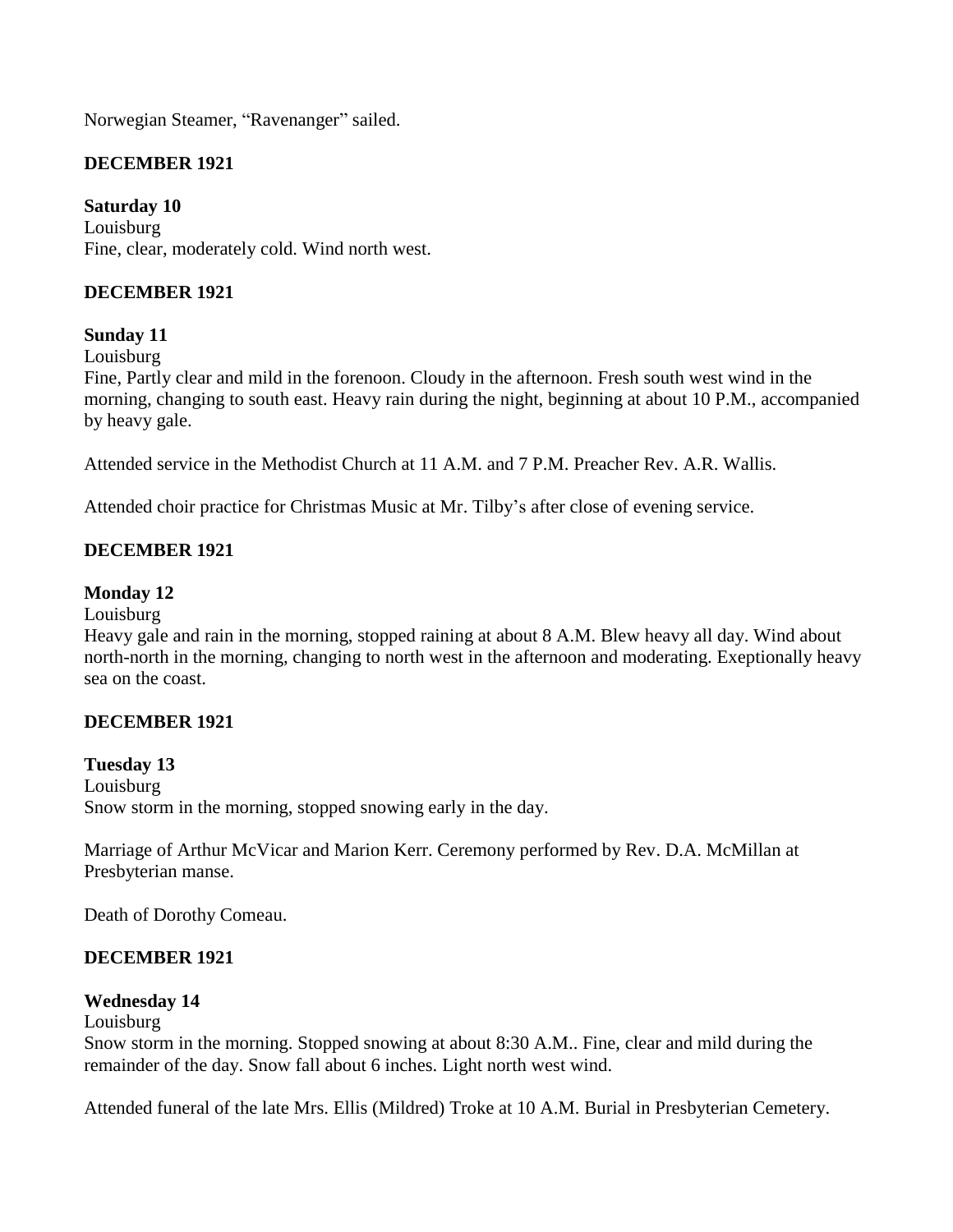Norwegian Steamer, "Ravenanger" sailed.

**DECEMBER 1921**

**Saturday 10**
Louisburg
Fine, clear, moderately cold. Wind north west.

**DECEMBER 1921**

**Sunday 11**
Louisburg
Fine, Partly clear and mild in the forenoon. Cloudy in the afternoon. Fresh south west wind in the morning, changing to south east. Heavy rain during the night, beginning at about 10 P.M., accompanied by heavy gale.

Attended service in the Methodist Church at 11 A.M. and 7 P.M. Preacher Rev. A.R. Wallis.

Attended choir practice for Christmas Music at Mr. Tilby's after close of evening service.

**DECEMBER 1921**

**Monday 12**
Louisburg
Heavy gale and rain in the morning, stopped raining at about 8 A.M. Blew heavy all day. Wind about north-north in the morning, changing to north west in the afternoon and moderating. Exeptionally heavy sea on the coast.

**DECEMBER 1921**

**Tuesday 13**
Louisburg
Snow storm in the morning, stopped snowing early in the day.

Marriage of Arthur McVicar and Marion Kerr. Ceremony performed by Rev. D.A. McMillan at Presbyterian manse.

Death of Dorothy Comeau.

**DECEMBER 1921**

**Wednesday 14**
Louisburg
Snow storm in the morning. Stopped snowing at about 8:30 A.M.. Fine, clear and mild during the remainder of the day. Snow fall about 6 inches. Light north west wind.

Attended funeral of the late Mrs. Ellis (Mildred) Troke at 10 A.M. Burial in Presbyterian Cemetery.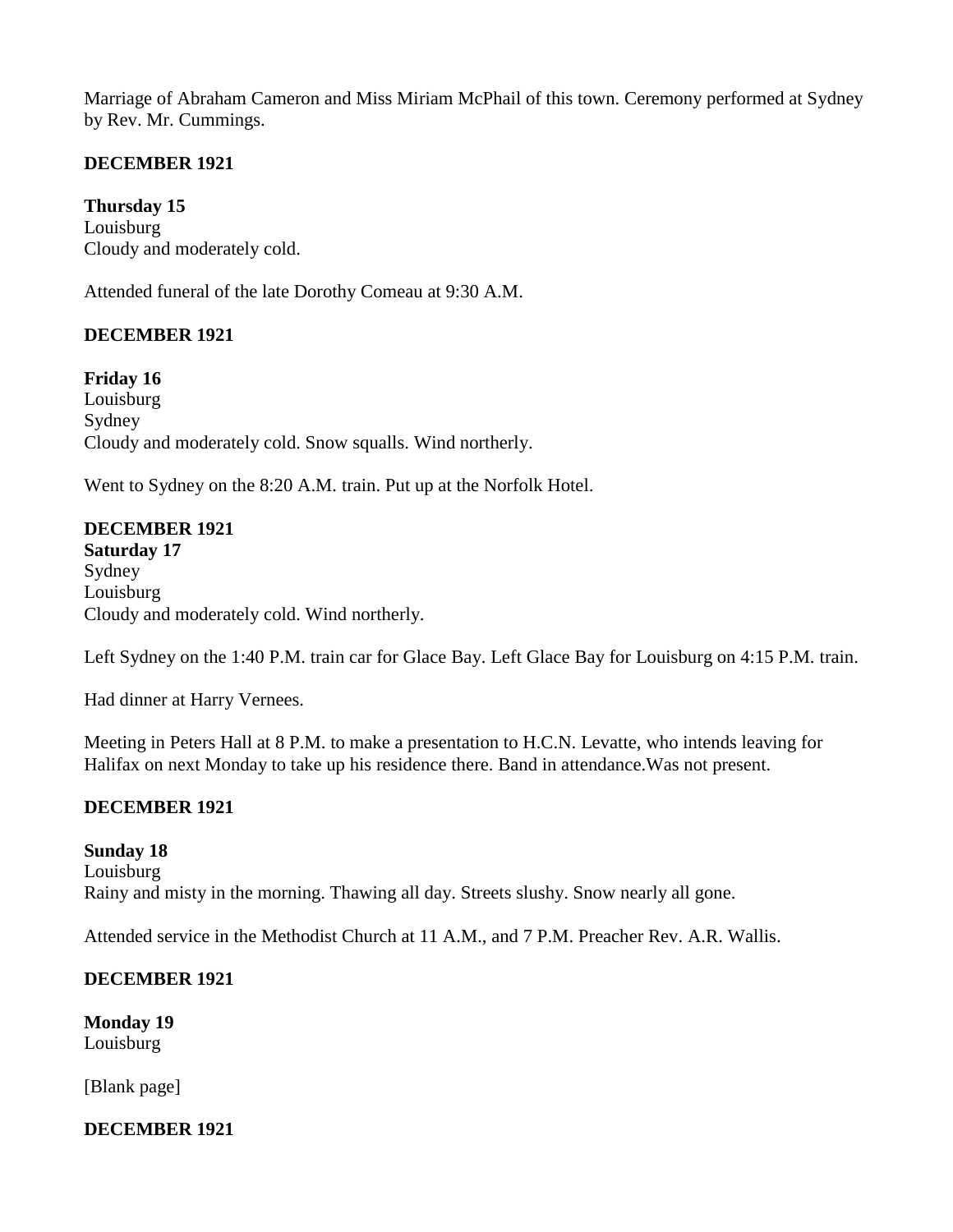Marriage of Abraham Cameron and Miss Miriam McPhail of this town. Ceremony performed at Sydney by Rev. Mr. Cummings.

**DECEMBER 1921**

**Thursday 15**
Louisburg
Cloudy and moderately cold.

Attended funeral of the late Dorothy Comeau at 9:30 A.M.

**DECEMBER 1921**

**Friday 16**
Louisburg
Sydney
Cloudy and moderately cold. Snow squalls. Wind northerly.

Went to Sydney on the 8:20 A.M. train. Put up at the Norfolk Hotel.

**DECEMBER 1921**
**Saturday 17**
Sydney
Louisburg
Cloudy and moderately cold. Wind northerly.

Left Sydney on the 1:40 P.M. train car for Glace Bay. Left Glace Bay for Louisburg on 4:15 P.M. train.

Had dinner at Harry Vernees.

Meeting in Peters Hall at 8 P.M. to make a presentation to H.C.N. Levatte, who intends leaving for Halifax on next Monday to take up his residence there. Band in attendance.Was not present.

**DECEMBER 1921**

**Sunday 18**
Louisburg
Rainy and misty in the morning. Thawing all day. Streets slushy. Snow nearly all gone.

Attended service in the Methodist Church at 11 A.M., and 7 P.M. Preacher Rev. A.R. Wallis.

**DECEMBER 1921**

**Monday 19**
Louisburg

[Blank page]

**DECEMBER 1921**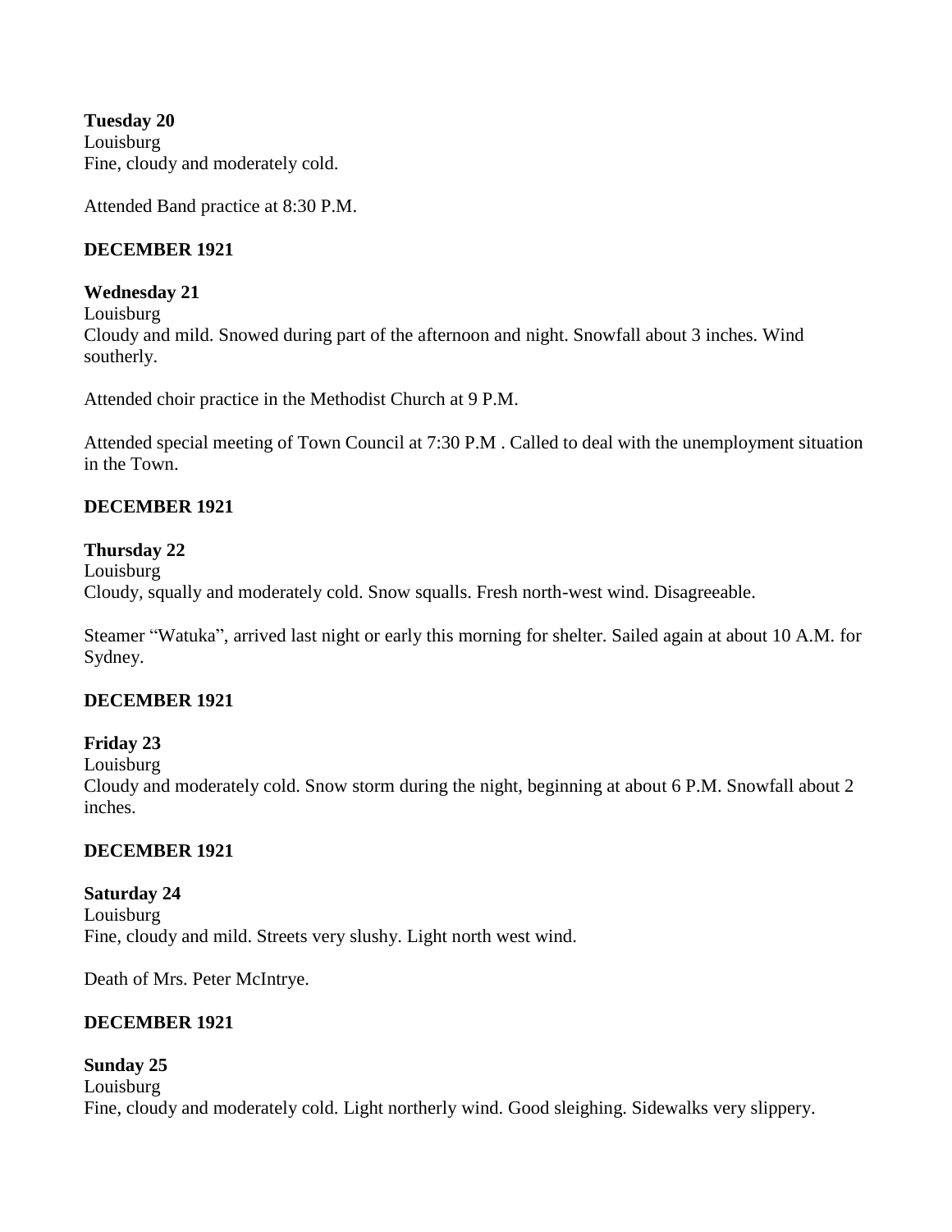**Tuesday 20**
Louisburg
Fine, cloudy and moderately cold.

Attended Band practice at 8:30 P.M.

**DECEMBER 1921**

**Wednesday 21**
Louisburg
Cloudy and mild. Snowed during part of the afternoon and night. Snowfall about 3 inches. Wind southerly.

Attended choir practice in the Methodist Church at 9 P.M.

Attended special meeting of Town Council at 7:30 P.M . Called to deal with the unemployment situation in the Town.

**DECEMBER 1921**

**Thursday 22**
Louisburg
Cloudy, squally and moderately cold. Snow squalls. Fresh north-west wind. Disagreeable.

Steamer "Watuka", arrived last night or early this morning for shelter. Sailed again at about 10 A.M. for Sydney.

**DECEMBER 1921**

**Friday 23**
Louisburg
Cloudy and moderately cold. Snow storm during the night, beginning at about 6 P.M. Snowfall about 2 inches.

**DECEMBER 1921**

**Saturday 24**
Louisburg
Fine, cloudy and mild. Streets very slushy. Light north west wind.

Death of Mrs. Peter McIntrye.

**DECEMBER 1921**

**Sunday 25**
Louisburg
Fine, cloudy and moderately cold. Light northerly wind. Good sleighing. Sidewalks very slippery.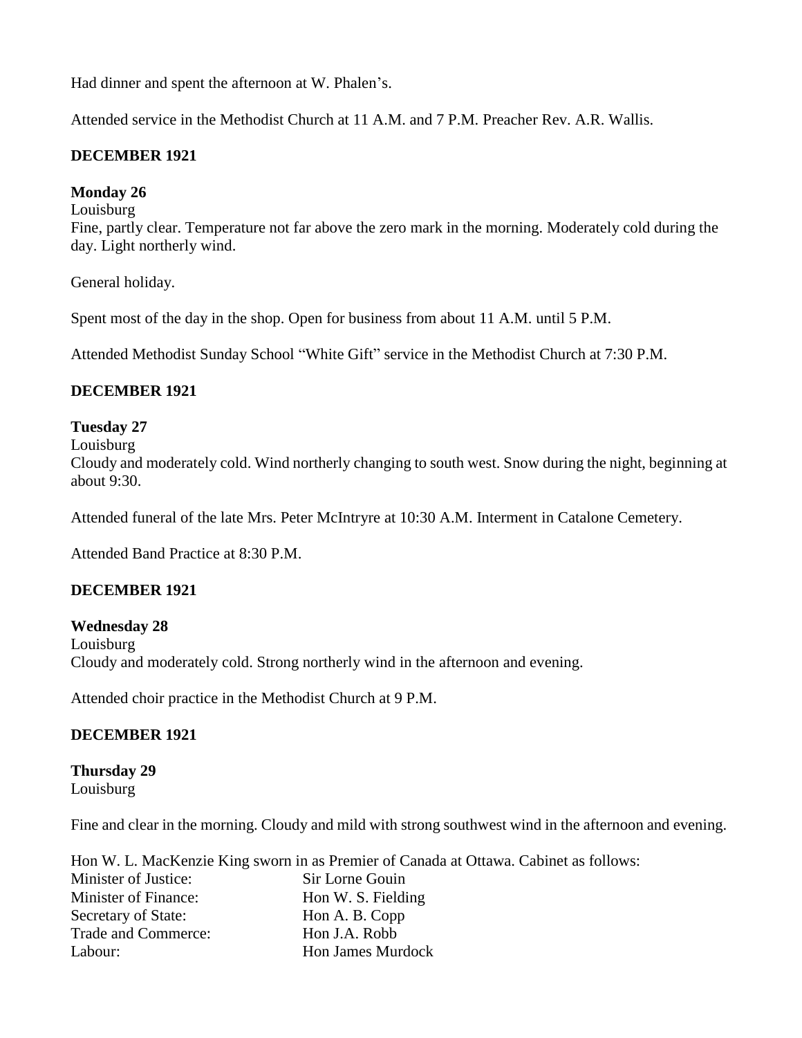Had dinner and spent the afternoon at W. Phalen's.

Attended service in the Methodist Church at 11 A.M. and 7 P.M. Preacher Rev. A.R. Wallis.

**DECEMBER 1921**

**Monday 26**
Louisburg
Fine, partly clear. Temperature not far above the zero mark in the morning. Moderately cold during the day. Light northerly wind.

General holiday.

Spent most of the day in the shop. Open for business from about 11 A.M. until 5 P.M.

Attended Methodist Sunday School "White Gift" service in the Methodist Church at 7:30 P.M.

**DECEMBER 1921**

**Tuesday 27**
Louisburg
Cloudy and moderately cold. Wind northerly changing to south west. Snow during the night, beginning at about 9:30.

Attended funeral of the late Mrs. Peter McIntryre at 10:30 A.M. Interment in Catalone Cemetery.

Attended Band Practice at 8:30 P.M.

**DECEMBER 1921**

**Wednesday 28**
Louisburg
Cloudy and moderately cold. Strong northerly wind in the afternoon and evening.

Attended choir practice in the Methodist Church at 9 P.M.

**DECEMBER 1921**

**Thursday 29**
Louisburg

Fine and clear in the morning. Cloudy and mild with strong southwest wind in the afternoon and evening.

Hon W. L. MacKenzie King sworn in as Premier of Canada at Ottawa. Cabinet as follows:

| | |
|---|---|
| Minister of Justice: | Sir Lorne Gouin |
| Minister of Finance: | Hon W. S. Fielding |
| Secretary of State: | Hon A. B. Copp |
| Trade and Commerce: | Hon J.A. Robb |
| Labour: | Hon James Murdock |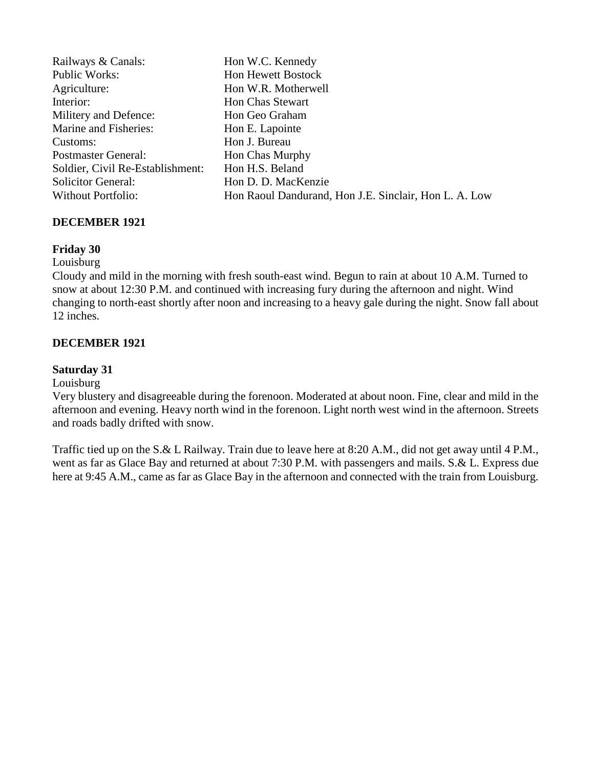| | |
|---|---|
| Railways & Canals: | Hon W.C. Kennedy |
| Public Works: | Hon Hewett Bostock |
| Agriculture: | Hon W.R. Motherwell |
| Interior: | Hon Chas Stewart |
| Militery and Defence: | Hon Geo Graham |
| Marine and Fisheries: | Hon E. Lapointe |
| Customs: | Hon J. Bureau |
| Postmaster General: | Hon Chas Murphy |
| Soldier, Civil Re-Establishment: | Hon H.S. Beland |
| Solicitor General: | Hon D. D. MacKenzie |
| Without Portfolio: | Hon Raoul Dandurand, Hon J.E. Sinclair, Hon L. A. Low |

**DECEMBER 1921**

**Friday 30**

Louisburg

Cloudy and mild in the morning with fresh south-east wind. Begun to rain at about 10 A.M. Turned to snow at about 12:30 P.M. and continued with increasing fury during the afternoon and night. Wind changing to north-east shortly after noon and increasing to a heavy gale during the night. Snow fall about 12 inches.

**DECEMBER 1921**

**Saturday 31**

Louisburg

Very blustery and disagreeable during the forenoon. Moderated at about noon. Fine, clear and mild in the afternoon and evening. Heavy north wind in the forenoon. Light north west wind in the afternoon. Streets and roads badly drifted with snow.

Traffic tied up on the S.& L Railway. Train due to leave here at 8:20 A.M., did not get away until 4 P.M., went as far as Glace Bay and returned at about 7:30 P.M. with passengers and mails. S.& L. Express due here at 9:45 A.M., came as far as Glace Bay in the afternoon and connected with the train from Louisburg.